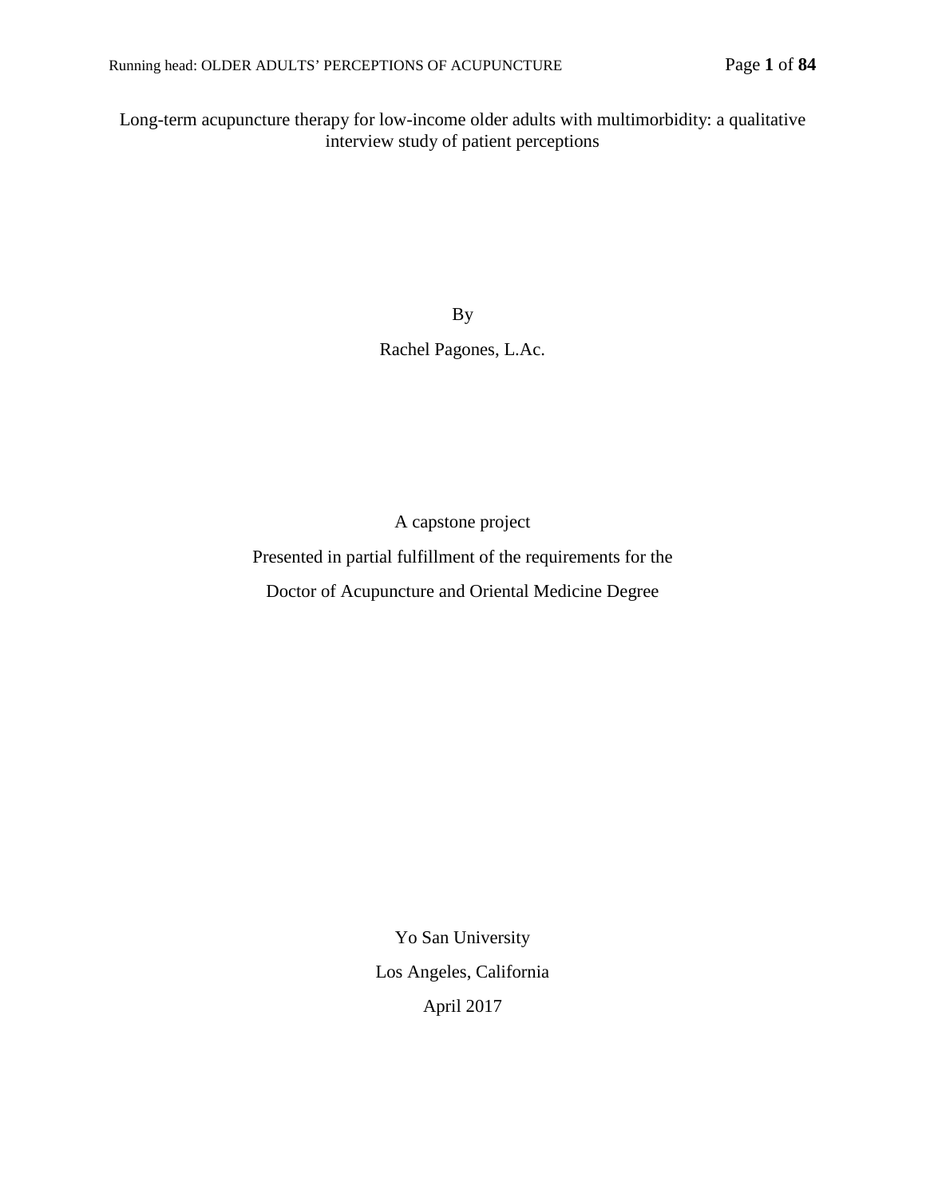# Long-term acupuncture therapy for low-income older adults with multimorbidity: a qualitative interview study of patient perceptions

By

Rachel Pagones, L.Ac.

A capstone project

Presented in partial fulfillment of the requirements for the

Doctor of Acupuncture and Oriental Medicine Degree

Yo San University

Los Angeles, California

April 2017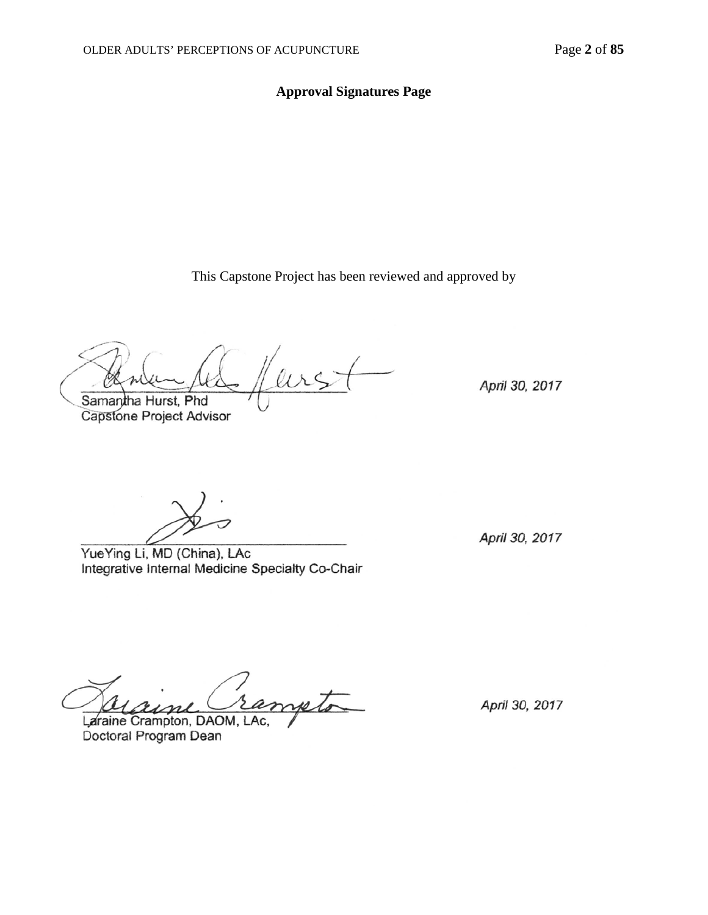**Approval Signatures Page**

This Capstone Project has been reviewed and approved by

Samantha Hurst, Phd
Capstone Project Advisor

April 30, 2017

YueYing Li, MD (China), LAc
Integrative Internal Medicine Specialty Co-Chair

April 30, 2017

Laraine Crampton, DAOM, LAc,
Doctoral Program Dean

April 30, 2017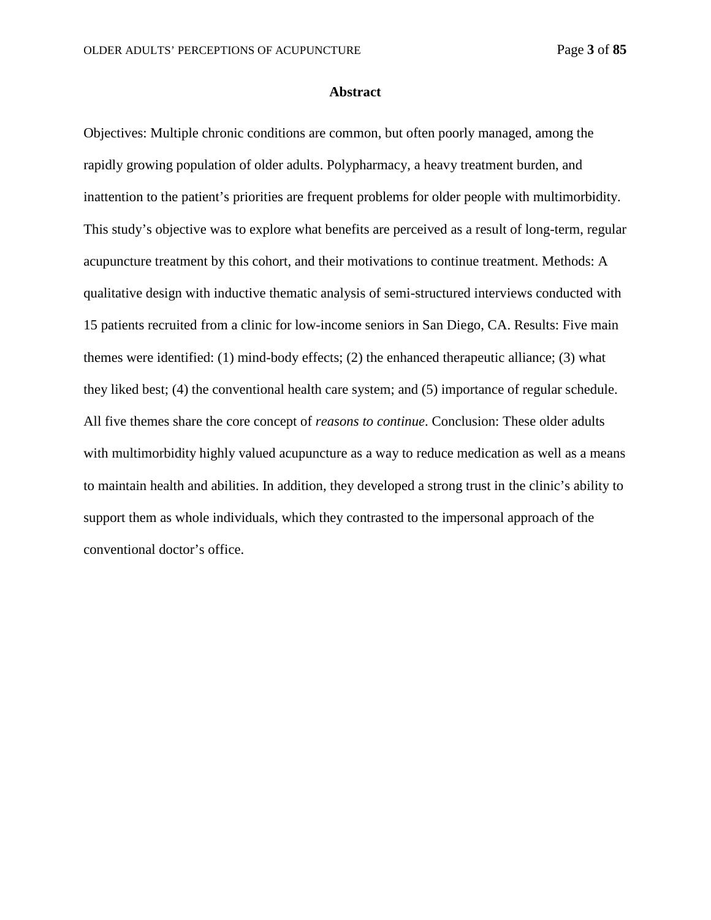## Abstract

Objectives: Multiple chronic conditions are common, but often poorly managed, among the rapidly growing population of older adults. Polypharmacy, a heavy treatment burden, and inattention to the patient's priorities are frequent problems for older people with multimorbidity. This study's objective was to explore what benefits are perceived as a result of long-term, regular acupuncture treatment by this cohort, and their motivations to continue treatment. Methods: A qualitative design with inductive thematic analysis of semi-structured interviews conducted with 15 patients recruited from a clinic for low-income seniors in San Diego, CA. Results: Five main themes were identified: (1) mind-body effects; (2) the enhanced therapeutic alliance; (3) what they liked best; (4) the conventional health care system; and (5) importance of regular schedule. All five themes share the core concept of *reasons to continue*. Conclusion: These older adults with multimorbidity highly valued acupuncture as a way to reduce medication as well as a means to maintain health and abilities. In addition, they developed a strong trust in the clinic's ability to support them as whole individuals, which they contrasted to the impersonal approach of the conventional doctor's office.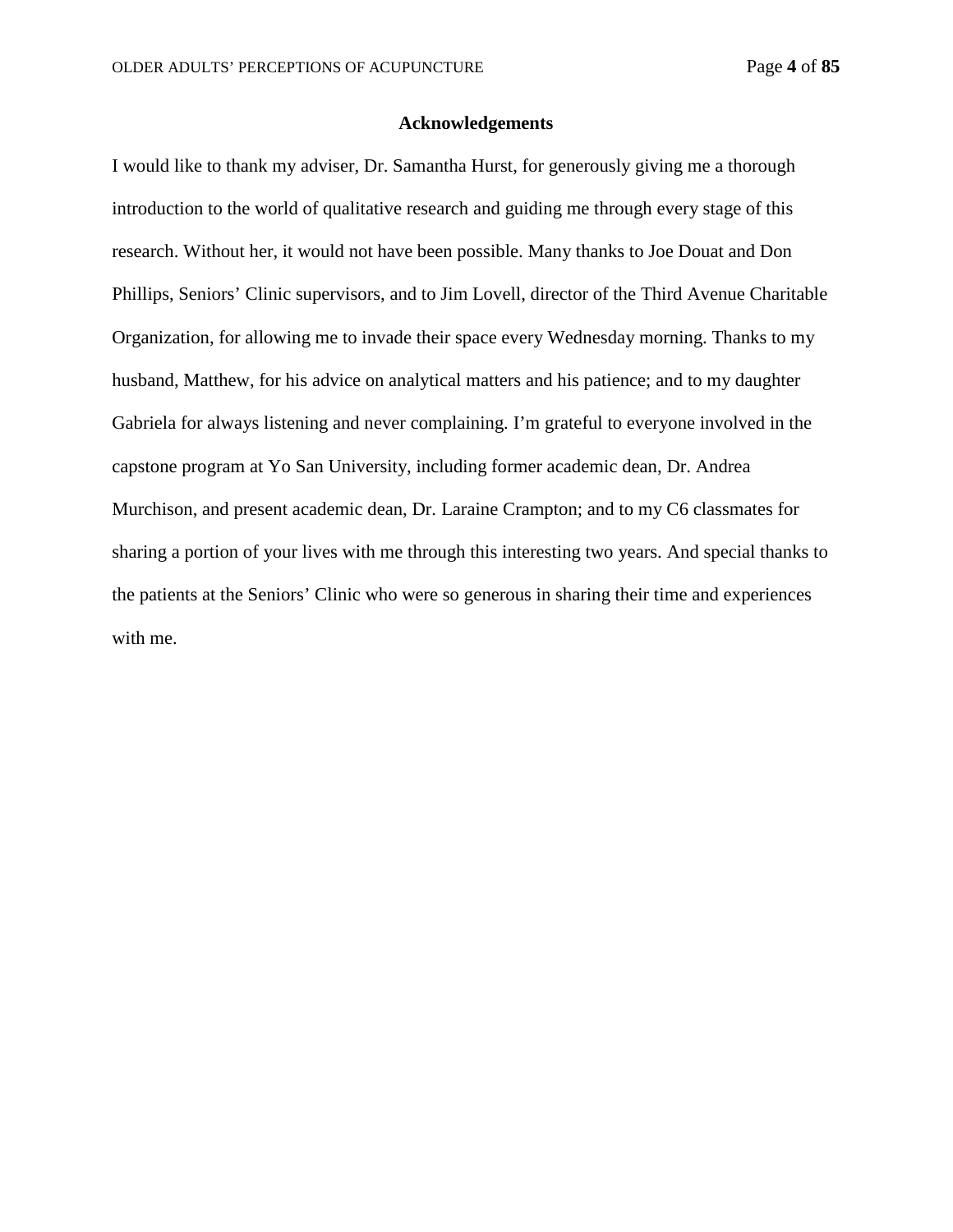## Acknowledgements

I would like to thank my adviser, Dr. Samantha Hurst, for generously giving me a thorough introduction to the world of qualitative research and guiding me through every stage of this research. Without her, it would not have been possible. Many thanks to Joe Douat and Don Phillips, Seniors' Clinic supervisors, and to Jim Lovell, director of the Third Avenue Charitable Organization, for allowing me to invade their space every Wednesday morning. Thanks to my husband, Matthew, for his advice on analytical matters and his patience; and to my daughter Gabriela for always listening and never complaining. I'm grateful to everyone involved in the capstone program at Yo San University, including former academic dean, Dr. Andrea Murchison, and present academic dean, Dr. Laraine Crampton; and to my C6 classmates for sharing a portion of your lives with me through this interesting two years. And special thanks to the patients at the Seniors' Clinic who were so generous in sharing their time and experiences with me.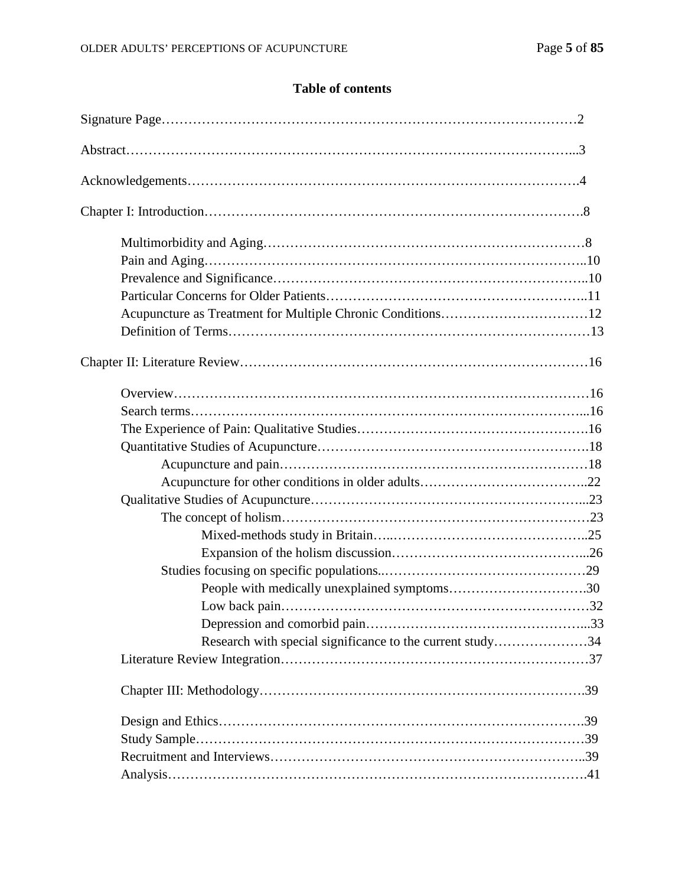## Table of contents

Signature Page……………………………………………………………………………………2

Abstract……………………………………………………………………………………...3

Acknowledgements…………………………………………………………………………….4

Chapter I: Introduction……………………………………………………………………….8

- Multimorbidity and Aging………………………………………………………………8
- Pain and Aging…………………………………………………………………………..10
- Prevalence and Significance……………………………………………………………..10
- Particular Concerns for Older Patients…………………………………………………..11
- Acupuncture as Treatment for Multiple Chronic Conditions……………………………12
- Definition of Terms………………………………………………………………………13

Chapter II: Literature Review……………………………………………………………………16

- Overview…………………………………………………………………………………16
- Search terms……………………………………………………………………………...16
- The Experience of Pain: Qualitative Studies…………………………………………….16
- Quantitative Studies of Acupuncture…………………………………………………….18
  - Acupuncture and pain……………………………………………………………18
  - Acupuncture for other conditions in older adults………………………………..22
- Qualitative Studies of Acupuncture……………………………………………………...23
  - The concept of holism……………………………………………………………23
    - Mixed-methods study in Britain…..……………………………………..25
    - Expansion of the holism discussion……………………………………...26
  - Studies focusing on specific populations..………………………………………29
    - People with medically unexplained symptoms………………………….30
    - Low back pain……………………………………………………………32
    - Depression and comorbid pain…………………………………………...33
    - Research with special significance to the current study…………………34
- Literature Review Integration……………………………………………………………37

Chapter III: Methodology……………………………………………………………………….39

- Design and Ethics…………………………………………………………………………39
- Study Sample……………………………………………………………………………39
- Recruitment and Interviews……………………………………………………………..39
- Analysis…………………………………………………………………………………..41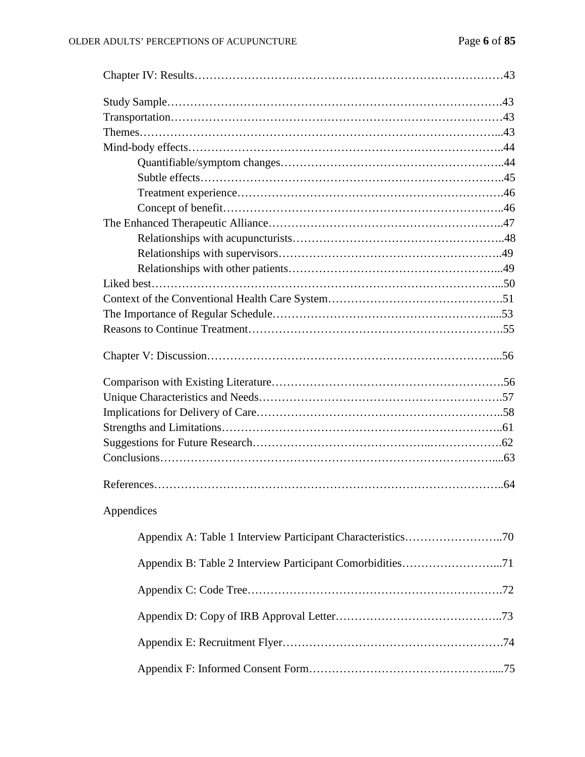Chapter IV: Results……………………………………………………………………43

Study Sample…………………………………………………………………………43
Transportation…………………………………………………………………………43
Themes……………………………………………………………………………...43
Mind-body effects…………………………………………………………………..44
    Quantifiable/symptom changes………………………………………………..44
    Subtle effects…………………………………………………………………..45
    Treatment experience…………………………………………………………46
    Concept of benefit……………………………………………………………..46
The Enhanced Therapeutic Alliance…………………………………………………..47
    Relationships with acupuncturists……………………………………………..48
    Relationships with supervisors………………………………………………..49
    Relationships with other patients……………………………………………...49
Liked best……………………………………………………………………………...50
Context of the Conventional Health Care System……………………………………….51
The Importance of Regular Schedule………………………………………………....53
Reasons to Continue Treatment…………………………………………………………55

Chapter V: Discussion…………………………………………………………………...56

Comparison with Existing Literature…………………………………………………….56
Unique Characteristics and Needs……………………………………………………….57
Implications for Delivery of Care………………………………………………………..58
Strengths and Limitations………………………………………………………………..61
Suggestions for Future Research………………………………………..……………….62
Conclusions……………………………………………………………………………....63

References………………………………………………………………………………..64

Appendices

    Appendix A: Table 1 Interview Participant Characteristics……………………..70

    Appendix B: Table 2 Interview Participant Comorbidities……………………...71

    Appendix C: Code Tree………………………………………………………….72

    Appendix D: Copy of IRB Approval Letter……………………………………..73

    Appendix E: Recruitment Flyer………………………………………………….74

    Appendix F: Informed Consent Form…………………………………………....75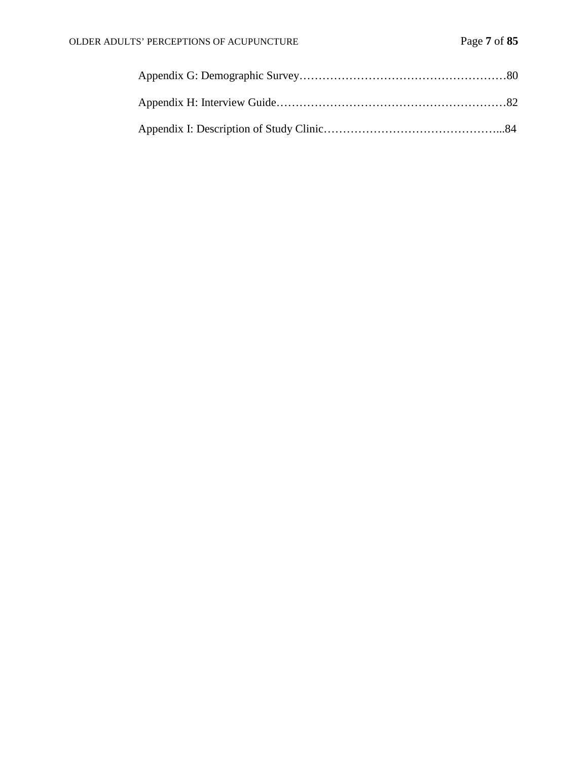Appendix G: Demographic Survey……………………………………………….80

Appendix H: Interview Guide…………………………………………………82

Appendix I: Description of Study Clinic………………………………………...84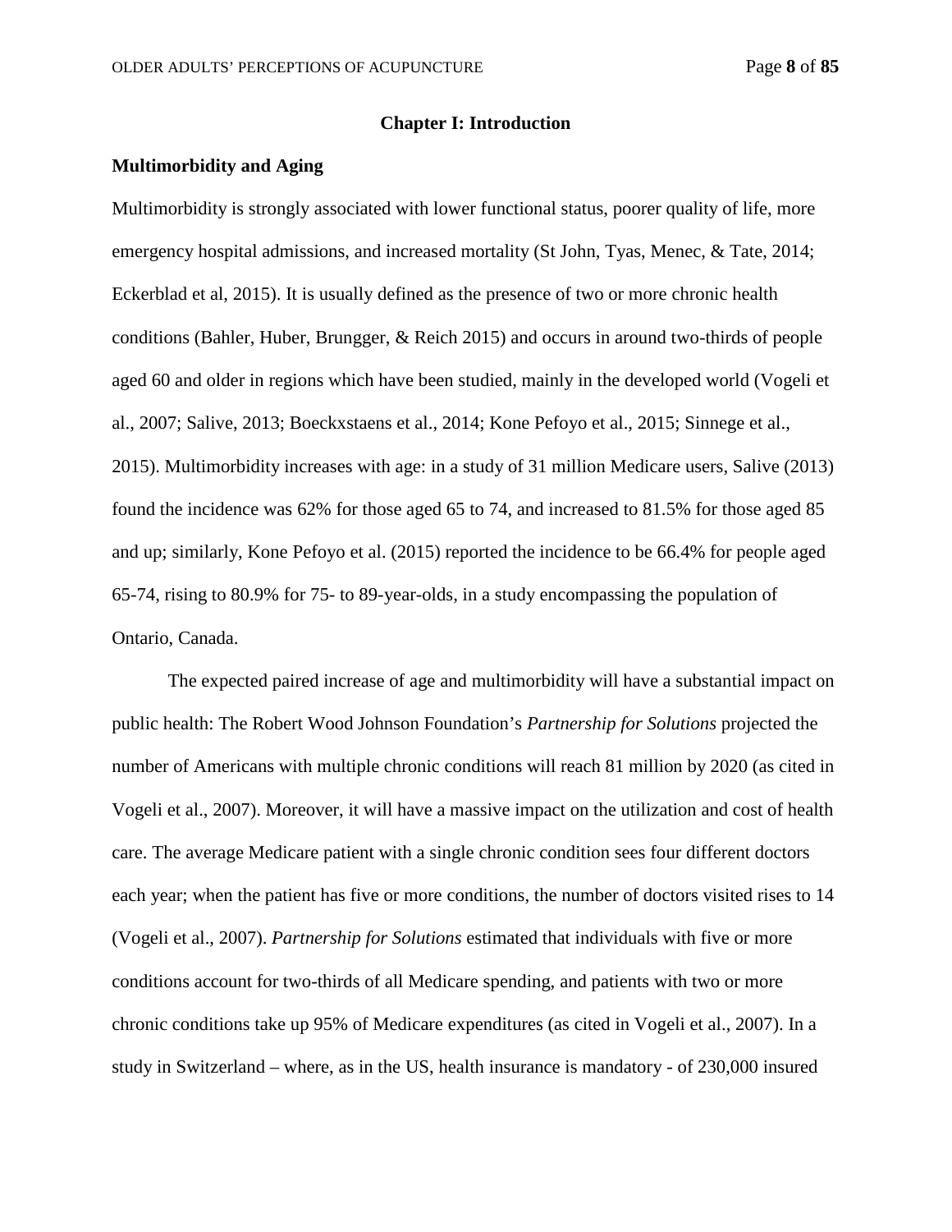# Chapter I: Introduction

## Multimorbidity and Aging

Multimorbidity is strongly associated with lower functional status, poorer quality of life, more emergency hospital admissions, and increased mortality (St John, Tyas, Menec, & Tate, 2014; Eckerblad et al, 2015). It is usually defined as the presence of two or more chronic health conditions (Bahler, Huber, Brungger, & Reich 2015) and occurs in around two-thirds of people aged 60 and older in regions which have been studied, mainly in the developed world (Vogeli et al., 2007; Salive, 2013; Boeckxstaens et al., 2014; Kone Pefoyo et al., 2015; Sinnege et al., 2015). Multimorbidity increases with age: in a study of 31 million Medicare users, Salive (2013) found the incidence was 62% for those aged 65 to 74, and increased to 81.5% for those aged 85 and up; similarly, Kone Pefoyo et al. (2015) reported the incidence to be 66.4% for people aged 65-74, rising to 80.9% for 75- to 89-year-olds, in a study encompassing the population of Ontario, Canada.

The expected paired increase of age and multimorbidity will have a substantial impact on public health: The Robert Wood Johnson Foundation's *Partnership for Solutions* projected the number of Americans with multiple chronic conditions will reach 81 million by 2020 (as cited in Vogeli et al., 2007). Moreover, it will have a massive impact on the utilization and cost of health care. The average Medicare patient with a single chronic condition sees four different doctors each year; when the patient has five or more conditions, the number of doctors visited rises to 14 (Vogeli et al., 2007). *Partnership for Solutions* estimated that individuals with five or more conditions account for two-thirds of all Medicare spending, and patients with two or more chronic conditions take up 95% of Medicare expenditures (as cited in Vogeli et al., 2007). In a study in Switzerland – where, as in the US, health insurance is mandatory - of 230,000 insured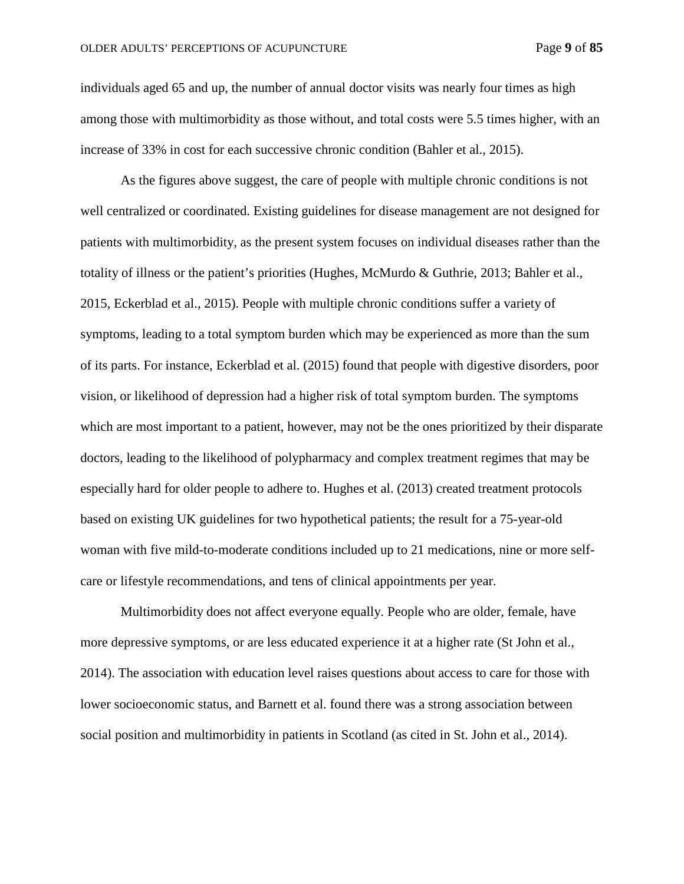individuals aged 65 and up, the number of annual doctor visits was nearly four times as high among those with multimorbidity as those without, and total costs were 5.5 times higher, with an increase of 33% in cost for each successive chronic condition (Bahler et al., 2015).

As the figures above suggest, the care of people with multiple chronic conditions is not well centralized or coordinated. Existing guidelines for disease management are not designed for patients with multimorbidity, as the present system focuses on individual diseases rather than the totality of illness or the patient's priorities (Hughes, McMurdo & Guthrie, 2013; Bahler et al., 2015, Eckerblad et al., 2015). People with multiple chronic conditions suffer a variety of symptoms, leading to a total symptom burden which may be experienced as more than the sum of its parts. For instance, Eckerblad et al. (2015) found that people with digestive disorders, poor vision, or likelihood of depression had a higher risk of total symptom burden. The symptoms which are most important to a patient, however, may not be the ones prioritized by their disparate doctors, leading to the likelihood of polypharmacy and complex treatment regimes that may be especially hard for older people to adhere to. Hughes et al. (2013) created treatment protocols based on existing UK guidelines for two hypothetical patients; the result for a 75-year-old woman with five mild-to-moderate conditions included up to 21 medications, nine or more self-care or lifestyle recommendations, and tens of clinical appointments per year.

Multimorbidity does not affect everyone equally. People who are older, female, have more depressive symptoms, or are less educated experience it at a higher rate (St John et al., 2014). The association with education level raises questions about access to care for those with lower socioeconomic status, and Barnett et al. found there was a strong association between social position and multimorbidity in patients in Scotland (as cited in St. John et al., 2014).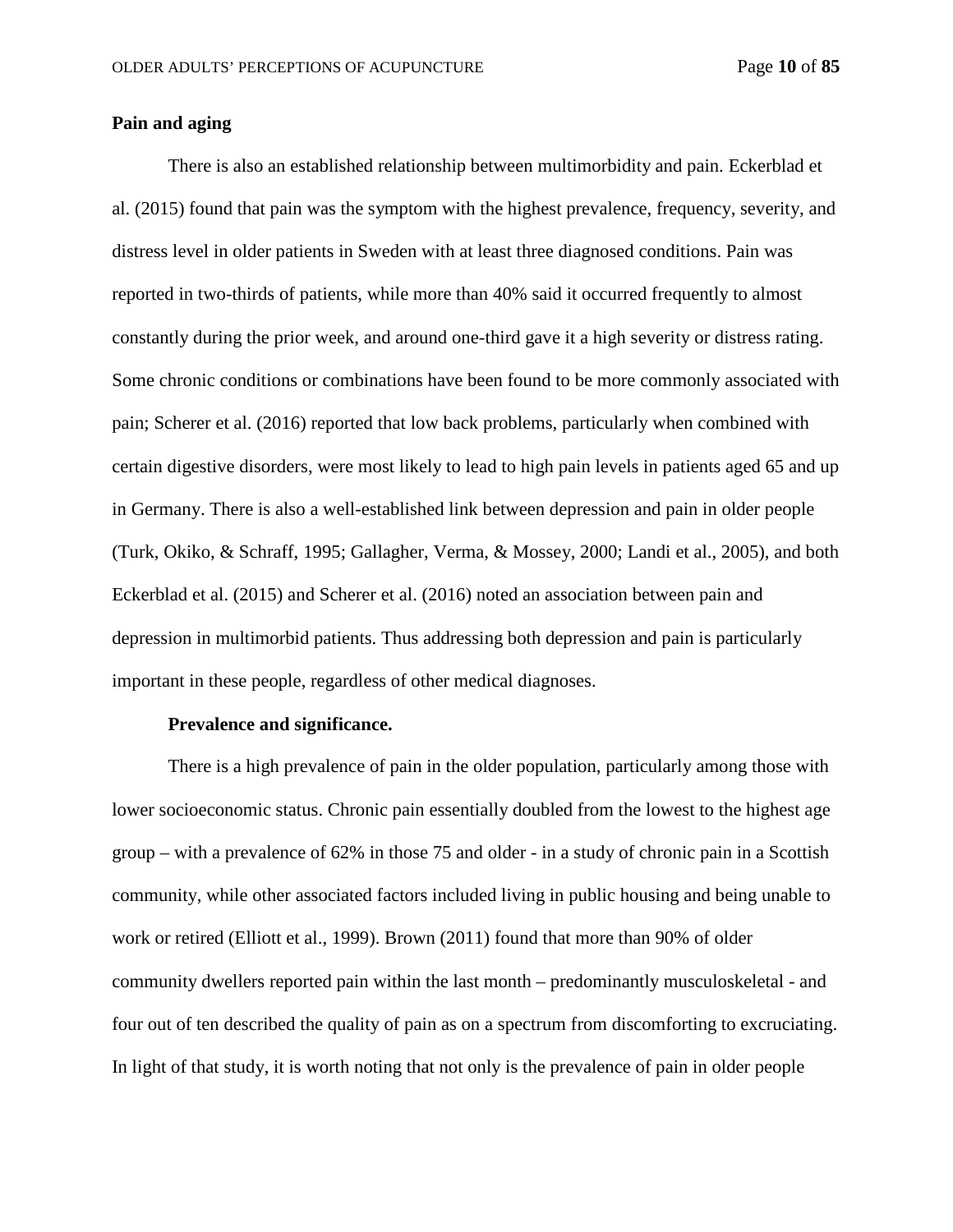**Pain and aging**

There is also an established relationship between multimorbidity and pain. Eckerblad et al. (2015) found that pain was the symptom with the highest prevalence, frequency, severity, and distress level in older patients in Sweden with at least three diagnosed conditions. Pain was reported in two-thirds of patients, while more than 40% said it occurred frequently to almost constantly during the prior week, and around one-third gave it a high severity or distress rating. Some chronic conditions or combinations have been found to be more commonly associated with pain; Scherer et al. (2016) reported that low back problems, particularly when combined with certain digestive disorders, were most likely to lead to high pain levels in patients aged 65 and up in Germany. There is also a well-established link between depression and pain in older people (Turk, Okiko, & Schraff, 1995; Gallagher, Verma, & Mossey, 2000; Landi et al., 2005), and both Eckerblad et al. (2015) and Scherer et al. (2016) noted an association between pain and depression in multimorbid patients. Thus addressing both depression and pain is particularly important in these people, regardless of other medical diagnoses.

**Prevalence and significance.**

There is a high prevalence of pain in the older population, particularly among those with lower socioeconomic status. Chronic pain essentially doubled from the lowest to the highest age group – with a prevalence of 62% in those 75 and older - in a study of chronic pain in a Scottish community, while other associated factors included living in public housing and being unable to work or retired (Elliott et al., 1999). Brown (2011) found that more than 90% of older community dwellers reported pain within the last month – predominantly musculoskeletal - and four out of ten described the quality of pain as on a spectrum from discomforting to excruciating. In light of that study, it is worth noting that not only is the prevalence of pain in older people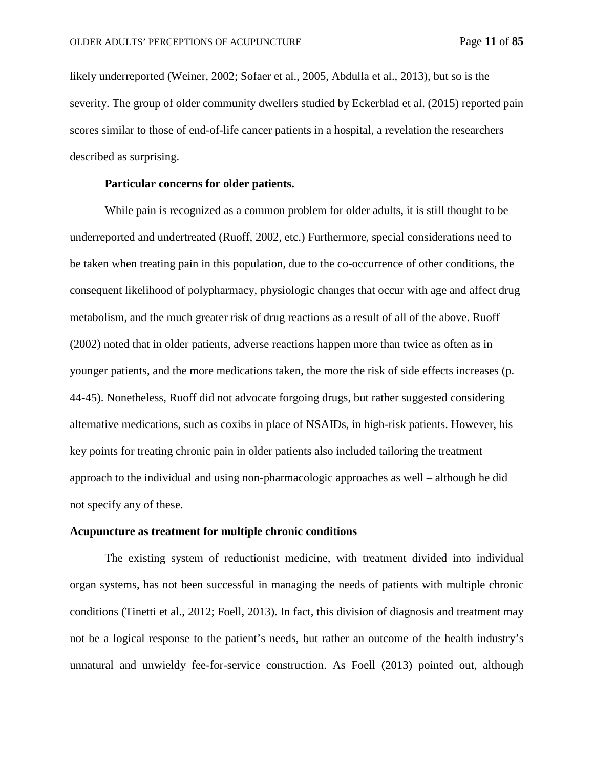likely underreported (Weiner, 2002; Sofaer et al., 2005, Abdulla et al., 2013), but so is the severity. The group of older community dwellers studied by Eckerblad et al. (2015) reported pain scores similar to those of end-of-life cancer patients in a hospital, a revelation the researchers described as surprising.

**Particular concerns for older patients.**

While pain is recognized as a common problem for older adults, it is still thought to be underreported and undertreated (Ruoff, 2002, etc.) Furthermore, special considerations need to be taken when treating pain in this population, due to the co-occurrence of other conditions, the consequent likelihood of polypharmacy, physiologic changes that occur with age and affect drug metabolism, and the much greater risk of drug reactions as a result of all of the above. Ruoff (2002) noted that in older patients, adverse reactions happen more than twice as often as in younger patients, and the more medications taken, the more the risk of side effects increases (p. 44-45). Nonetheless, Ruoff did not advocate forgoing drugs, but rather suggested considering alternative medications, such as coxibs in place of NSAIDs, in high-risk patients. However, his key points for treating chronic pain in older patients also included tailoring the treatment approach to the individual and using non-pharmacologic approaches as well – although he did not specify any of these.

## Acupuncture as treatment for multiple chronic conditions

The existing system of reductionist medicine, with treatment divided into individual organ systems, has not been successful in managing the needs of patients with multiple chronic conditions (Tinetti et al., 2012; Foell, 2013). In fact, this division of diagnosis and treatment may not be a logical response to the patient's needs, but rather an outcome of the health industry's unnatural and unwieldy fee-for-service construction. As Foell (2013) pointed out, although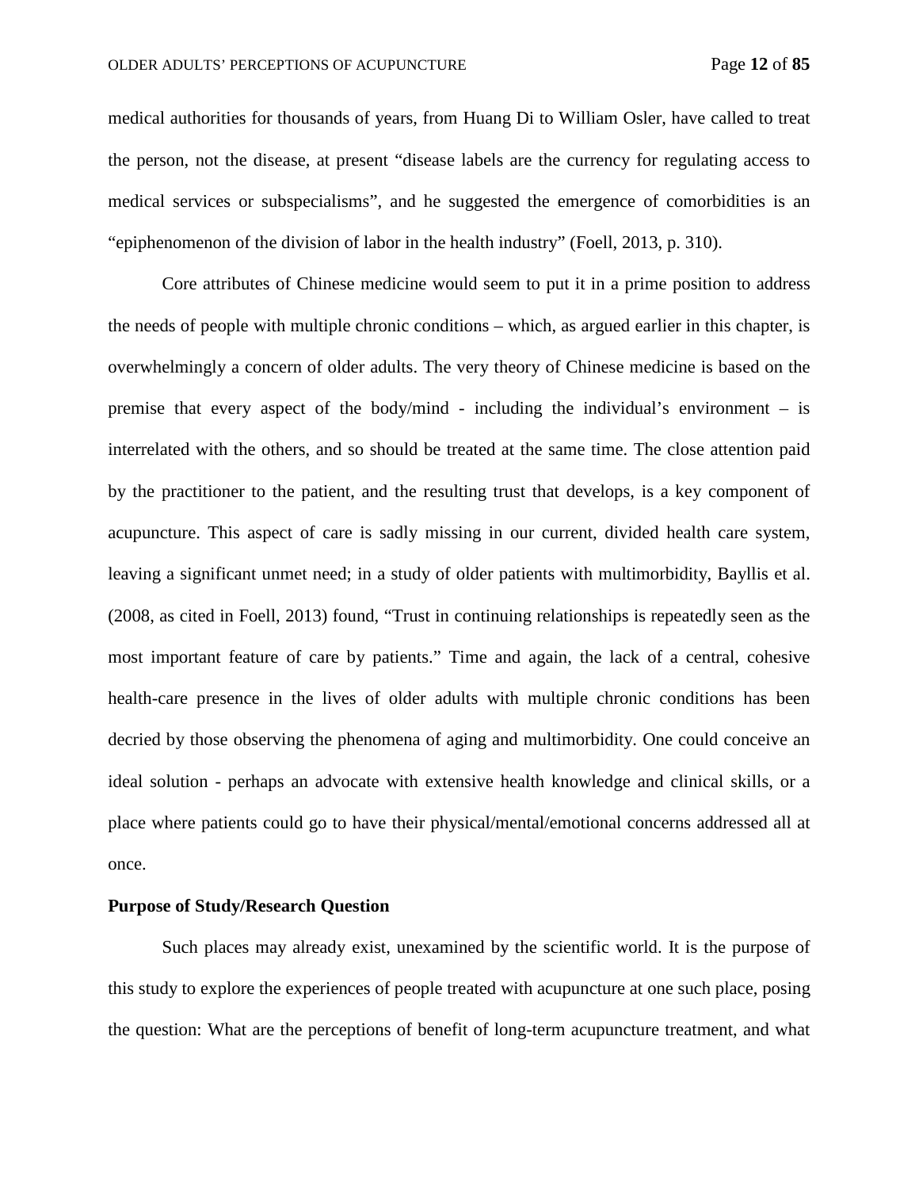medical authorities for thousands of years, from Huang Di to William Osler, have called to treat the person, not the disease, at present "disease labels are the currency for regulating access to medical services or subspecialisms", and he suggested the emergence of comorbidities is an "epiphenomenon of the division of labor in the health industry" (Foell, 2013, p. 310).

Core attributes of Chinese medicine would seem to put it in a prime position to address the needs of people with multiple chronic conditions – which, as argued earlier in this chapter, is overwhelmingly a concern of older adults. The very theory of Chinese medicine is based on the premise that every aspect of the body/mind - including the individual's environment – is interrelated with the others, and so should be treated at the same time. The close attention paid by the practitioner to the patient, and the resulting trust that develops, is a key component of acupuncture. This aspect of care is sadly missing in our current, divided health care system, leaving a significant unmet need; in a study of older patients with multimorbidity, Bayllis et al. (2008, as cited in Foell, 2013) found, "Trust in continuing relationships is repeatedly seen as the most important feature of care by patients." Time and again, the lack of a central, cohesive health-care presence in the lives of older adults with multiple chronic conditions has been decried by those observing the phenomena of aging and multimorbidity. One could conceive an ideal solution - perhaps an advocate with extensive health knowledge and clinical skills, or a place where patients could go to have their physical/mental/emotional concerns addressed all at once.

**Purpose of Study/Research Question**

Such places may already exist, unexamined by the scientific world. It is the purpose of this study to explore the experiences of people treated with acupuncture at one such place, posing the question: What are the perceptions of benefit of long-term acupuncture treatment, and what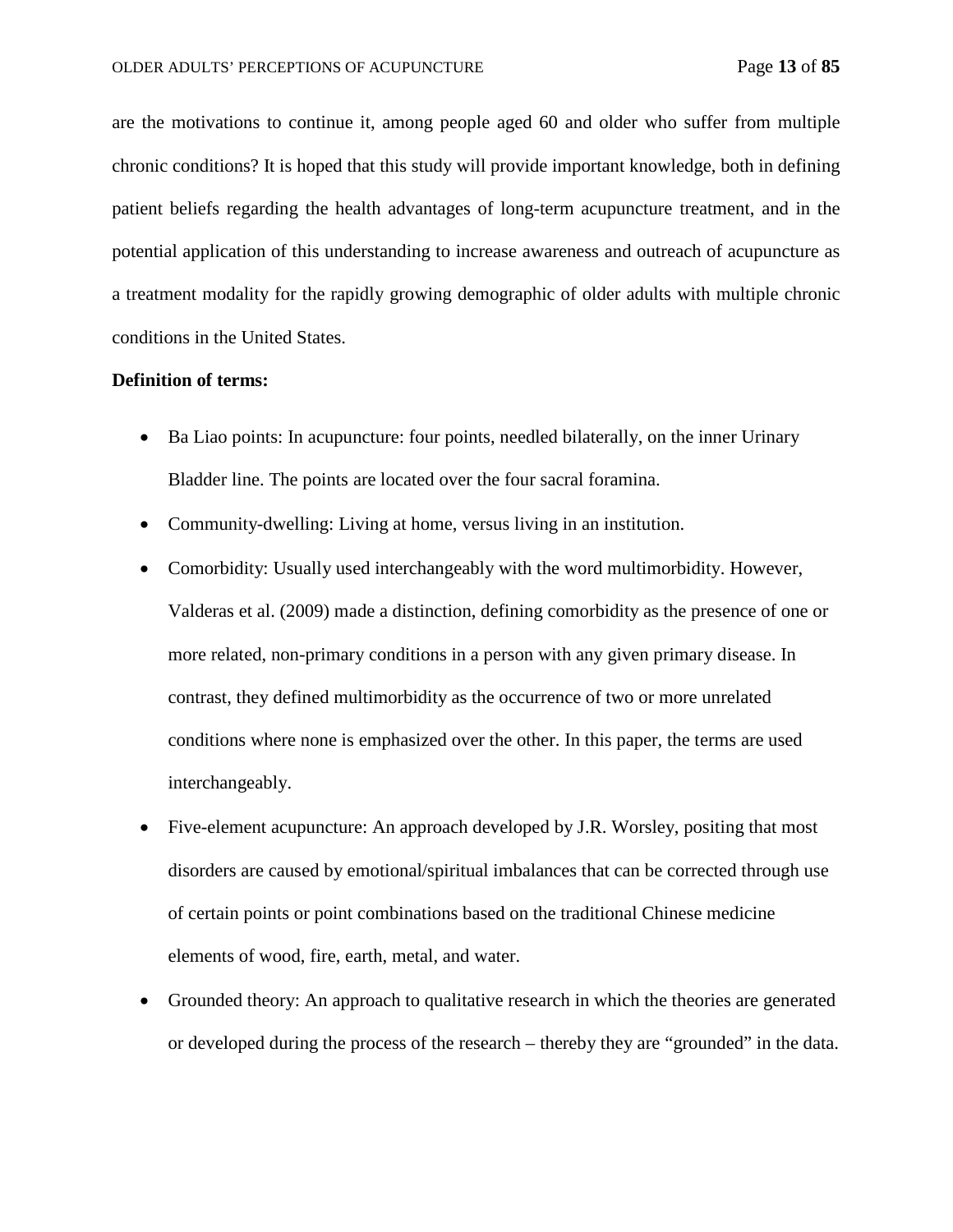are the motivations to continue it, among people aged 60 and older who suffer from multiple chronic conditions? It is hoped that this study will provide important knowledge, both in defining patient beliefs regarding the health advantages of long-term acupuncture treatment, and in the potential application of this understanding to increase awareness and outreach of acupuncture as a treatment modality for the rapidly growing demographic of older adults with multiple chronic conditions in the United States.

**Definition of terms:**

- Ba Liao points: In acupuncture: four points, needled bilaterally, on the inner Urinary Bladder line. The points are located over the four sacral foramina.
- Community-dwelling: Living at home, versus living in an institution.
- Comorbidity: Usually used interchangeably with the word multimorbidity. However, Valderas et al. (2009) made a distinction, defining comorbidity as the presence of one or more related, non-primary conditions in a person with any given primary disease. In contrast, they defined multimorbidity as the occurrence of two or more unrelated conditions where none is emphasized over the other. In this paper, the terms are used interchangeably.
- Five-element acupuncture: An approach developed by J.R. Worsley, positing that most disorders are caused by emotional/spiritual imbalances that can be corrected through use of certain points or point combinations based on the traditional Chinese medicine elements of wood, fire, earth, metal, and water.
- Grounded theory: An approach to qualitative research in which the theories are generated or developed during the process of the research – thereby they are "grounded" in the data.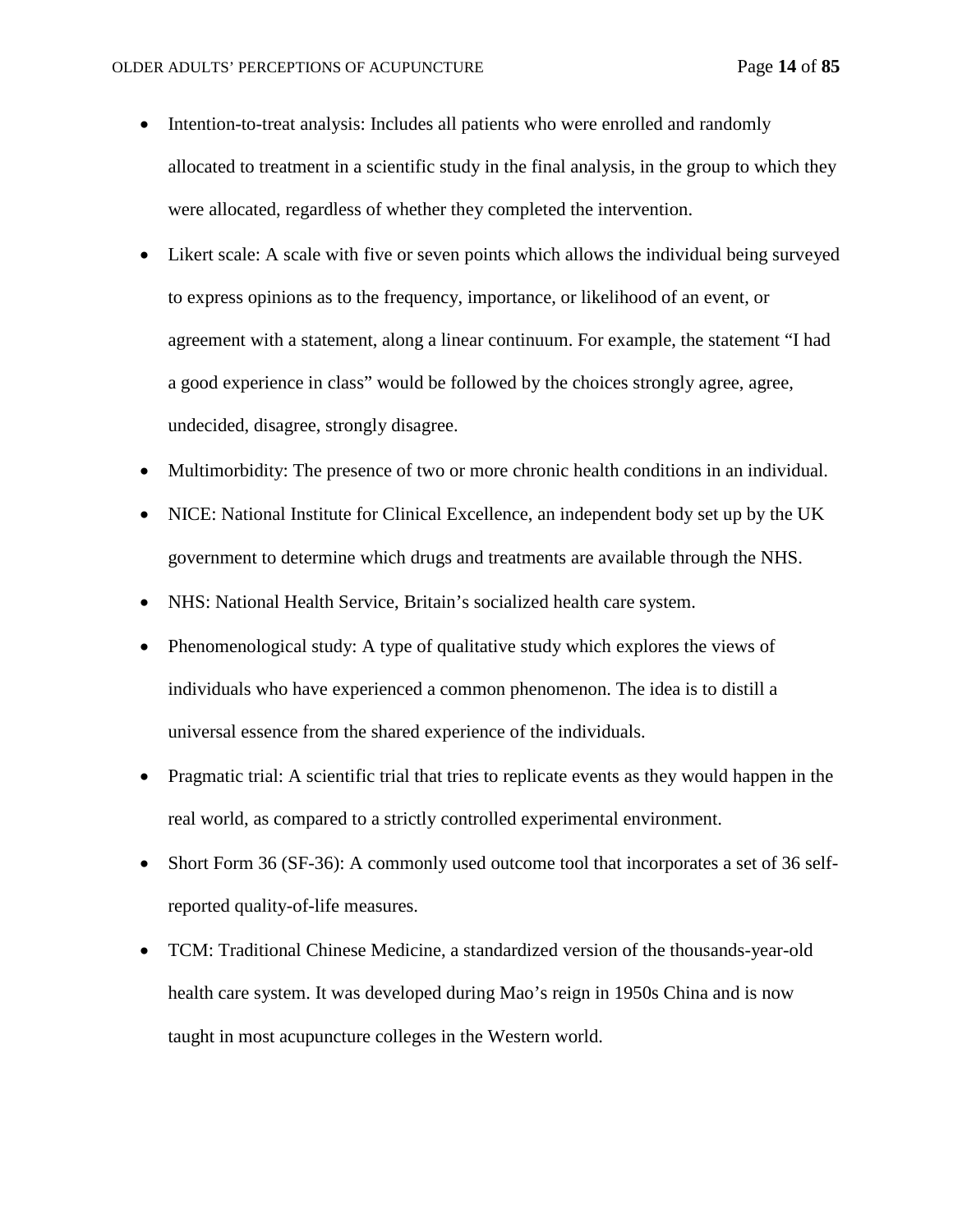- Intention-to-treat analysis: Includes all patients who were enrolled and randomly allocated to treatment in a scientific study in the final analysis, in the group to which they were allocated, regardless of whether they completed the intervention.
- Likert scale: A scale with five or seven points which allows the individual being surveyed to express opinions as to the frequency, importance, or likelihood of an event, or agreement with a statement, along a linear continuum. For example, the statement "I had a good experience in class" would be followed by the choices strongly agree, agree, undecided, disagree, strongly disagree.
- Multimorbidity: The presence of two or more chronic health conditions in an individual.
- NICE: National Institute for Clinical Excellence, an independent body set up by the UK government to determine which drugs and treatments are available through the NHS.
- NHS: National Health Service, Britain's socialized health care system.
- Phenomenological study: A type of qualitative study which explores the views of individuals who have experienced a common phenomenon. The idea is to distill a universal essence from the shared experience of the individuals.
- Pragmatic trial: A scientific trial that tries to replicate events as they would happen in the real world, as compared to a strictly controlled experimental environment.
- Short Form 36 (SF-36): A commonly used outcome tool that incorporates a set of 36 self-reported quality-of-life measures.
- TCM: Traditional Chinese Medicine, a standardized version of the thousands-year-old health care system. It was developed during Mao's reign in 1950s China and is now taught in most acupuncture colleges in the Western world.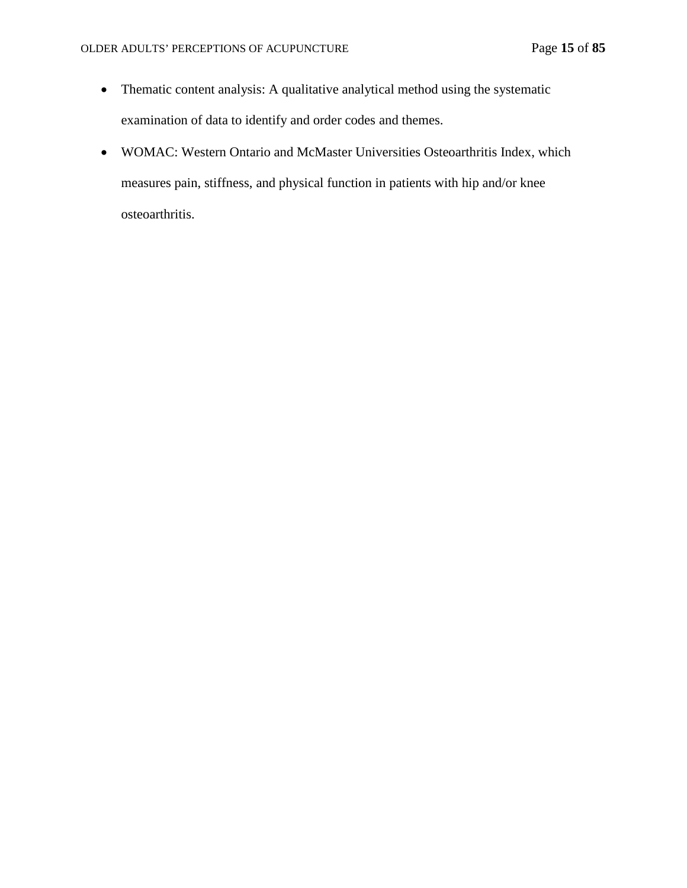- Thematic content analysis: A qualitative analytical method using the systematic examination of data to identify and order codes and themes.
- WOMAC: Western Ontario and McMaster Universities Osteoarthritis Index, which measures pain, stiffness, and physical function in patients with hip and/or knee osteoarthritis.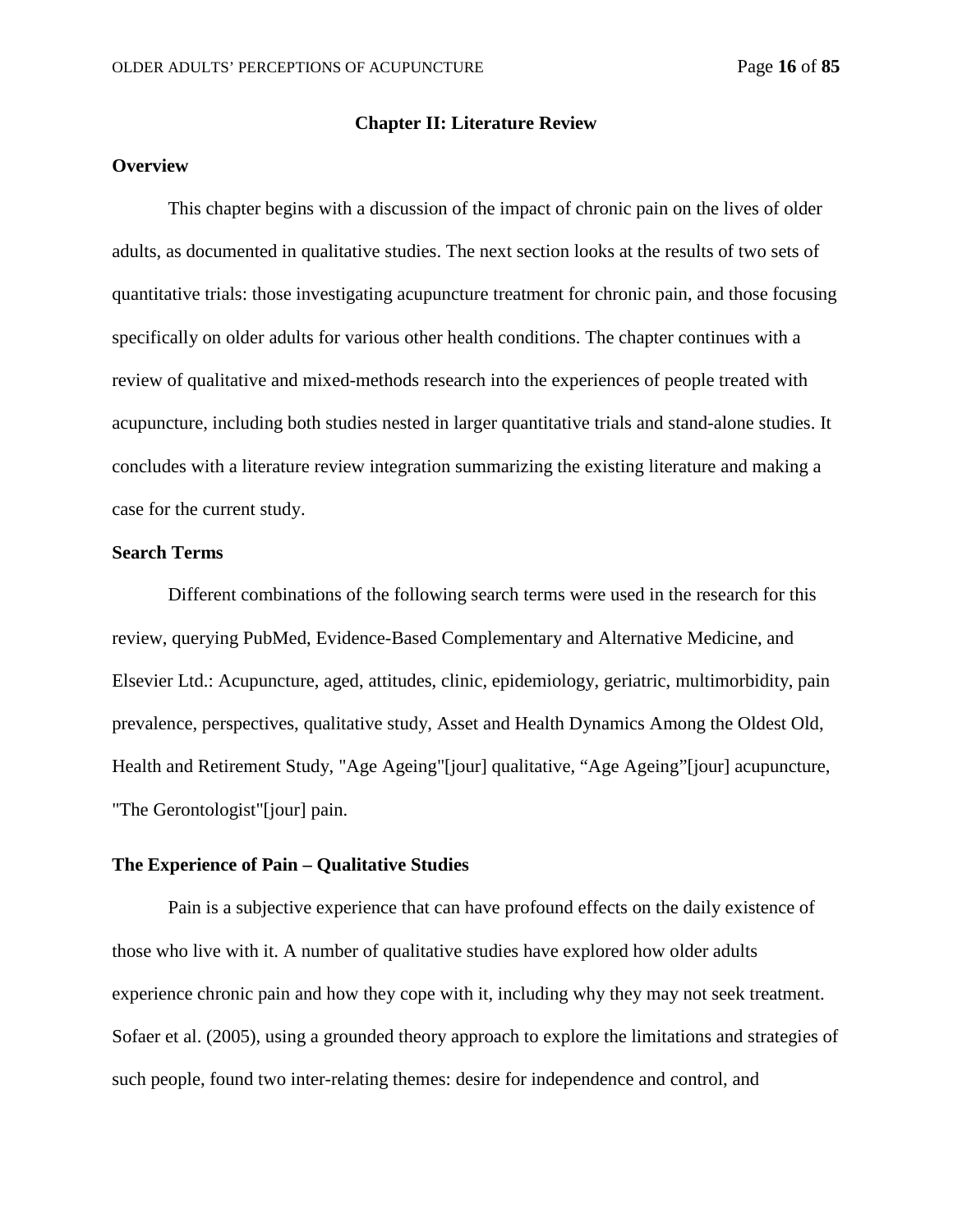## Chapter II: Literature Review

### Overview

This chapter begins with a discussion of the impact of chronic pain on the lives of older adults, as documented in qualitative studies. The next section looks at the results of two sets of quantitative trials: those investigating acupuncture treatment for chronic pain, and those focusing specifically on older adults for various other health conditions. The chapter continues with a review of qualitative and mixed-methods research into the experiences of people treated with acupuncture, including both studies nested in larger quantitative trials and stand-alone studies. It concludes with a literature review integration summarizing the existing literature and making a case for the current study.

### Search Terms

Different combinations of the following search terms were used in the research for this review, querying PubMed, Evidence-Based Complementary and Alternative Medicine, and Elsevier Ltd.: Acupuncture, aged, attitudes, clinic, epidemiology, geriatric, multimorbidity, pain prevalence, perspectives, qualitative study, Asset and Health Dynamics Among the Oldest Old, Health and Retirement Study, "Age Ageing"[jour] qualitative, "Age Ageing"[jour] acupuncture, "The Gerontologist"[jour] pain.

### The Experience of Pain – Qualitative Studies

Pain is a subjective experience that can have profound effects on the daily existence of those who live with it. A number of qualitative studies have explored how older adults experience chronic pain and how they cope with it, including why they may not seek treatment. Sofaer et al. (2005), using a grounded theory approach to explore the limitations and strategies of such people, found two inter-relating themes: desire for independence and control, and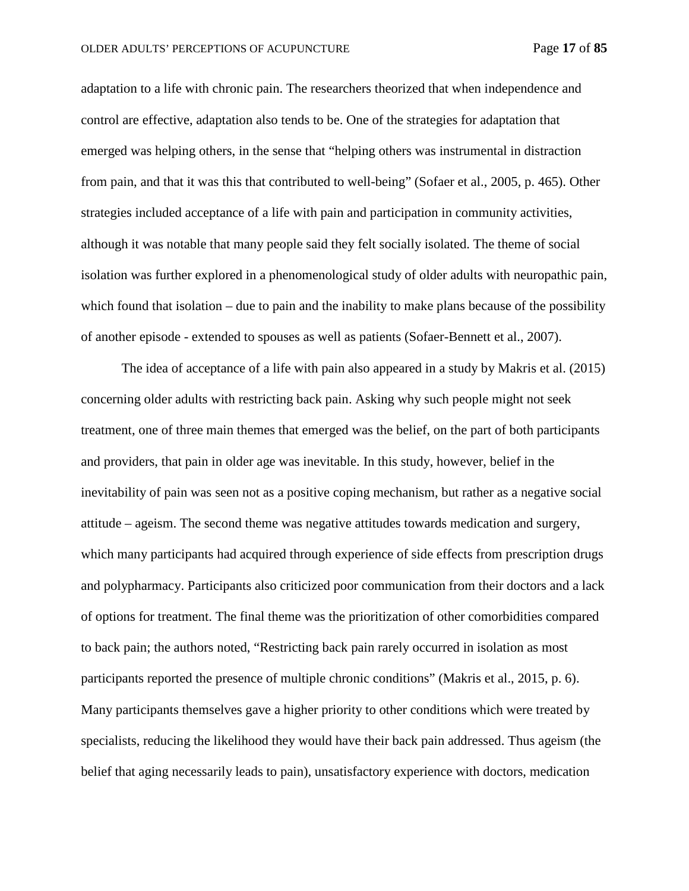adaptation to a life with chronic pain. The researchers theorized that when independence and control are effective, adaptation also tends to be. One of the strategies for adaptation that emerged was helping others, in the sense that "helping others was instrumental in distraction from pain, and that it was this that contributed to well-being" (Sofaer et al., 2005, p. 465). Other strategies included acceptance of a life with pain and participation in community activities, although it was notable that many people said they felt socially isolated. The theme of social isolation was further explored in a phenomenological study of older adults with neuropathic pain, which found that isolation – due to pain and the inability to make plans because of the possibility of another episode - extended to spouses as well as patients (Sofaer-Bennett et al., 2007).

The idea of acceptance of a life with pain also appeared in a study by Makris et al. (2015) concerning older adults with restricting back pain. Asking why such people might not seek treatment, one of three main themes that emerged was the belief, on the part of both participants and providers, that pain in older age was inevitable. In this study, however, belief in the inevitability of pain was seen not as a positive coping mechanism, but rather as a negative social attitude – ageism. The second theme was negative attitudes towards medication and surgery, which many participants had acquired through experience of side effects from prescription drugs and polypharmacy. Participants also criticized poor communication from their doctors and a lack of options for treatment. The final theme was the prioritization of other comorbidities compared to back pain; the authors noted, "Restricting back pain rarely occurred in isolation as most participants reported the presence of multiple chronic conditions" (Makris et al., 2015, p. 6). Many participants themselves gave a higher priority to other conditions which were treated by specialists, reducing the likelihood they would have their back pain addressed. Thus ageism (the belief that aging necessarily leads to pain), unsatisfactory experience with doctors, medication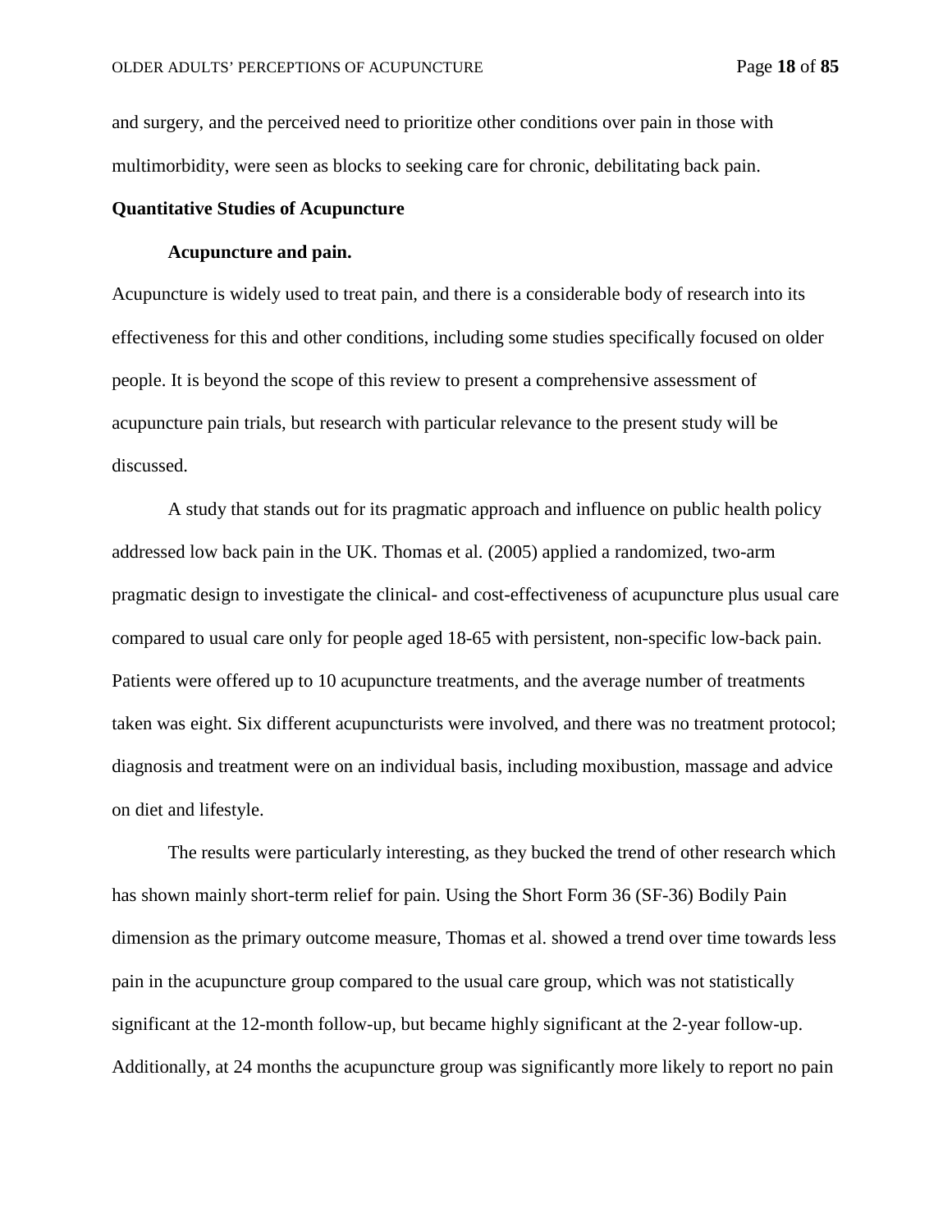and surgery, and the perceived need to prioritize other conditions over pain in those with multimorbidity, were seen as blocks to seeking care for chronic, debilitating back pain.

## Quantitative Studies of Acupuncture

### Acupuncture and pain.

Acupuncture is widely used to treat pain, and there is a considerable body of research into its effectiveness for this and other conditions, including some studies specifically focused on older people. It is beyond the scope of this review to present a comprehensive assessment of acupuncture pain trials, but research with particular relevance to the present study will be discussed.

A study that stands out for its pragmatic approach and influence on public health policy addressed low back pain in the UK. Thomas et al. (2005) applied a randomized, two-arm pragmatic design to investigate the clinical- and cost-effectiveness of acupuncture plus usual care compared to usual care only for people aged 18-65 with persistent, non-specific low-back pain. Patients were offered up to 10 acupuncture treatments, and the average number of treatments taken was eight. Six different acupuncturists were involved, and there was no treatment protocol; diagnosis and treatment were on an individual basis, including moxibustion, massage and advice on diet and lifestyle.

The results were particularly interesting, as they bucked the trend of other research which has shown mainly short-term relief for pain. Using the Short Form 36 (SF-36) Bodily Pain dimension as the primary outcome measure, Thomas et al. showed a trend over time towards less pain in the acupuncture group compared to the usual care group, which was not statistically significant at the 12-month follow-up, but became highly significant at the 2-year follow-up. Additionally, at 24 months the acupuncture group was significantly more likely to report no pain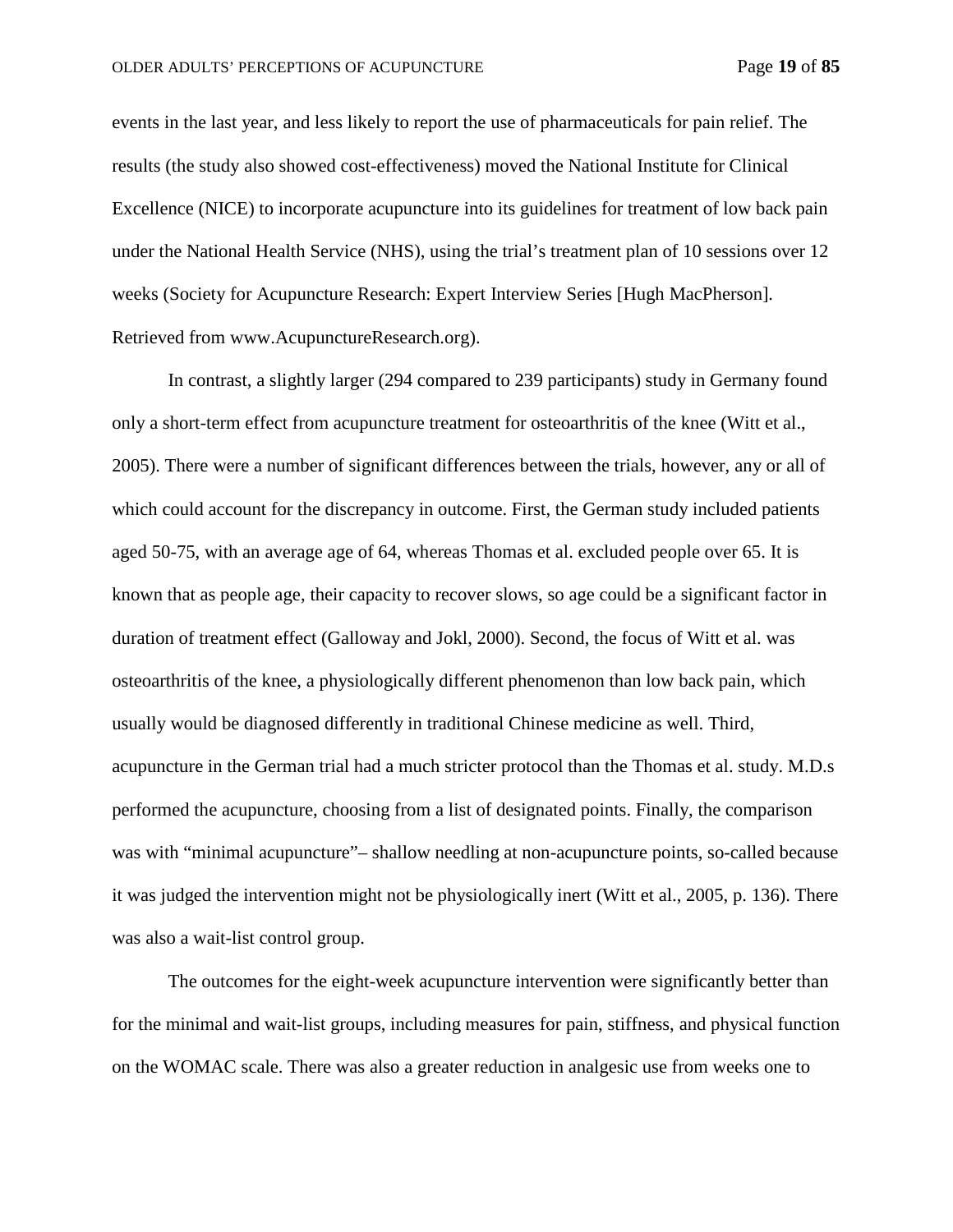events in the last year, and less likely to report the use of pharmaceuticals for pain relief. The results (the study also showed cost-effectiveness) moved the National Institute for Clinical Excellence (NICE) to incorporate acupuncture into its guidelines for treatment of low back pain under the National Health Service (NHS), using the trial's treatment plan of 10 sessions over 12 weeks (Society for Acupuncture Research: Expert Interview Series [Hugh MacPherson]. Retrieved from www.AcupunctureResearch.org).

In contrast, a slightly larger (294 compared to 239 participants) study in Germany found only a short-term effect from acupuncture treatment for osteoarthritis of the knee (Witt et al., 2005). There were a number of significant differences between the trials, however, any or all of which could account for the discrepancy in outcome. First, the German study included patients aged 50-75, with an average age of 64, whereas Thomas et al. excluded people over 65. It is known that as people age, their capacity to recover slows, so age could be a significant factor in duration of treatment effect (Galloway and Jokl, 2000). Second, the focus of Witt et al. was osteoarthritis of the knee, a physiologically different phenomenon than low back pain, which usually would be diagnosed differently in traditional Chinese medicine as well. Third, acupuncture in the German trial had a much stricter protocol than the Thomas et al. study. M.D.s performed the acupuncture, choosing from a list of designated points. Finally, the comparison was with "minimal acupuncture"– shallow needling at non-acupuncture points, so-called because it was judged the intervention might not be physiologically inert (Witt et al., 2005, p. 136). There was also a wait-list control group.

The outcomes for the eight-week acupuncture intervention were significantly better than for the minimal and wait-list groups, including measures for pain, stiffness, and physical function on the WOMAC scale. There was also a greater reduction in analgesic use from weeks one to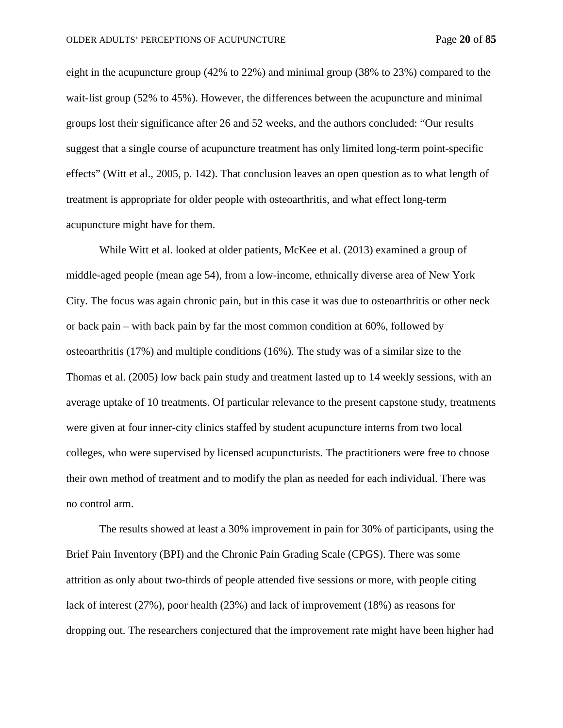eight in the acupuncture group (42% to 22%) and minimal group (38% to 23%) compared to the wait-list group (52% to 45%). However, the differences between the acupuncture and minimal groups lost their significance after 26 and 52 weeks, and the authors concluded: "Our results suggest that a single course of acupuncture treatment has only limited long-term point-specific effects" (Witt et al., 2005, p. 142). That conclusion leaves an open question as to what length of treatment is appropriate for older people with osteoarthritis, and what effect long-term acupuncture might have for them.

While Witt et al. looked at older patients, McKee et al. (2013) examined a group of middle-aged people (mean age 54), from a low-income, ethnically diverse area of New York City. The focus was again chronic pain, but in this case it was due to osteoarthritis or other neck or back pain – with back pain by far the most common condition at 60%, followed by osteoarthritis (17%) and multiple conditions (16%). The study was of a similar size to the Thomas et al. (2005) low back pain study and treatment lasted up to 14 weekly sessions, with an average uptake of 10 treatments. Of particular relevance to the present capstone study, treatments were given at four inner-city clinics staffed by student acupuncture interns from two local colleges, who were supervised by licensed acupuncturists. The practitioners were free to choose their own method of treatment and to modify the plan as needed for each individual. There was no control arm.

The results showed at least a 30% improvement in pain for 30% of participants, using the Brief Pain Inventory (BPI) and the Chronic Pain Grading Scale (CPGS). There was some attrition as only about two-thirds of people attended five sessions or more, with people citing lack of interest (27%), poor health (23%) and lack of improvement (18%) as reasons for dropping out. The researchers conjectured that the improvement rate might have been higher had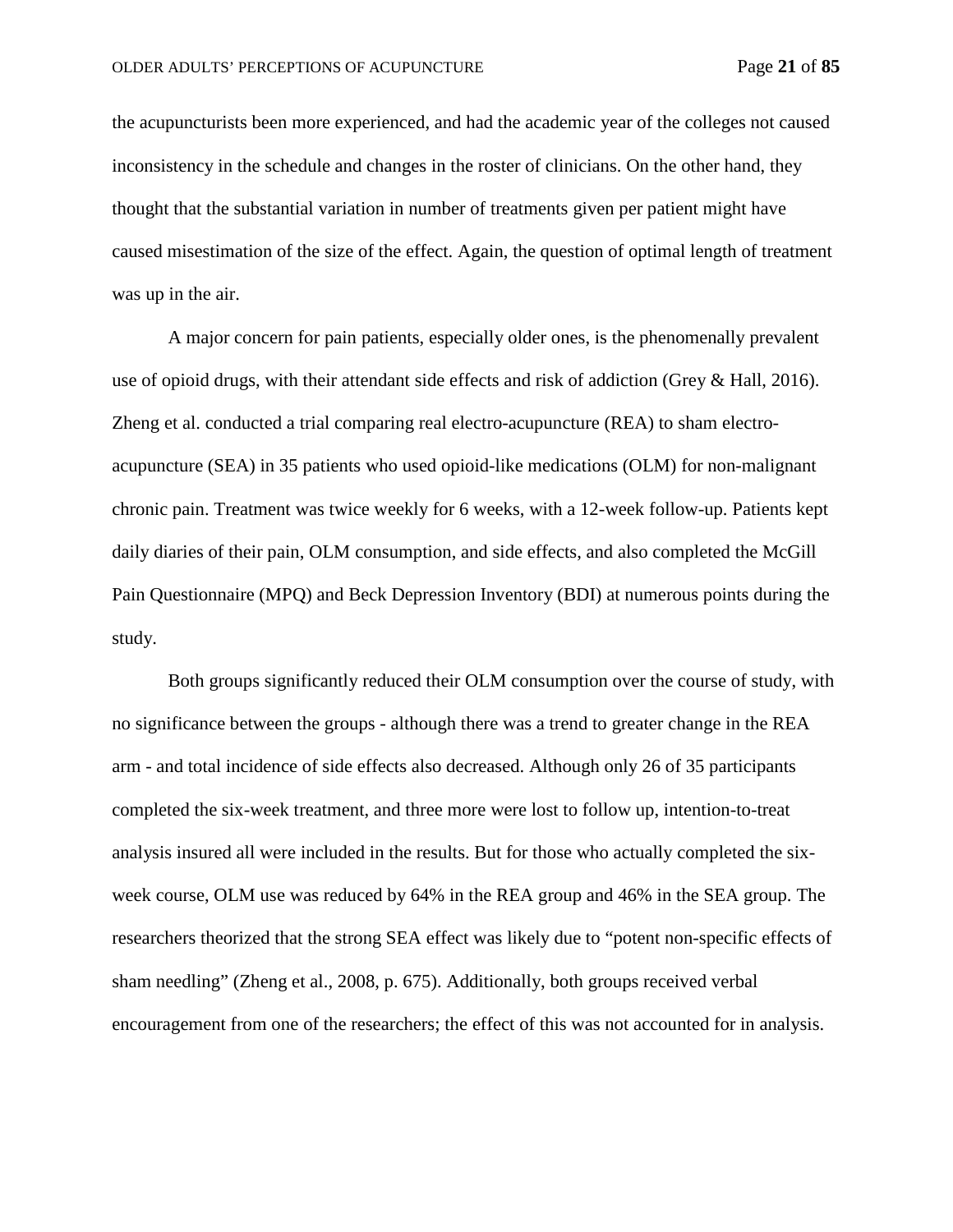the acupuncturists been more experienced, and had the academic year of the colleges not caused inconsistency in the schedule and changes in the roster of clinicians. On the other hand, they thought that the substantial variation in number of treatments given per patient might have caused misestimation of the size of the effect. Again, the question of optimal length of treatment was up in the air.

A major concern for pain patients, especially older ones, is the phenomenally prevalent use of opioid drugs, with their attendant side effects and risk of addiction (Grey & Hall, 2016). Zheng et al. conducted a trial comparing real electro-acupuncture (REA) to sham electro-acupuncture (SEA) in 35 patients who used opioid-like medications (OLM) for non-malignant chronic pain. Treatment was twice weekly for 6 weeks, with a 12-week follow-up. Patients kept daily diaries of their pain, OLM consumption, and side effects, and also completed the McGill Pain Questionnaire (MPQ) and Beck Depression Inventory (BDI) at numerous points during the study.

Both groups significantly reduced their OLM consumption over the course of study, with no significance between the groups - although there was a trend to greater change in the REA arm - and total incidence of side effects also decreased. Although only 26 of 35 participants completed the six-week treatment, and three more were lost to follow up, intention-to-treat analysis insured all were included in the results. But for those who actually completed the six-week course, OLM use was reduced by 64% in the REA group and 46% in the SEA group. The researchers theorized that the strong SEA effect was likely due to "potent non-specific effects of sham needling" (Zheng et al., 2008, p. 675). Additionally, both groups received verbal encouragement from one of the researchers; the effect of this was not accounted for in analysis.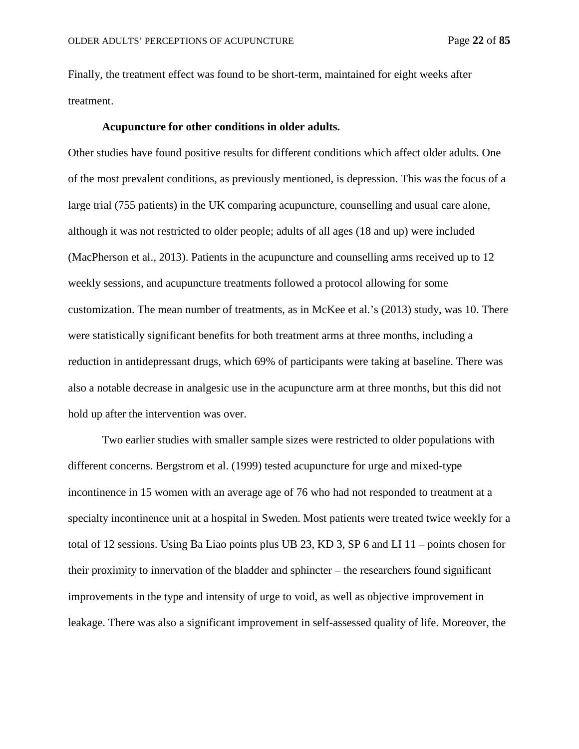Finally, the treatment effect was found to be short-term, maintained for eight weeks after treatment.

**Acupuncture for other conditions in older adults.**

Other studies have found positive results for different conditions which affect older adults. One of the most prevalent conditions, as previously mentioned, is depression. This was the focus of a large trial (755 patients) in the UK comparing acupuncture, counselling and usual care alone, although it was not restricted to older people; adults of all ages (18 and up) were included (MacPherson et al., 2013). Patients in the acupuncture and counselling arms received up to 12 weekly sessions, and acupuncture treatments followed a protocol allowing for some customization. The mean number of treatments, as in McKee et al.'s (2013) study, was 10. There were statistically significant benefits for both treatment arms at three months, including a reduction in antidepressant drugs, which 69% of participants were taking at baseline. There was also a notable decrease in analgesic use in the acupuncture arm at three months, but this did not hold up after the intervention was over.

Two earlier studies with smaller sample sizes were restricted to older populations with different concerns. Bergstrom et al. (1999) tested acupuncture for urge and mixed-type incontinence in 15 women with an average age of 76 who had not responded to treatment at a specialty incontinence unit at a hospital in Sweden. Most patients were treated twice weekly for a total of 12 sessions. Using Ba Liao points plus UB 23, KD 3, SP 6 and LI 11 – points chosen for their proximity to innervation of the bladder and sphincter – the researchers found significant improvements in the type and intensity of urge to void, as well as objective improvement in leakage. There was also a significant improvement in self-assessed quality of life. Moreover, the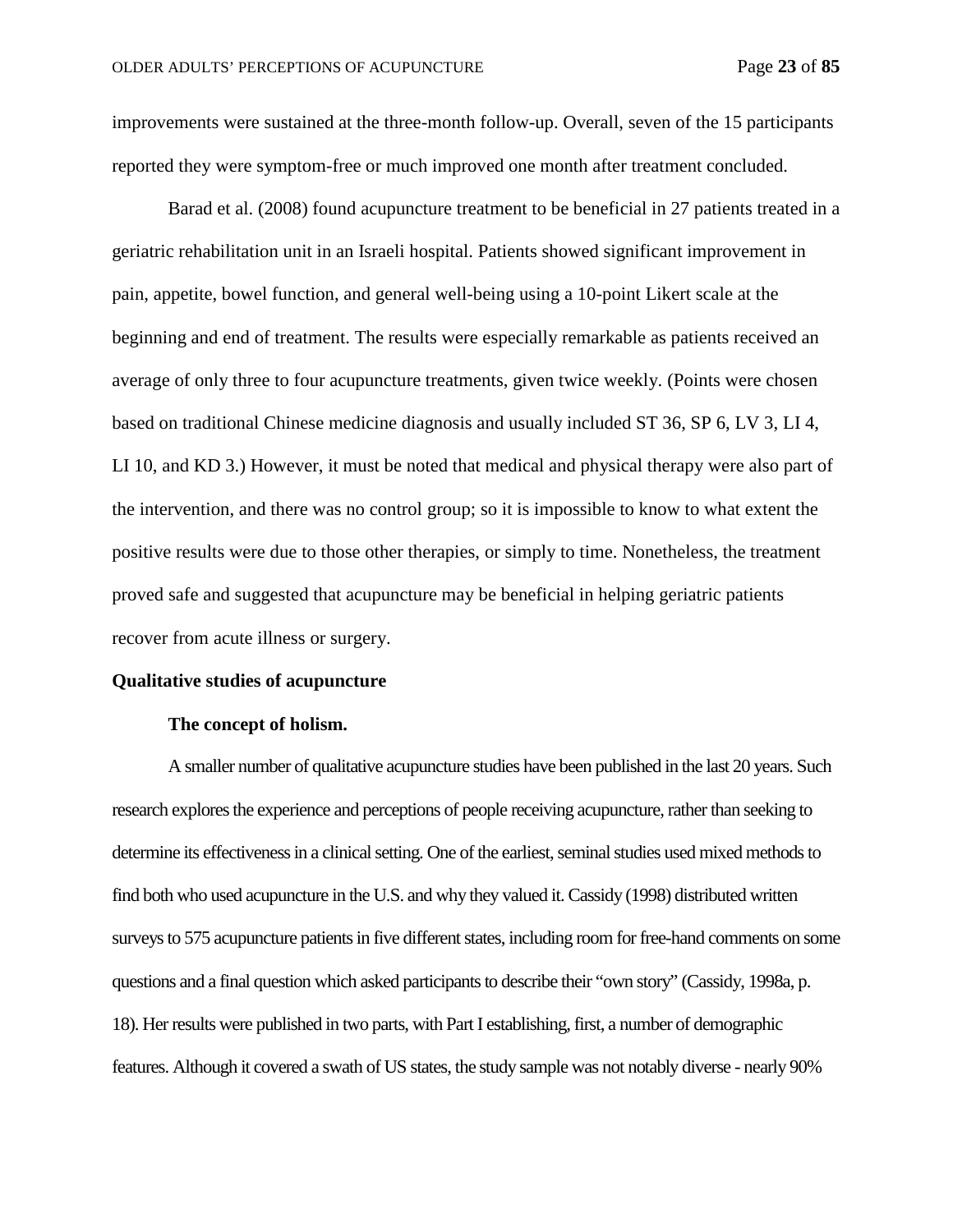improvements were sustained at the three-month follow-up. Overall, seven of the 15 participants reported they were symptom-free or much improved one month after treatment concluded.

Barad et al. (2008) found acupuncture treatment to be beneficial in 27 patients treated in a geriatric rehabilitation unit in an Israeli hospital. Patients showed significant improvement in pain, appetite, bowel function, and general well-being using a 10-point Likert scale at the beginning and end of treatment. The results were especially remarkable as patients received an average of only three to four acupuncture treatments, given twice weekly. (Points were chosen based on traditional Chinese medicine diagnosis and usually included ST 36, SP 6, LV 3, LI 4, LI 10, and KD 3.) However, it must be noted that medical and physical therapy were also part of the intervention, and there was no control group; so it is impossible to know to what extent the positive results were due to those other therapies, or simply to time. Nonetheless, the treatment proved safe and suggested that acupuncture may be beneficial in helping geriatric patients recover from acute illness or surgery.

## Qualitative studies of acupuncture

### The concept of holism.

A smaller number of qualitative acupuncture studies have been published in the last 20 years. Such research explores the experience and perceptions of people receiving acupuncture, rather than seeking to determine its effectiveness in a clinical setting. One of the earliest, seminal studies used mixed methods to find both who used acupuncture in the U.S. and why they valued it. Cassidy (1998) distributed written surveys to 575 acupuncture patients in five different states, including room for free-hand comments on some questions and a final question which asked participants to describe their "own story" (Cassidy, 1998a, p. 18). Her results were published in two parts, with Part I establishing, first, a number of demographic features. Although it covered a swath of US states, the study sample was not notably diverse - nearly 90%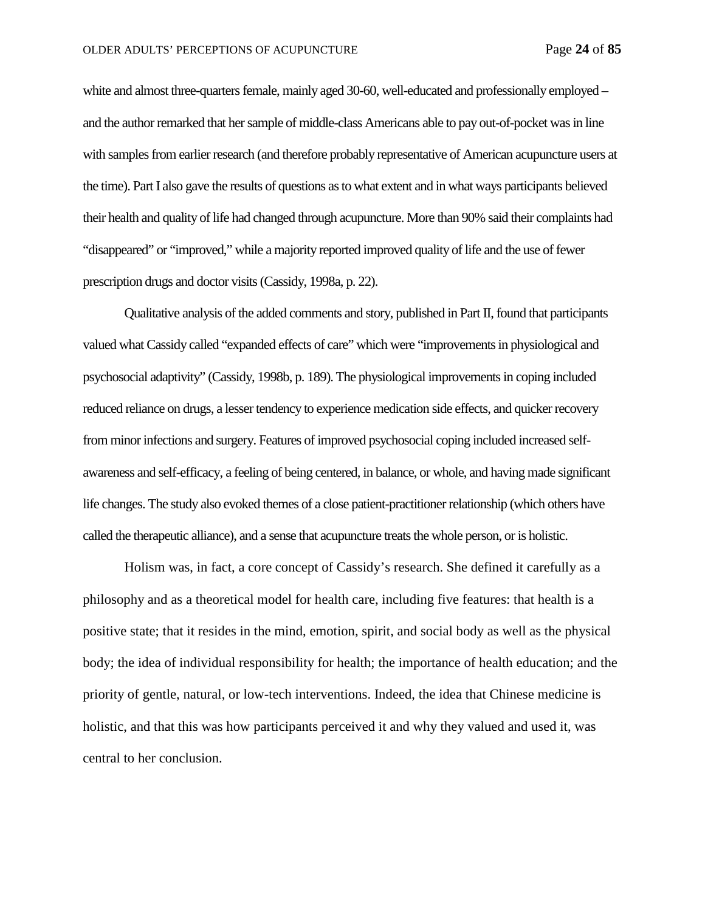white and almost three-quarters female, mainly aged 30-60, well-educated and professionally employed – and the author remarked that her sample of middle-class Americans able to pay out-of-pocket was in line with samples from earlier research (and therefore probably representative of American acupuncture users at the time). Part I also gave the results of questions as to what extent and in what ways participants believed their health and quality of life had changed through acupuncture. More than 90% said their complaints had "disappeared" or "improved," while a majority reported improved quality of life and the use of fewer prescription drugs and doctor visits (Cassidy, 1998a, p. 22).

Qualitative analysis of the added comments and story, published in Part II, found that participants valued what Cassidy called "expanded effects of care" which were "improvements in physiological and psychosocial adaptivity" (Cassidy, 1998b, p. 189). The physiological improvements in coping included reduced reliance on drugs, a lesser tendency to experience medication side effects, and quicker recovery from minor infections and surgery. Features of improved psychosocial coping included increased self-awareness and self-efficacy, a feeling of being centered, in balance, or whole, and having made significant life changes. The study also evoked themes of a close patient-practitioner relationship (which others have called the therapeutic alliance), and a sense that acupuncture treats the whole person, or is holistic.

Holism was, in fact, a core concept of Cassidy's research. She defined it carefully as a philosophy and as a theoretical model for health care, including five features: that health is a positive state; that it resides in the mind, emotion, spirit, and social body as well as the physical body; the idea of individual responsibility for health; the importance of health education; and the priority of gentle, natural, or low-tech interventions. Indeed, the idea that Chinese medicine is holistic, and that this was how participants perceived it and why they valued and used it, was central to her conclusion.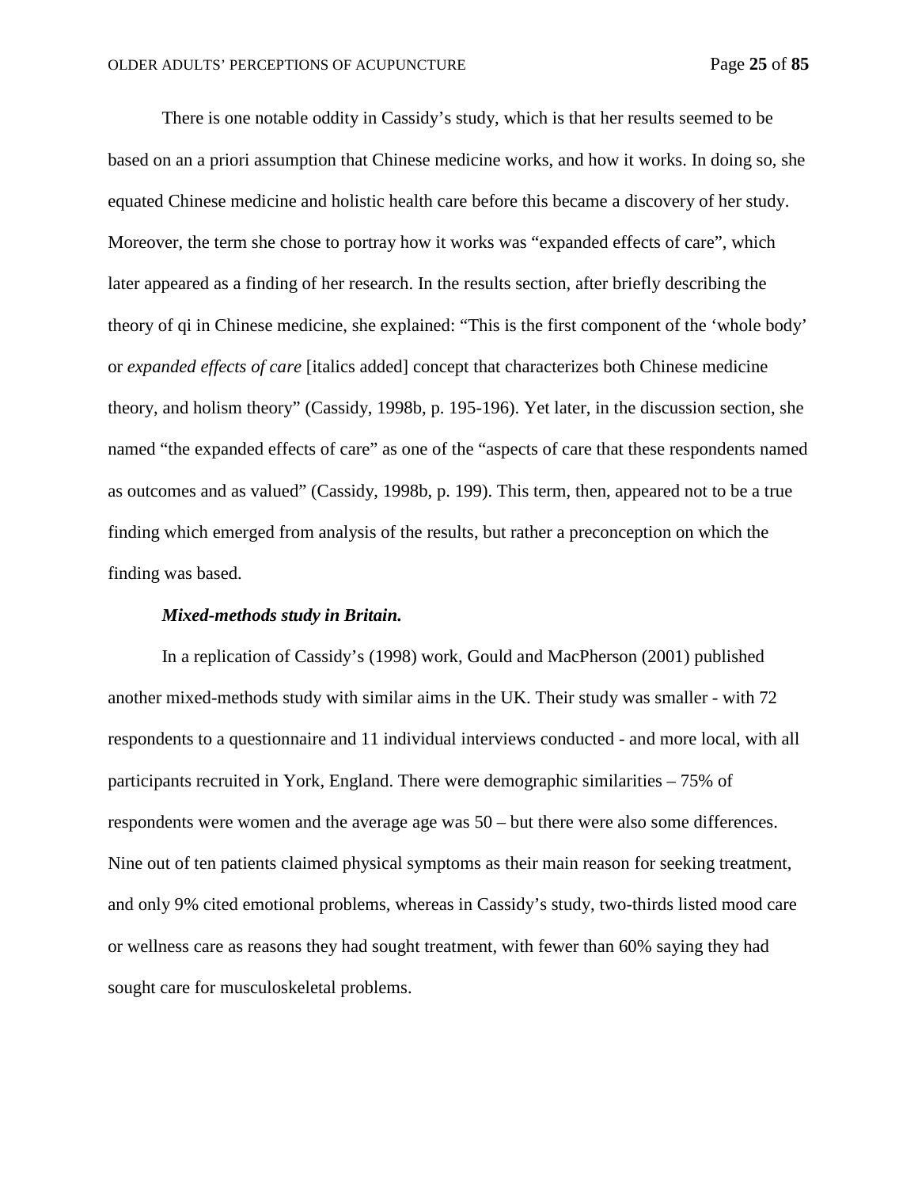There is one notable oddity in Cassidy's study, which is that her results seemed to be based on an a priori assumption that Chinese medicine works, and how it works. In doing so, she equated Chinese medicine and holistic health care before this became a discovery of her study. Moreover, the term she chose to portray how it works was "expanded effects of care", which later appeared as a finding of her research. In the results section, after briefly describing the theory of qi in Chinese medicine, she explained: "This is the first component of the 'whole body' or *expanded effects of care* [italics added] concept that characterizes both Chinese medicine theory, and holism theory" (Cassidy, 1998b, p. 195-196). Yet later, in the discussion section, she named "the expanded effects of care" as one of the "aspects of care that these respondents named as outcomes and as valued" (Cassidy, 1998b, p. 199). This term, then, appeared not to be a true finding which emerged from analysis of the results, but rather a preconception on which the finding was based.

***Mixed-methods study in Britain.***

In a replication of Cassidy's (1998) work, Gould and MacPherson (2001) published another mixed-methods study with similar aims in the UK. Their study was smaller - with 72 respondents to a questionnaire and 11 individual interviews conducted - and more local, with all participants recruited in York, England. There were demographic similarities – 75% of respondents were women and the average age was 50 – but there were also some differences. Nine out of ten patients claimed physical symptoms as their main reason for seeking treatment, and only 9% cited emotional problems, whereas in Cassidy's study, two-thirds listed mood care or wellness care as reasons they had sought treatment, with fewer than 60% saying they had sought care for musculoskeletal problems.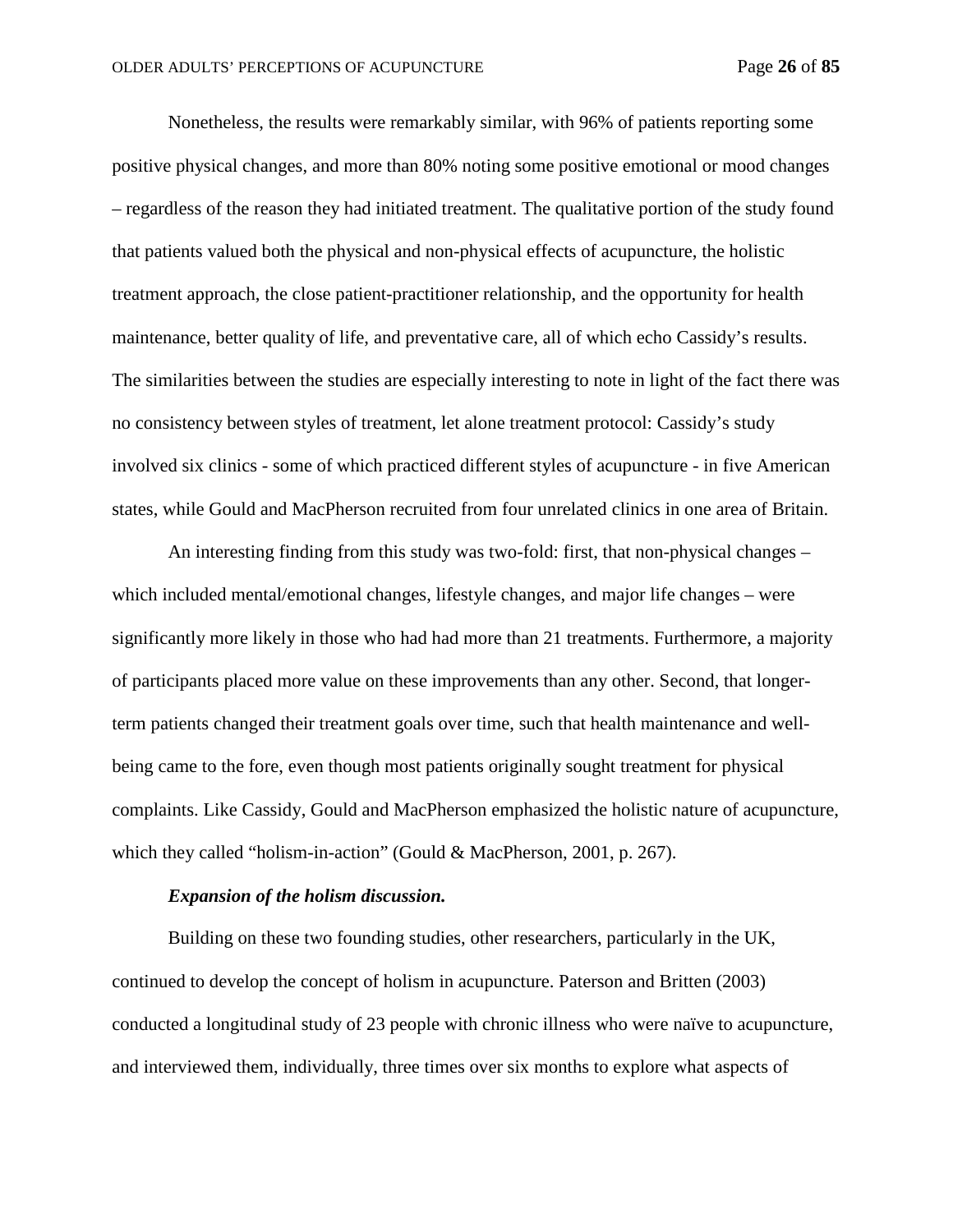Nonetheless, the results were remarkably similar, with 96% of patients reporting some positive physical changes, and more than 80% noting some positive emotional or mood changes – regardless of the reason they had initiated treatment. The qualitative portion of the study found that patients valued both the physical and non-physical effects of acupuncture, the holistic treatment approach, the close patient-practitioner relationship, and the opportunity for health maintenance, better quality of life, and preventative care, all of which echo Cassidy's results. The similarities between the studies are especially interesting to note in light of the fact there was no consistency between styles of treatment, let alone treatment protocol: Cassidy's study involved six clinics - some of which practiced different styles of acupuncture - in five American states, while Gould and MacPherson recruited from four unrelated clinics in one area of Britain.

An interesting finding from this study was two-fold: first, that non-physical changes – which included mental/emotional changes, lifestyle changes, and major life changes – were significantly more likely in those who had had more than 21 treatments. Furthermore, a majority of participants placed more value on these improvements than any other. Second, that longer-term patients changed their treatment goals over time, such that health maintenance and well-being came to the fore, even though most patients originally sought treatment for physical complaints. Like Cassidy, Gould and MacPherson emphasized the holistic nature of acupuncture, which they called "holism-in-action" (Gould & MacPherson, 2001, p. 267).

#### *Expansion of the holism discussion.*

Building on these two founding studies, other researchers, particularly in the UK, continued to develop the concept of holism in acupuncture. Paterson and Britten (2003) conducted a longitudinal study of 23 people with chronic illness who were naïve to acupuncture, and interviewed them, individually, three times over six months to explore what aspects of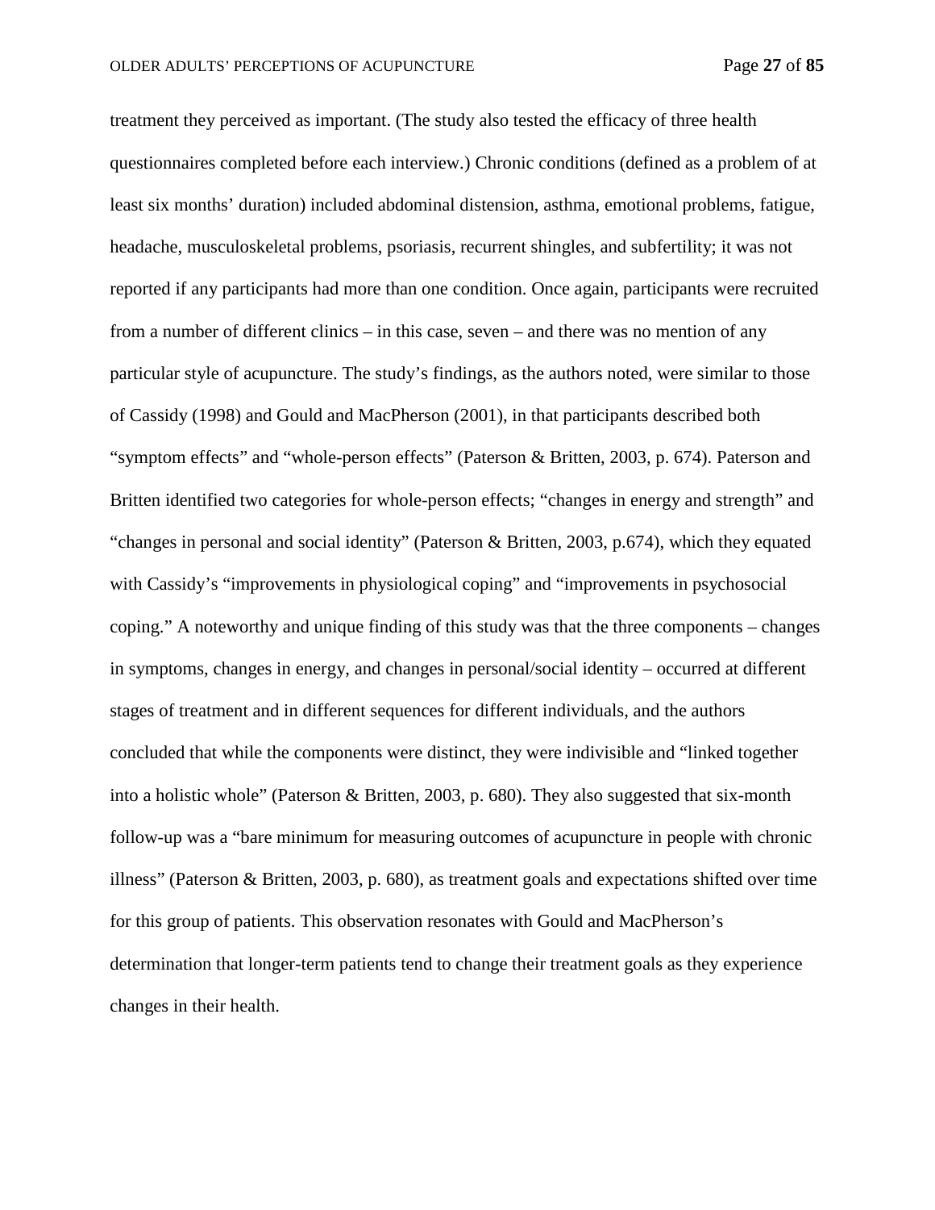treatment they perceived as important. (The study also tested the efficacy of three health questionnaires completed before each interview.) Chronic conditions (defined as a problem of at least six months' duration) included abdominal distension, asthma, emotional problems, fatigue, headache, musculoskeletal problems, psoriasis, recurrent shingles, and subfertility; it was not reported if any participants had more than one condition. Once again, participants were recruited from a number of different clinics – in this case, seven – and there was no mention of any particular style of acupuncture. The study's findings, as the authors noted, were similar to those of Cassidy (1998) and Gould and MacPherson (2001), in that participants described both "symptom effects" and "whole-person effects" (Paterson & Britten, 2003, p. 674). Paterson and Britten identified two categories for whole-person effects; "changes in energy and strength" and "changes in personal and social identity" (Paterson & Britten, 2003, p.674), which they equated with Cassidy's "improvements in physiological coping" and "improvements in psychosocial coping." A noteworthy and unique finding of this study was that the three components – changes in symptoms, changes in energy, and changes in personal/social identity – occurred at different stages of treatment and in different sequences for different individuals, and the authors concluded that while the components were distinct, they were indivisible and "linked together into a holistic whole" (Paterson & Britten, 2003, p. 680). They also suggested that six-month follow-up was a "bare minimum for measuring outcomes of acupuncture in people with chronic illness" (Paterson & Britten, 2003, p. 680), as treatment goals and expectations shifted over time for this group of patients. This observation resonates with Gould and MacPherson's determination that longer-term patients tend to change their treatment goals as they experience changes in their health.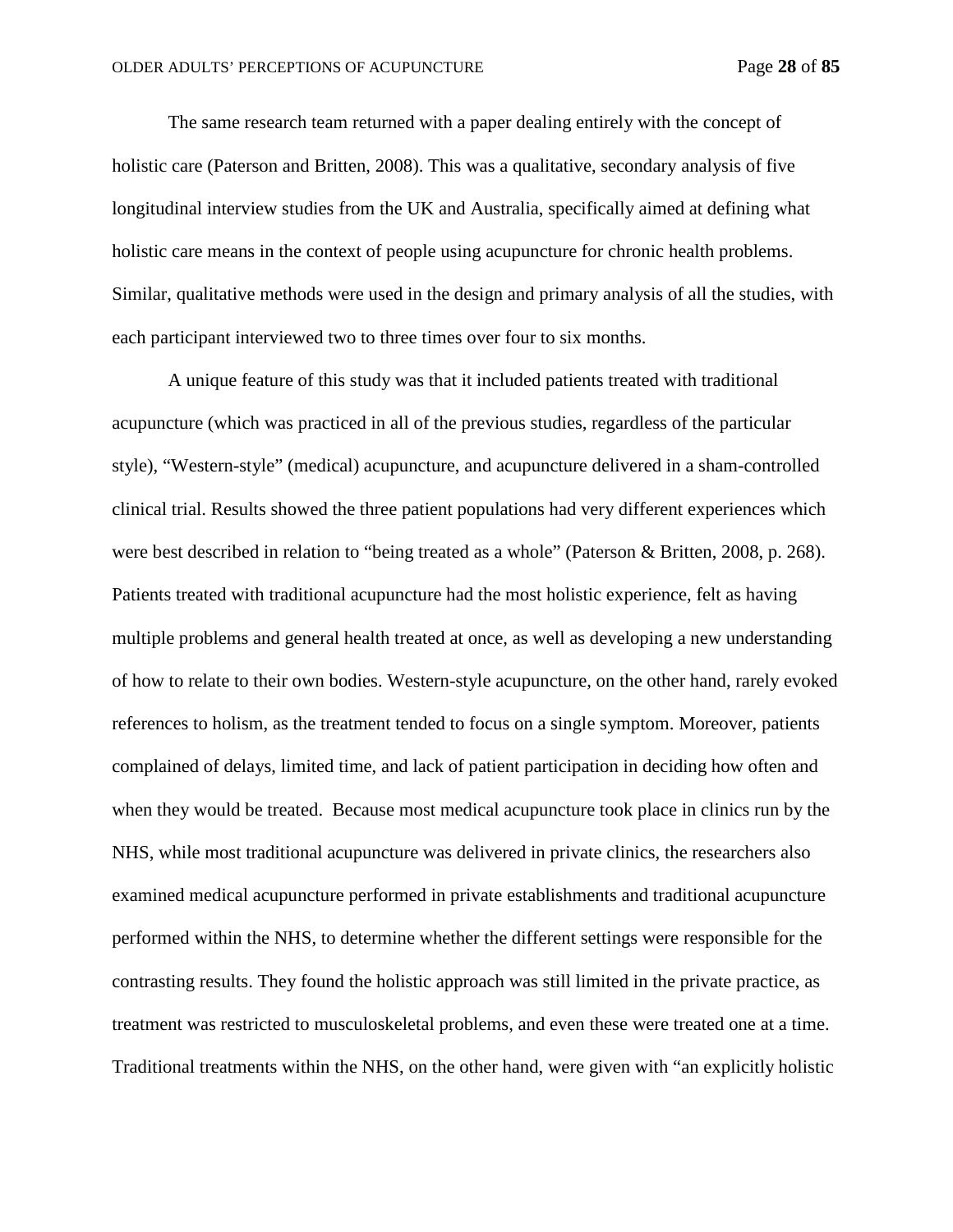The same research team returned with a paper dealing entirely with the concept of holistic care (Paterson and Britten, 2008). This was a qualitative, secondary analysis of five longitudinal interview studies from the UK and Australia, specifically aimed at defining what holistic care means in the context of people using acupuncture for chronic health problems. Similar, qualitative methods were used in the design and primary analysis of all the studies, with each participant interviewed two to three times over four to six months.

A unique feature of this study was that it included patients treated with traditional acupuncture (which was practiced in all of the previous studies, regardless of the particular style), "Western-style" (medical) acupuncture, and acupuncture delivered in a sham-controlled clinical trial. Results showed the three patient populations had very different experiences which were best described in relation to "being treated as a whole" (Paterson & Britten, 2008, p. 268). Patients treated with traditional acupuncture had the most holistic experience, felt as having multiple problems and general health treated at once, as well as developing a new understanding of how to relate to their own bodies. Western-style acupuncture, on the other hand, rarely evoked references to holism, as the treatment tended to focus on a single symptom. Moreover, patients complained of delays, limited time, and lack of patient participation in deciding how often and when they would be treated. Because most medical acupuncture took place in clinics run by the NHS, while most traditional acupuncture was delivered in private clinics, the researchers also examined medical acupuncture performed in private establishments and traditional acupuncture performed within the NHS, to determine whether the different settings were responsible for the contrasting results. They found the holistic approach was still limited in the private practice, as treatment was restricted to musculoskeletal problems, and even these were treated one at a time. Traditional treatments within the NHS, on the other hand, were given with "an explicitly holistic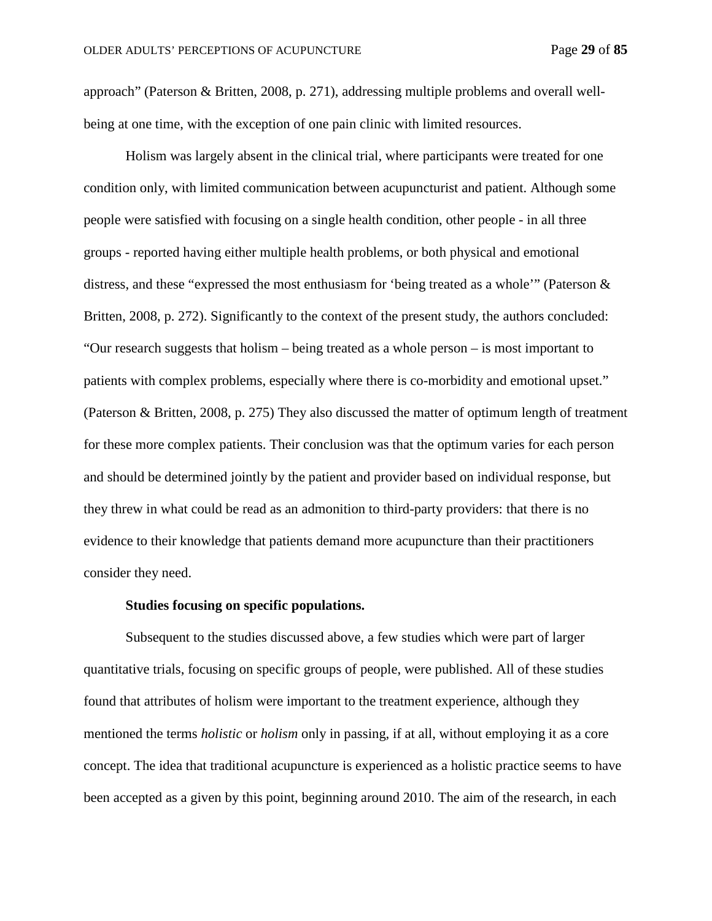approach" (Paterson & Britten, 2008, p. 271), addressing multiple problems and overall well-being at one time, with the exception of one pain clinic with limited resources.

Holism was largely absent in the clinical trial, where participants were treated for one condition only, with limited communication between acupuncturist and patient. Although some people were satisfied with focusing on a single health condition, other people - in all three groups - reported having either multiple health problems, or both physical and emotional distress, and these "expressed the most enthusiasm for 'being treated as a whole'" (Paterson & Britten, 2008, p. 272). Significantly to the context of the present study, the authors concluded: "Our research suggests that holism – being treated as a whole person – is most important to patients with complex problems, especially where there is co-morbidity and emotional upset." (Paterson & Britten, 2008, p. 275) They also discussed the matter of optimum length of treatment for these more complex patients. Their conclusion was that the optimum varies for each person and should be determined jointly by the patient and provider based on individual response, but they threw in what could be read as an admonition to third-party providers: that there is no evidence to their knowledge that patients demand more acupuncture than their practitioners consider they need.

**Studies focusing on specific populations.**

Subsequent to the studies discussed above, a few studies which were part of larger quantitative trials, focusing on specific groups of people, were published. All of these studies found that attributes of holism were important to the treatment experience, although they mentioned the terms *holistic* or *holism* only in passing, if at all, without employing it as a core concept. The idea that traditional acupuncture is experienced as a holistic practice seems to have been accepted as a given by this point, beginning around 2010. The aim of the research, in each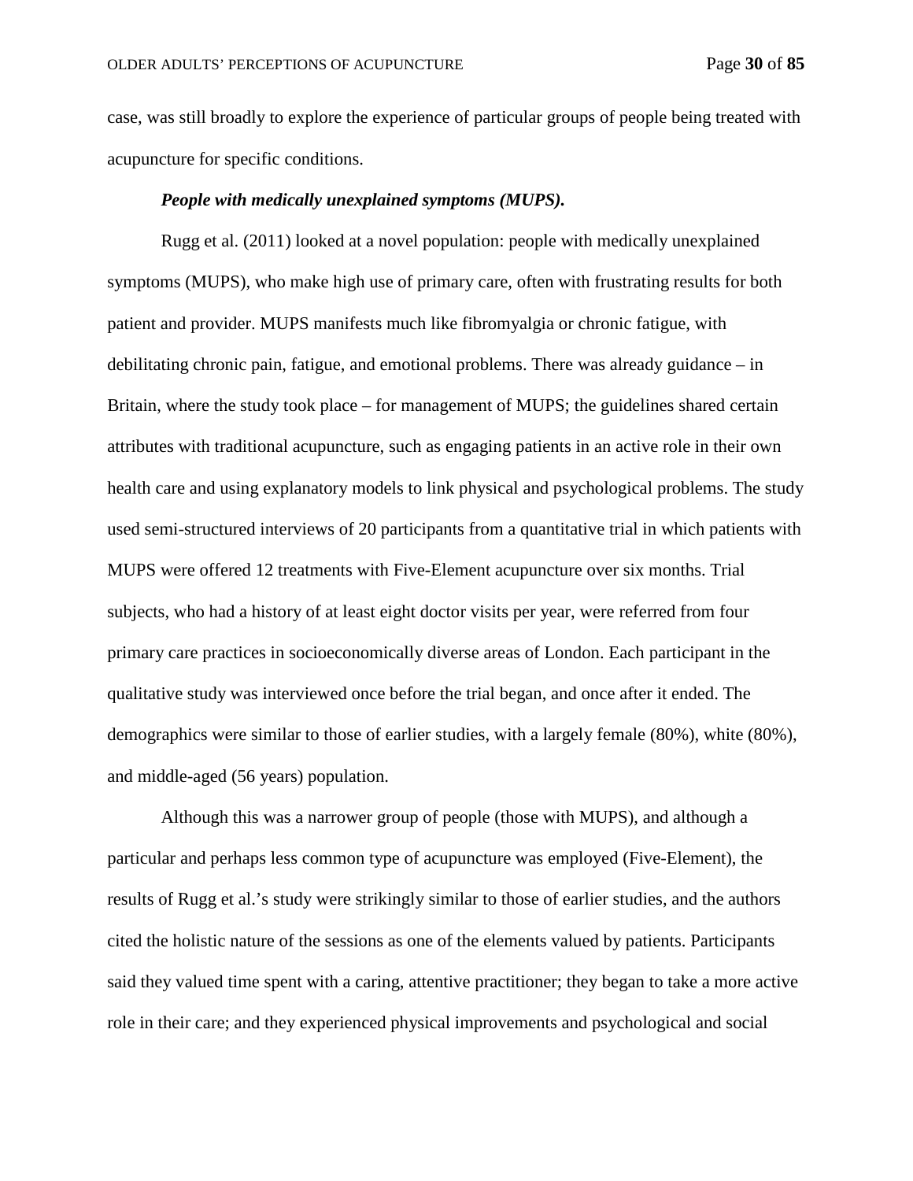case, was still broadly to explore the experience of particular groups of people being treated with acupuncture for specific conditions.

***People with medically unexplained symptoms (MUPS).***

Rugg et al. (2011) looked at a novel population: people with medically unexplained symptoms (MUPS), who make high use of primary care, often with frustrating results for both patient and provider. MUPS manifests much like fibromyalgia or chronic fatigue, with debilitating chronic pain, fatigue, and emotional problems. There was already guidance – in Britain, where the study took place – for management of MUPS; the guidelines shared certain attributes with traditional acupuncture, such as engaging patients in an active role in their own health care and using explanatory models to link physical and psychological problems. The study used semi-structured interviews of 20 participants from a quantitative trial in which patients with MUPS were offered 12 treatments with Five-Element acupuncture over six months. Trial subjects, who had a history of at least eight doctor visits per year, were referred from four primary care practices in socioeconomically diverse areas of London. Each participant in the qualitative study was interviewed once before the trial began, and once after it ended. The demographics were similar to those of earlier studies, with a largely female (80%), white (80%), and middle-aged (56 years) population.

Although this was a narrower group of people (those with MUPS), and although a particular and perhaps less common type of acupuncture was employed (Five-Element), the results of Rugg et al.'s study were strikingly similar to those of earlier studies, and the authors cited the holistic nature of the sessions as one of the elements valued by patients. Participants said they valued time spent with a caring, attentive practitioner; they began to take a more active role in their care; and they experienced physical improvements and psychological and social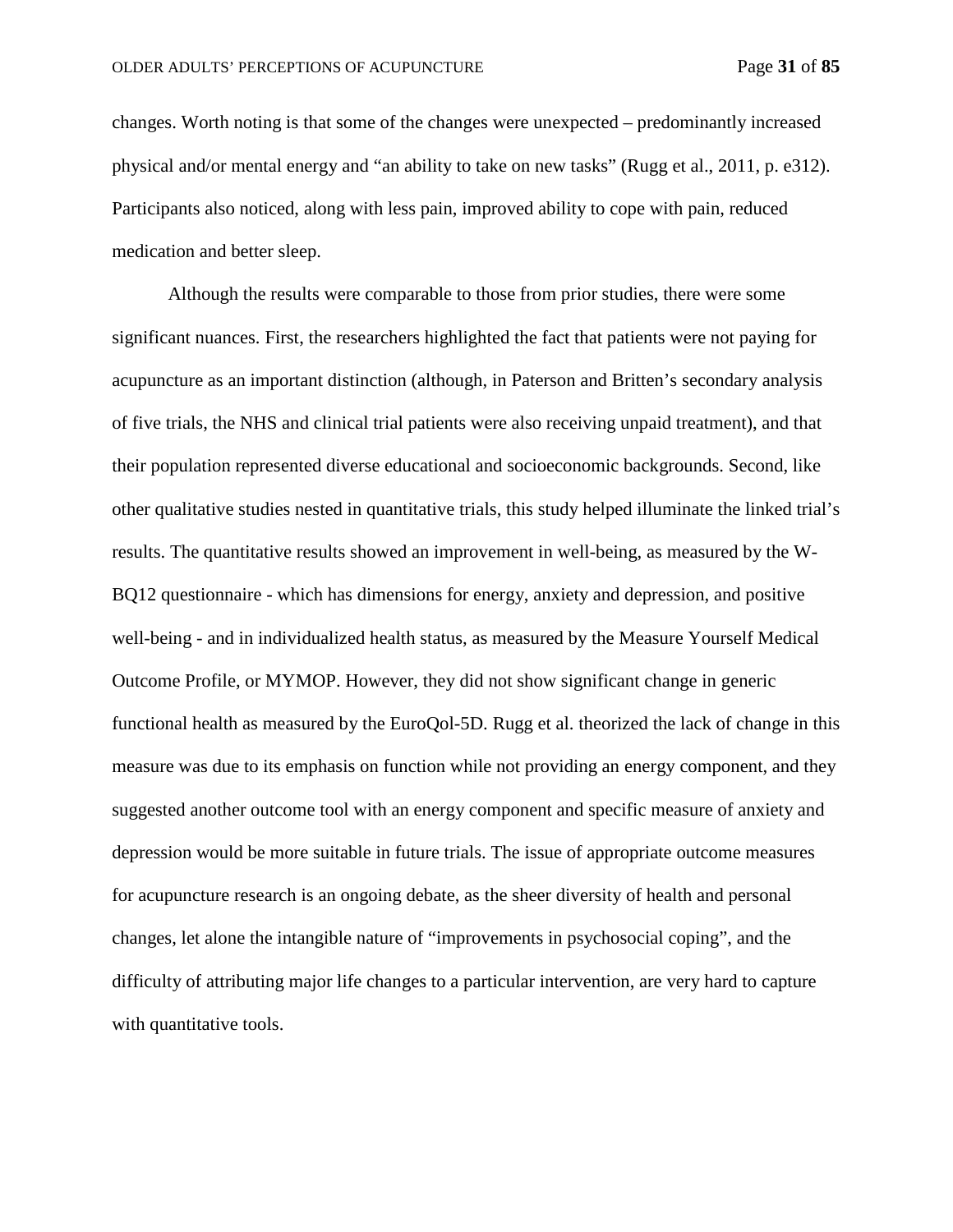changes. Worth noting is that some of the changes were unexpected – predominantly increased physical and/or mental energy and "an ability to take on new tasks" (Rugg et al., 2011, p. e312). Participants also noticed, along with less pain, improved ability to cope with pain, reduced medication and better sleep.

Although the results were comparable to those from prior studies, there were some significant nuances. First, the researchers highlighted the fact that patients were not paying for acupuncture as an important distinction (although, in Paterson and Britten's secondary analysis of five trials, the NHS and clinical trial patients were also receiving unpaid treatment), and that their population represented diverse educational and socioeconomic backgrounds. Second, like other qualitative studies nested in quantitative trials, this study helped illuminate the linked trial's results. The quantitative results showed an improvement in well-being, as measured by the W-BQ12 questionnaire - which has dimensions for energy, anxiety and depression, and positive well-being - and in individualized health status, as measured by the Measure Yourself Medical Outcome Profile, or MYMOP. However, they did not show significant change in generic functional health as measured by the EuroQol-5D. Rugg et al. theorized the lack of change in this measure was due to its emphasis on function while not providing an energy component, and they suggested another outcome tool with an energy component and specific measure of anxiety and depression would be more suitable in future trials. The issue of appropriate outcome measures for acupuncture research is an ongoing debate, as the sheer diversity of health and personal changes, let alone the intangible nature of "improvements in psychosocial coping", and the difficulty of attributing major life changes to a particular intervention, are very hard to capture with quantitative tools.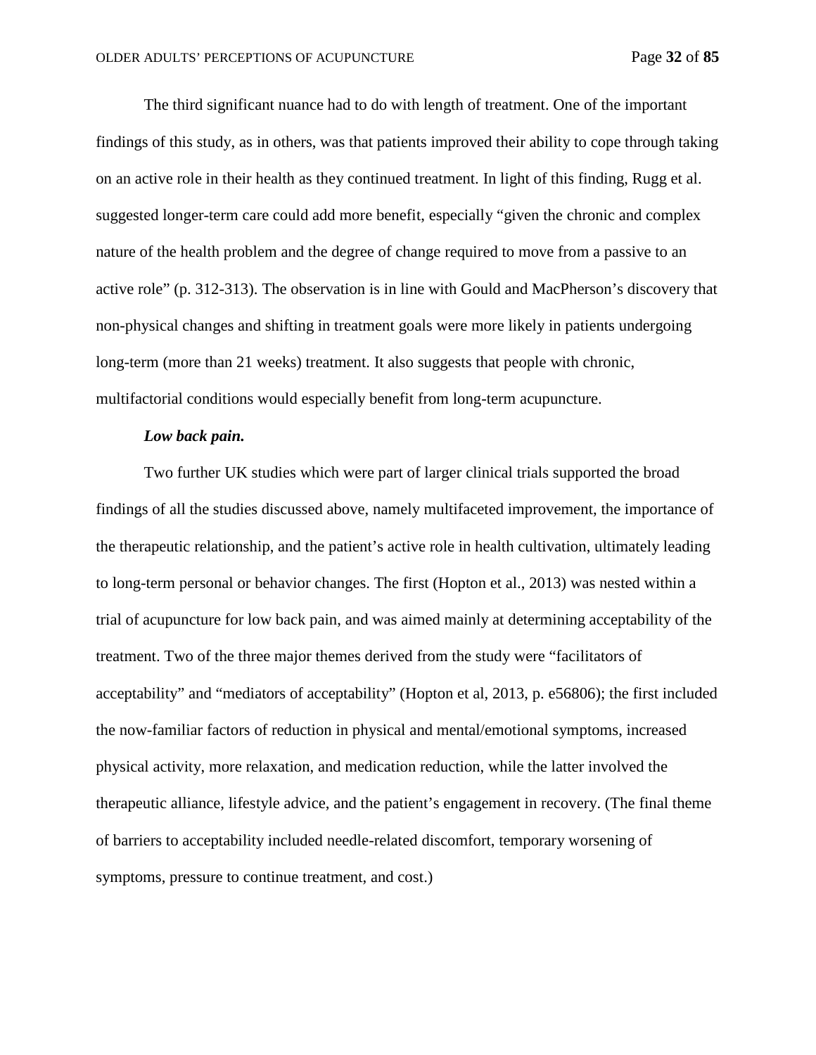The third significant nuance had to do with length of treatment. One of the important findings of this study, as in others, was that patients improved their ability to cope through taking on an active role in their health as they continued treatment. In light of this finding, Rugg et al. suggested longer-term care could add more benefit, especially "given the chronic and complex nature of the health problem and the degree of change required to move from a passive to an active role" (p. 312-313). The observation is in line with Gould and MacPherson's discovery that non-physical changes and shifting in treatment goals were more likely in patients undergoing long-term (more than 21 weeks) treatment. It also suggests that people with chronic, multifactorial conditions would especially benefit from long-term acupuncture.

***Low back pain.***

Two further UK studies which were part of larger clinical trials supported the broad findings of all the studies discussed above, namely multifaceted improvement, the importance of the therapeutic relationship, and the patient's active role in health cultivation, ultimately leading to long-term personal or behavior changes. The first (Hopton et al., 2013) was nested within a trial of acupuncture for low back pain, and was aimed mainly at determining acceptability of the treatment. Two of the three major themes derived from the study were "facilitators of acceptability" and "mediators of acceptability" (Hopton et al, 2013, p. e56806); the first included the now-familiar factors of reduction in physical and mental/emotional symptoms, increased physical activity, more relaxation, and medication reduction, while the latter involved the therapeutic alliance, lifestyle advice, and the patient's engagement in recovery. (The final theme of barriers to acceptability included needle-related discomfort, temporary worsening of symptoms, pressure to continue treatment, and cost.)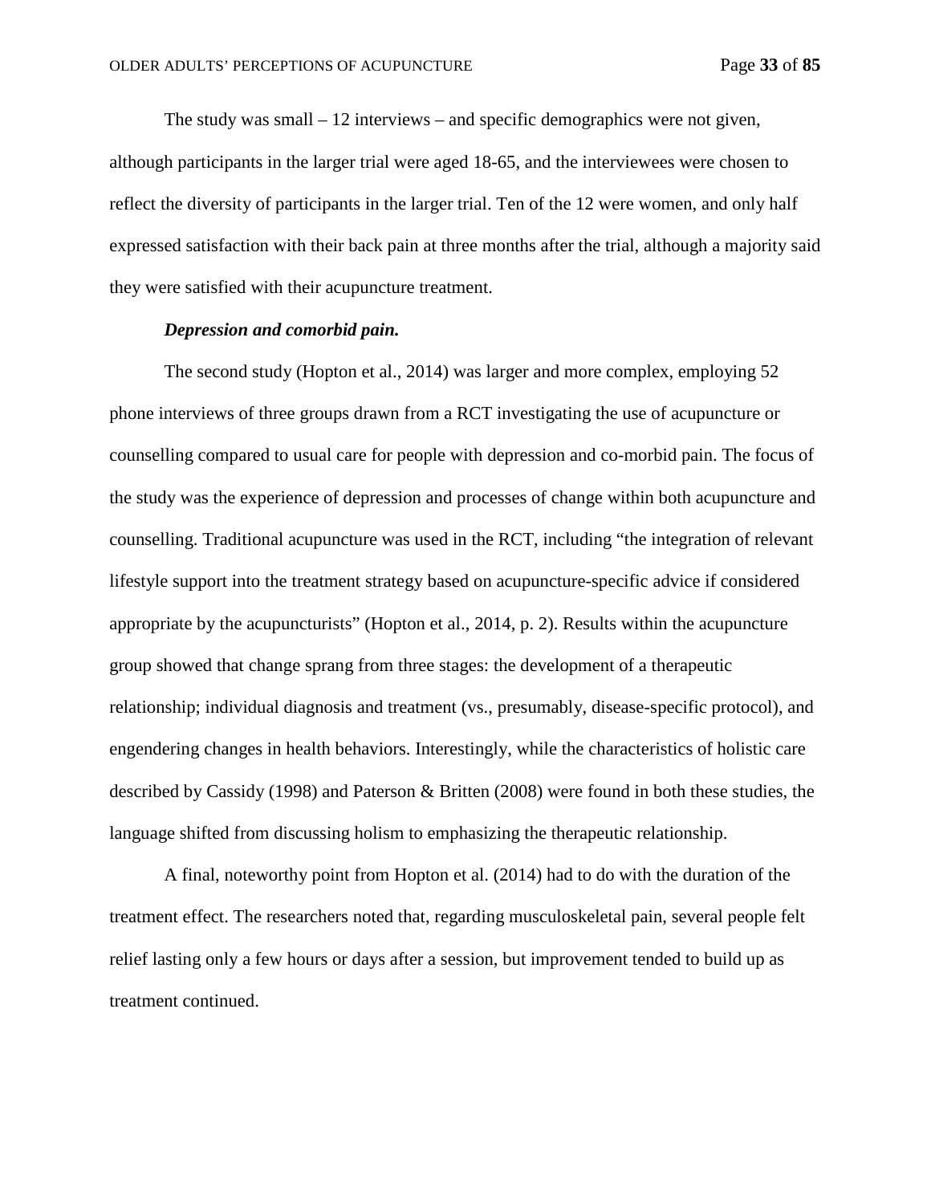The study was small – 12 interviews – and specific demographics were not given, although participants in the larger trial were aged 18-65, and the interviewees were chosen to reflect the diversity of participants in the larger trial. Ten of the 12 were women, and only half expressed satisfaction with their back pain at three months after the trial, although a majority said they were satisfied with their acupuncture treatment.

#### ***Depression and comorbid pain.***

The second study (Hopton et al., 2014) was larger and more complex, employing 52 phone interviews of three groups drawn from a RCT investigating the use of acupuncture or counselling compared to usual care for people with depression and co-morbid pain. The focus of the study was the experience of depression and processes of change within both acupuncture and counselling. Traditional acupuncture was used in the RCT, including "the integration of relevant lifestyle support into the treatment strategy based on acupuncture-specific advice if considered appropriate by the acupuncturists" (Hopton et al., 2014, p. 2). Results within the acupuncture group showed that change sprang from three stages: the development of a therapeutic relationship; individual diagnosis and treatment (vs., presumably, disease-specific protocol), and engendering changes in health behaviors. Interestingly, while the characteristics of holistic care described by Cassidy (1998) and Paterson & Britten (2008) were found in both these studies, the language shifted from discussing holism to emphasizing the therapeutic relationship.

A final, noteworthy point from Hopton et al. (2014) had to do with the duration of the treatment effect. The researchers noted that, regarding musculoskeletal pain, several people felt relief lasting only a few hours or days after a session, but improvement tended to build up as treatment continued.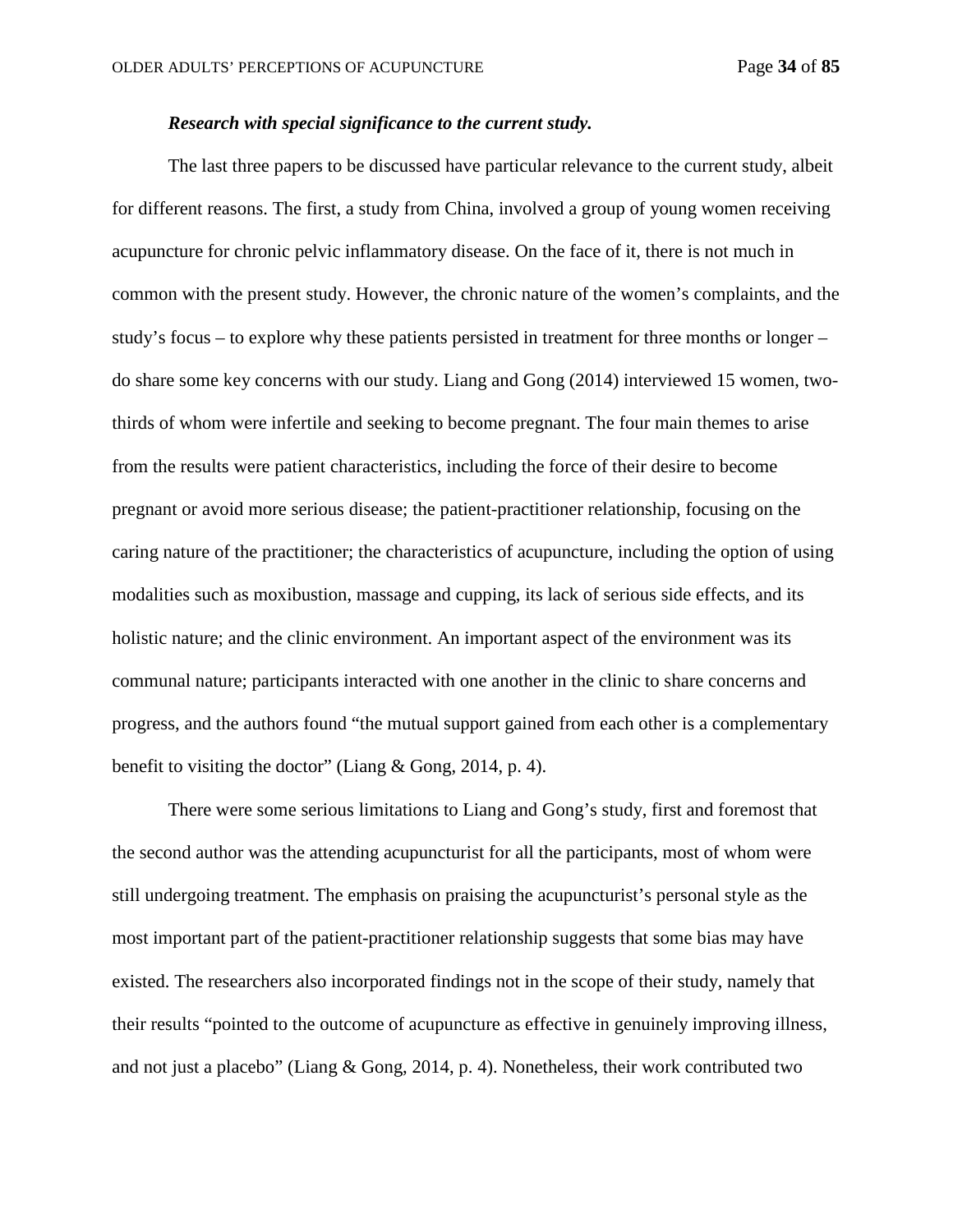***Research with special significance to the current study.***

The last three papers to be discussed have particular relevance to the current study, albeit for different reasons. The first, a study from China, involved a group of young women receiving acupuncture for chronic pelvic inflammatory disease. On the face of it, there is not much in common with the present study. However, the chronic nature of the women's complaints, and the study's focus – to explore why these patients persisted in treatment for three months or longer – do share some key concerns with our study. Liang and Gong (2014) interviewed 15 women, two-thirds of whom were infertile and seeking to become pregnant. The four main themes to arise from the results were patient characteristics, including the force of their desire to become pregnant or avoid more serious disease; the patient-practitioner relationship, focusing on the caring nature of the practitioner; the characteristics of acupuncture, including the option of using modalities such as moxibustion, massage and cupping, its lack of serious side effects, and its holistic nature; and the clinic environment. An important aspect of the environment was its communal nature; participants interacted with one another in the clinic to share concerns and progress, and the authors found "the mutual support gained from each other is a complementary benefit to visiting the doctor" (Liang & Gong, 2014, p. 4).

There were some serious limitations to Liang and Gong's study, first and foremost that the second author was the attending acupuncturist for all the participants, most of whom were still undergoing treatment. The emphasis on praising the acupuncturist's personal style as the most important part of the patient-practitioner relationship suggests that some bias may have existed. The researchers also incorporated findings not in the scope of their study, namely that their results "pointed to the outcome of acupuncture as effective in genuinely improving illness, and not just a placebo" (Liang & Gong, 2014, p. 4). Nonetheless, their work contributed two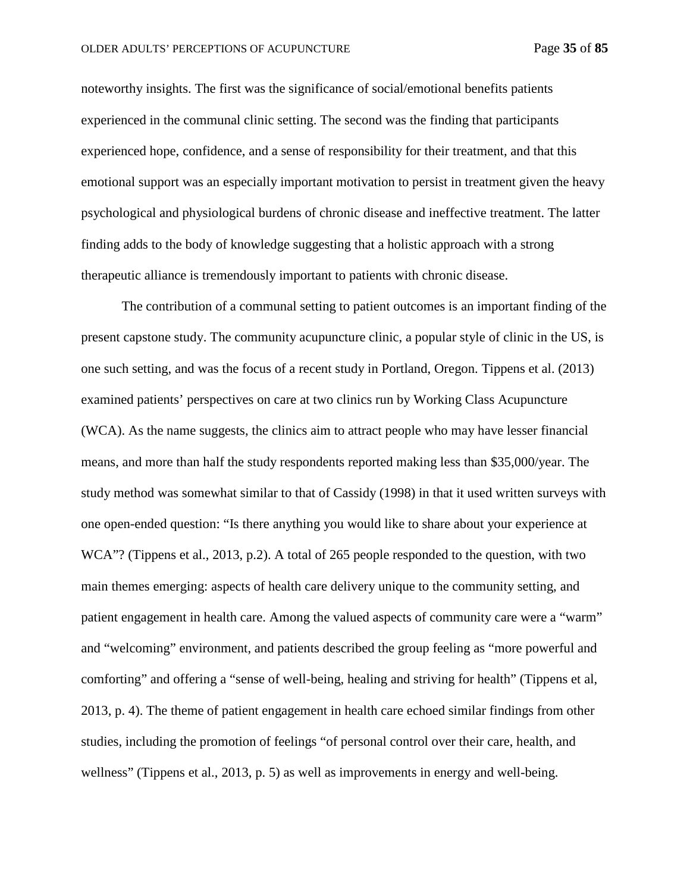noteworthy insights. The first was the significance of social/emotional benefits patients experienced in the communal clinic setting. The second was the finding that participants experienced hope, confidence, and a sense of responsibility for their treatment, and that this emotional support was an especially important motivation to persist in treatment given the heavy psychological and physiological burdens of chronic disease and ineffective treatment. The latter finding adds to the body of knowledge suggesting that a holistic approach with a strong therapeutic alliance is tremendously important to patients with chronic disease.

The contribution of a communal setting to patient outcomes is an important finding of the present capstone study. The community acupuncture clinic, a popular style of clinic in the US, is one such setting, and was the focus of a recent study in Portland, Oregon. Tippens et al. (2013) examined patients' perspectives on care at two clinics run by Working Class Acupuncture (WCA). As the name suggests, the clinics aim to attract people who may have lesser financial means, and more than half the study respondents reported making less than $35,000/year. The study method was somewhat similar to that of Cassidy (1998) in that it used written surveys with one open-ended question: "Is there anything you would like to share about your experience at WCA"? (Tippens et al., 2013, p.2). A total of 265 people responded to the question, with two main themes emerging: aspects of health care delivery unique to the community setting, and patient engagement in health care. Among the valued aspects of community care were a "warm" and "welcoming" environment, and patients described the group feeling as "more powerful and comforting" and offering a "sense of well-being, healing and striving for health" (Tippens et al, 2013, p. 4). The theme of patient engagement in health care echoed similar findings from other studies, including the promotion of feelings "of personal control over their care, health, and wellness" (Tippens et al., 2013, p. 5) as well as improvements in energy and well-being.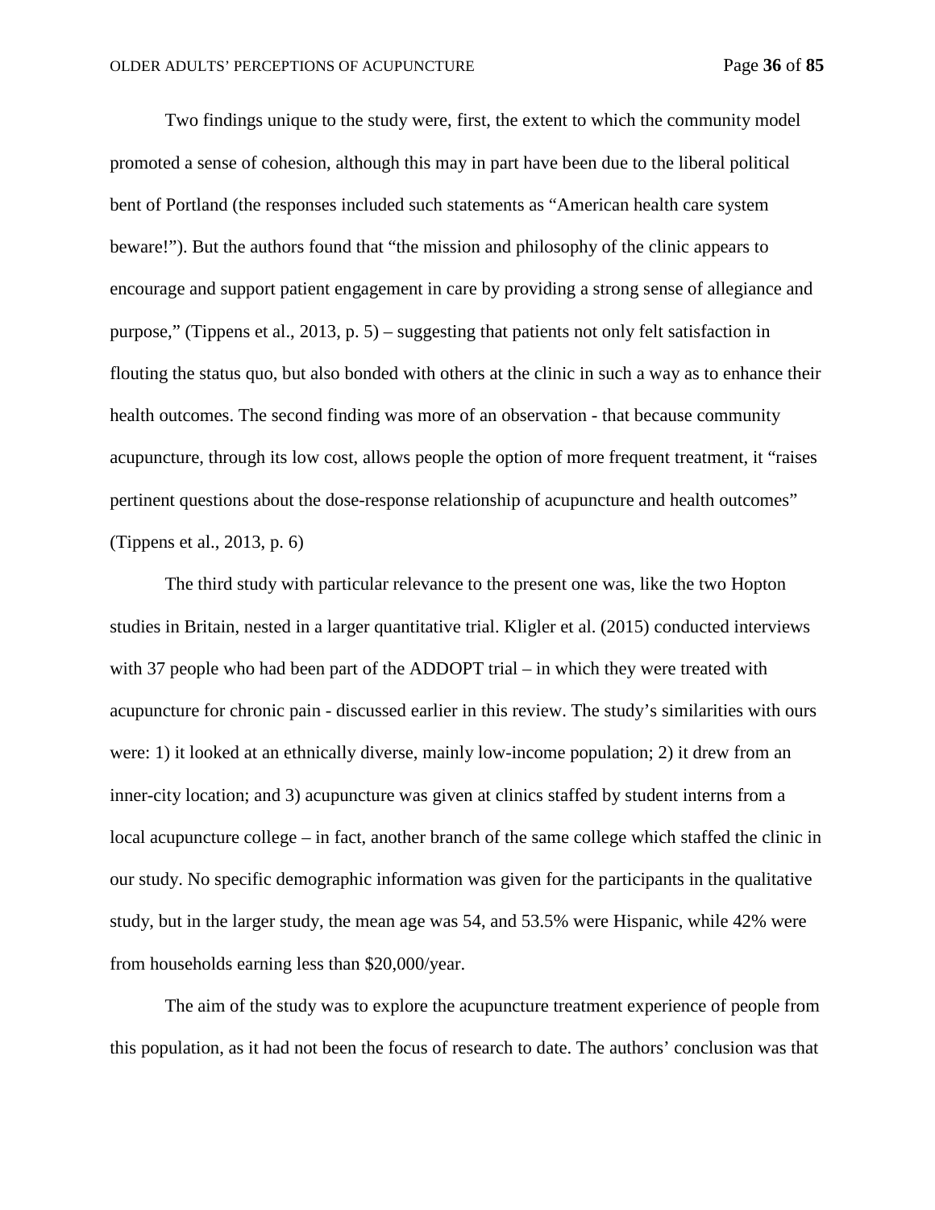Two findings unique to the study were, first, the extent to which the community model promoted a sense of cohesion, although this may in part have been due to the liberal political bent of Portland (the responses included such statements as "American health care system beware!"). But the authors found that "the mission and philosophy of the clinic appears to encourage and support patient engagement in care by providing a strong sense of allegiance and purpose," (Tippens et al., 2013, p. 5) – suggesting that patients not only felt satisfaction in flouting the status quo, but also bonded with others at the clinic in such a way as to enhance their health outcomes. The second finding was more of an observation - that because community acupuncture, through its low cost, allows people the option of more frequent treatment, it "raises pertinent questions about the dose-response relationship of acupuncture and health outcomes" (Tippens et al., 2013, p. 6)

The third study with particular relevance to the present one was, like the two Hopton studies in Britain, nested in a larger quantitative trial. Kligler et al. (2015) conducted interviews with 37 people who had been part of the ADDOPT trial – in which they were treated with acupuncture for chronic pain - discussed earlier in this review. The study's similarities with ours were: 1) it looked at an ethnically diverse, mainly low-income population; 2) it drew from an inner-city location; and 3) acupuncture was given at clinics staffed by student interns from a local acupuncture college – in fact, another branch of the same college which staffed the clinic in our study. No specific demographic information was given for the participants in the qualitative study, but in the larger study, the mean age was 54, and 53.5% were Hispanic, while 42% were from households earning less than $20,000/year.

The aim of the study was to explore the acupuncture treatment experience of people from this population, as it had not been the focus of research to date. The authors' conclusion was that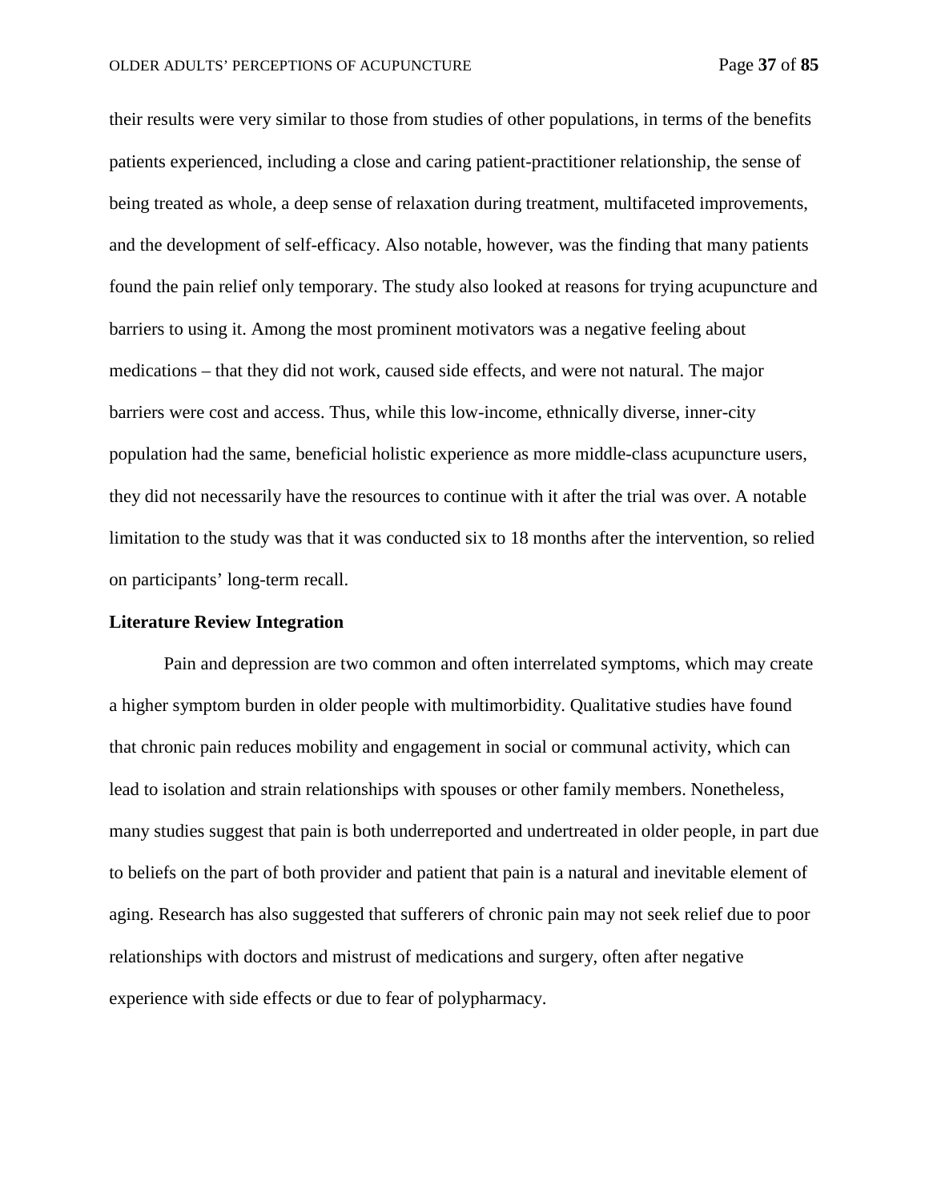their results were very similar to those from studies of other populations, in terms of the benefits patients experienced, including a close and caring patient-practitioner relationship, the sense of being treated as whole, a deep sense of relaxation during treatment, multifaceted improvements, and the development of self-efficacy. Also notable, however, was the finding that many patients found the pain relief only temporary. The study also looked at reasons for trying acupuncture and barriers to using it. Among the most prominent motivators was a negative feeling about medications – that they did not work, caused side effects, and were not natural. The major barriers were cost and access. Thus, while this low-income, ethnically diverse, inner-city population had the same, beneficial holistic experience as more middle-class acupuncture users, they did not necessarily have the resources to continue with it after the trial was over. A notable limitation to the study was that it was conducted six to 18 months after the intervention, so relied on participants' long-term recall.

## Literature Review Integration

Pain and depression are two common and often interrelated symptoms, which may create a higher symptom burden in older people with multimorbidity. Qualitative studies have found that chronic pain reduces mobility and engagement in social or communal activity, which can lead to isolation and strain relationships with spouses or other family members. Nonetheless, many studies suggest that pain is both underreported and undertreated in older people, in part due to beliefs on the part of both provider and patient that pain is a natural and inevitable element of aging. Research has also suggested that sufferers of chronic pain may not seek relief due to poor relationships with doctors and mistrust of medications and surgery, often after negative experience with side effects or due to fear of polypharmacy.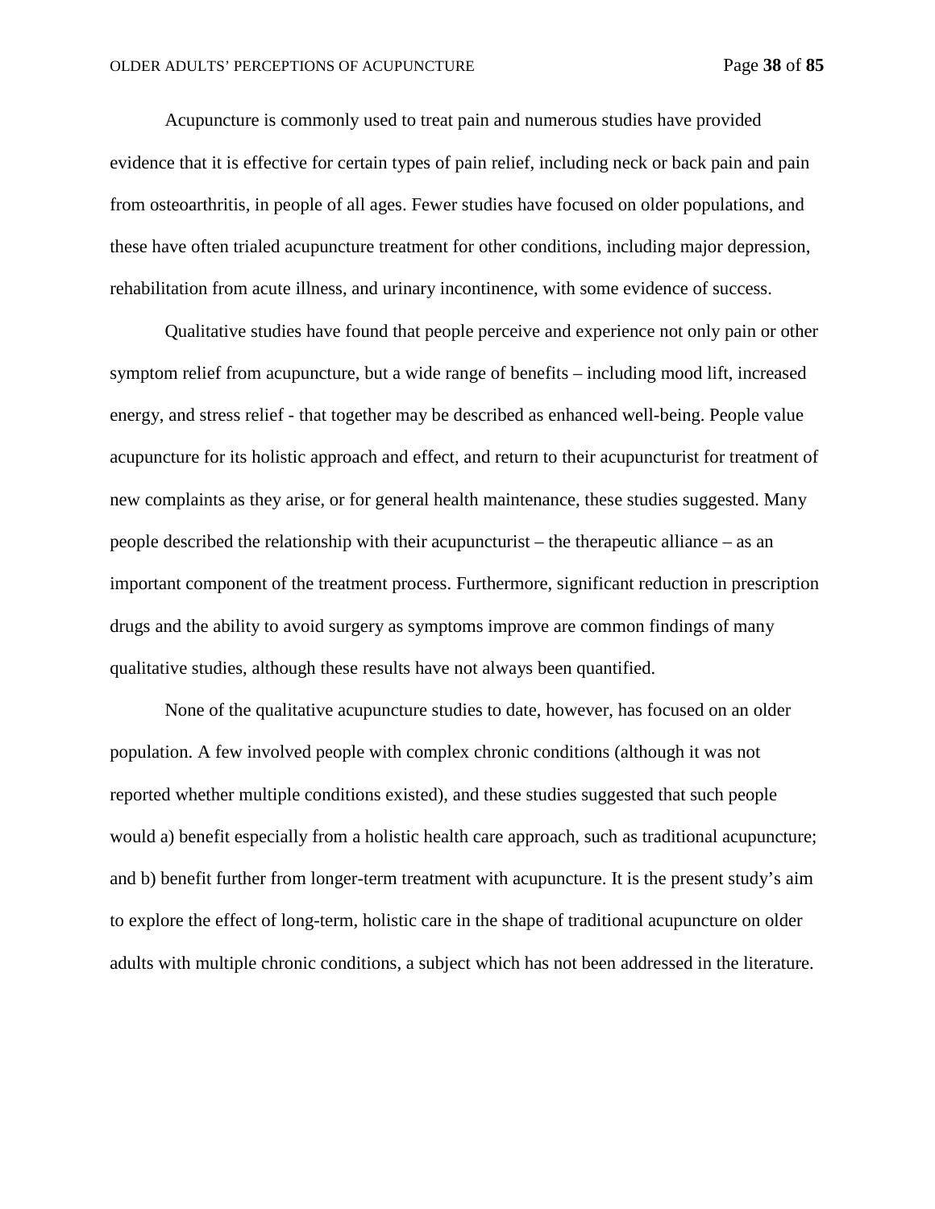Acupuncture is commonly used to treat pain and numerous studies have provided evidence that it is effective for certain types of pain relief, including neck or back pain and pain from osteoarthritis, in people of all ages. Fewer studies have focused on older populations, and these have often trialed acupuncture treatment for other conditions, including major depression, rehabilitation from acute illness, and urinary incontinence, with some evidence of success.

Qualitative studies have found that people perceive and experience not only pain or other symptom relief from acupuncture, but a wide range of benefits – including mood lift, increased energy, and stress relief - that together may be described as enhanced well-being. People value acupuncture for its holistic approach and effect, and return to their acupuncturist for treatment of new complaints as they arise, or for general health maintenance, these studies suggested. Many people described the relationship with their acupuncturist – the therapeutic alliance – as an important component of the treatment process. Furthermore, significant reduction in prescription drugs and the ability to avoid surgery as symptoms improve are common findings of many qualitative studies, although these results have not always been quantified.

None of the qualitative acupuncture studies to date, however, has focused on an older population. A few involved people with complex chronic conditions (although it was not reported whether multiple conditions existed), and these studies suggested that such people would a) benefit especially from a holistic health care approach, such as traditional acupuncture; and b) benefit further from longer-term treatment with acupuncture. It is the present study's aim to explore the effect of long-term, holistic care in the shape of traditional acupuncture on older adults with multiple chronic conditions, a subject which has not been addressed in the literature.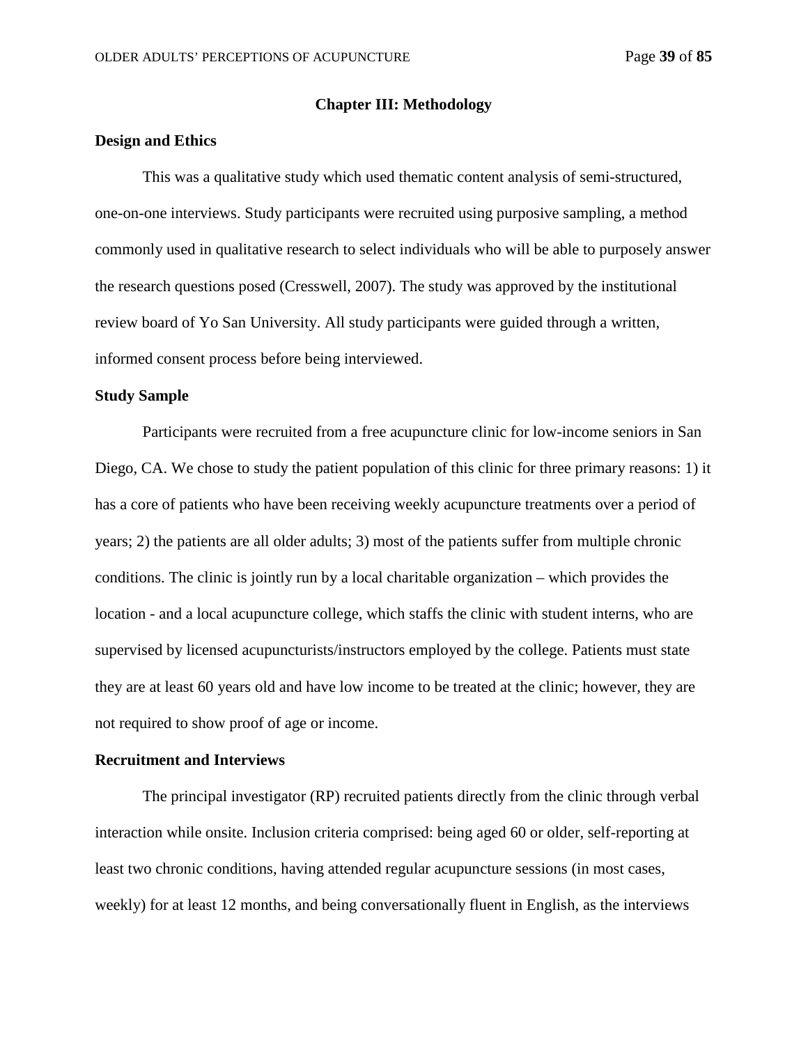# Chapter III: Methodology

## Design and Ethics

This was a qualitative study which used thematic content analysis of semi-structured, one-on-one interviews. Study participants were recruited using purposive sampling, a method commonly used in qualitative research to select individuals who will be able to purposely answer the research questions posed (Cresswell, 2007). The study was approved by the institutional review board of Yo San University. All study participants were guided through a written, informed consent process before being interviewed.

## Study Sample

Participants were recruited from a free acupuncture clinic for low-income seniors in San Diego, CA. We chose to study the patient population of this clinic for three primary reasons: 1) it has a core of patients who have been receiving weekly acupuncture treatments over a period of years; 2) the patients are all older adults; 3) most of the patients suffer from multiple chronic conditions. The clinic is jointly run by a local charitable organization – which provides the location - and a local acupuncture college, which staffs the clinic with student interns, who are supervised by licensed acupuncturists/instructors employed by the college. Patients must state they are at least 60 years old and have low income to be treated at the clinic; however, they are not required to show proof of age or income.

## Recruitment and Interviews

The principal investigator (RP) recruited patients directly from the clinic through verbal interaction while onsite. Inclusion criteria comprised: being aged 60 or older, self-reporting at least two chronic conditions, having attended regular acupuncture sessions (in most cases, weekly) for at least 12 months, and being conversationally fluent in English, as the interviews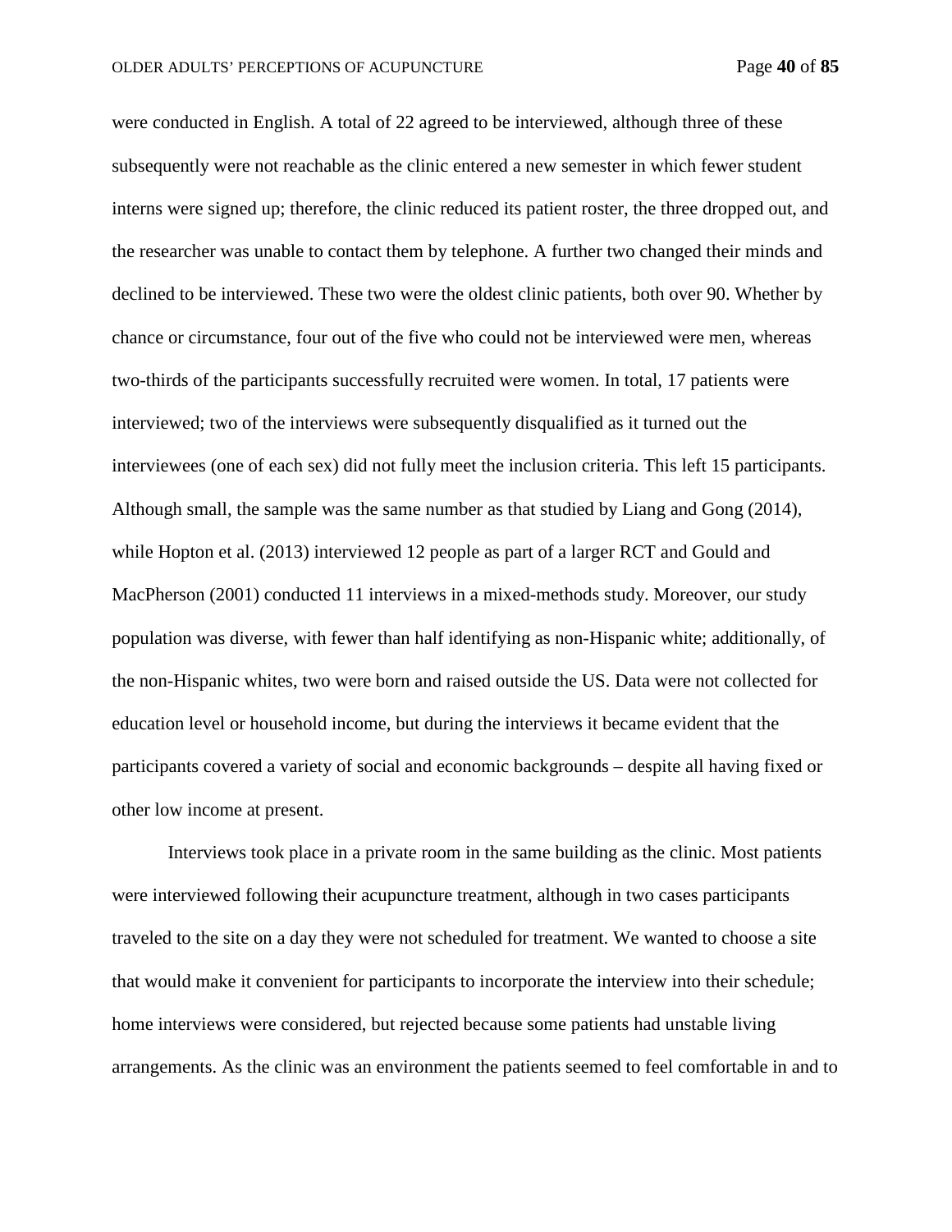were conducted in English. A total of 22 agreed to be interviewed, although three of these subsequently were not reachable as the clinic entered a new semester in which fewer student interns were signed up; therefore, the clinic reduced its patient roster, the three dropped out, and the researcher was unable to contact them by telephone. A further two changed their minds and declined to be interviewed. These two were the oldest clinic patients, both over 90. Whether by chance or circumstance, four out of the five who could not be interviewed were men, whereas two-thirds of the participants successfully recruited were women. In total, 17 patients were interviewed; two of the interviews were subsequently disqualified as it turned out the interviewees (one of each sex) did not fully meet the inclusion criteria. This left 15 participants. Although small, the sample was the same number as that studied by Liang and Gong (2014), while Hopton et al. (2013) interviewed 12 people as part of a larger RCT and Gould and MacPherson (2001) conducted 11 interviews in a mixed-methods study. Moreover, our study population was diverse, with fewer than half identifying as non-Hispanic white; additionally, of the non-Hispanic whites, two were born and raised outside the US. Data were not collected for education level or household income, but during the interviews it became evident that the participants covered a variety of social and economic backgrounds – despite all having fixed or other low income at present.

Interviews took place in a private room in the same building as the clinic. Most patients were interviewed following their acupuncture treatment, although in two cases participants traveled to the site on a day they were not scheduled for treatment. We wanted to choose a site that would make it convenient for participants to incorporate the interview into their schedule; home interviews were considered, but rejected because some patients had unstable living arrangements. As the clinic was an environment the patients seemed to feel comfortable in and to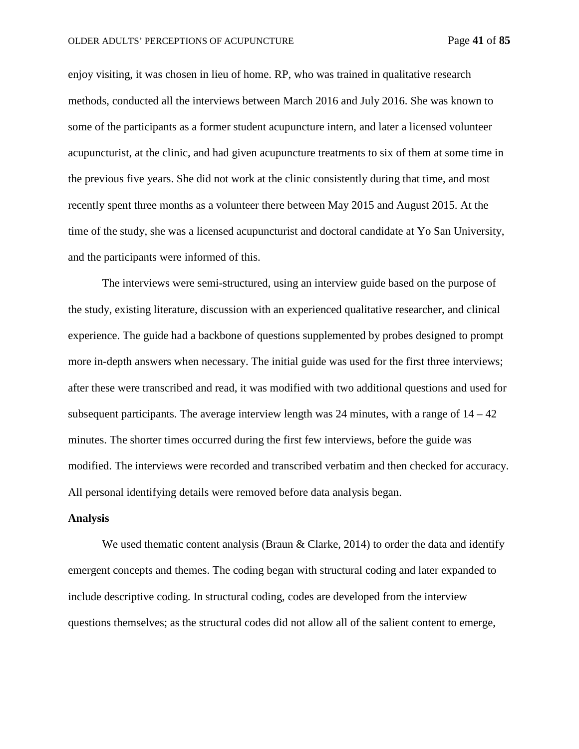enjoy visiting, it was chosen in lieu of home. RP, who was trained in qualitative research methods, conducted all the interviews between March 2016 and July 2016. She was known to some of the participants as a former student acupuncture intern, and later a licensed volunteer acupuncturist, at the clinic, and had given acupuncture treatments to six of them at some time in the previous five years. She did not work at the clinic consistently during that time, and most recently spent three months as a volunteer there between May 2015 and August 2015. At the time of the study, she was a licensed acupuncturist and doctoral candidate at Yo San University, and the participants were informed of this.

The interviews were semi-structured, using an interview guide based on the purpose of the study, existing literature, discussion with an experienced qualitative researcher, and clinical experience. The guide had a backbone of questions supplemented by probes designed to prompt more in-depth answers when necessary. The initial guide was used for the first three interviews; after these were transcribed and read, it was modified with two additional questions and used for subsequent participants. The average interview length was 24 minutes, with a range of 14 – 42 minutes. The shorter times occurred during the first few interviews, before the guide was modified. The interviews were recorded and transcribed verbatim and then checked for accuracy. All personal identifying details were removed before data analysis began.

**Analysis**

We used thematic content analysis (Braun & Clarke, 2014) to order the data and identify emergent concepts and themes. The coding began with structural coding and later expanded to include descriptive coding. In structural coding, codes are developed from the interview questions themselves; as the structural codes did not allow all of the salient content to emerge,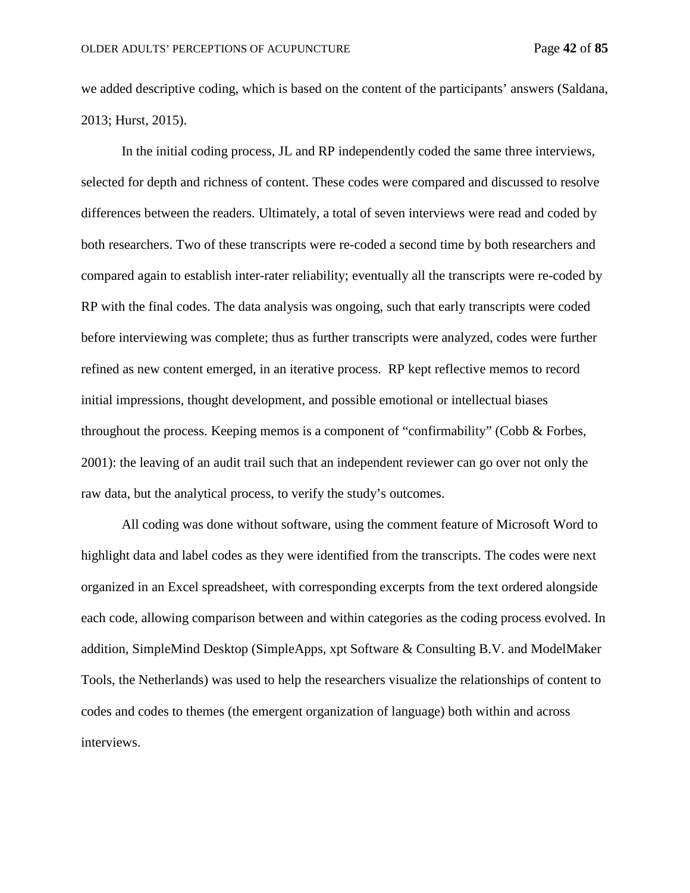we added descriptive coding, which is based on the content of the participants' answers (Saldana, 2013; Hurst, 2015).

In the initial coding process, JL and RP independently coded the same three interviews, selected for depth and richness of content. These codes were compared and discussed to resolve differences between the readers. Ultimately, a total of seven interviews were read and coded by both researchers. Two of these transcripts were re-coded a second time by both researchers and compared again to establish inter-rater reliability; eventually all the transcripts were re-coded by RP with the final codes. The data analysis was ongoing, such that early transcripts were coded before interviewing was complete; thus as further transcripts were analyzed, codes were further refined as new content emerged, in an iterative process. RP kept reflective memos to record initial impressions, thought development, and possible emotional or intellectual biases throughout the process. Keeping memos is a component of "confirmability" (Cobb & Forbes, 2001): the leaving of an audit trail such that an independent reviewer can go over not only the raw data, but the analytical process, to verify the study's outcomes.

All coding was done without software, using the comment feature of Microsoft Word to highlight data and label codes as they were identified from the transcripts. The codes were next organized in an Excel spreadsheet, with corresponding excerpts from the text ordered alongside each code, allowing comparison between and within categories as the coding process evolved. In addition, SimpleMind Desktop (SimpleApps, xpt Software & Consulting B.V. and ModelMaker Tools, the Netherlands) was used to help the researchers visualize the relationships of content to codes and codes to themes (the emergent organization of language) both within and across interviews.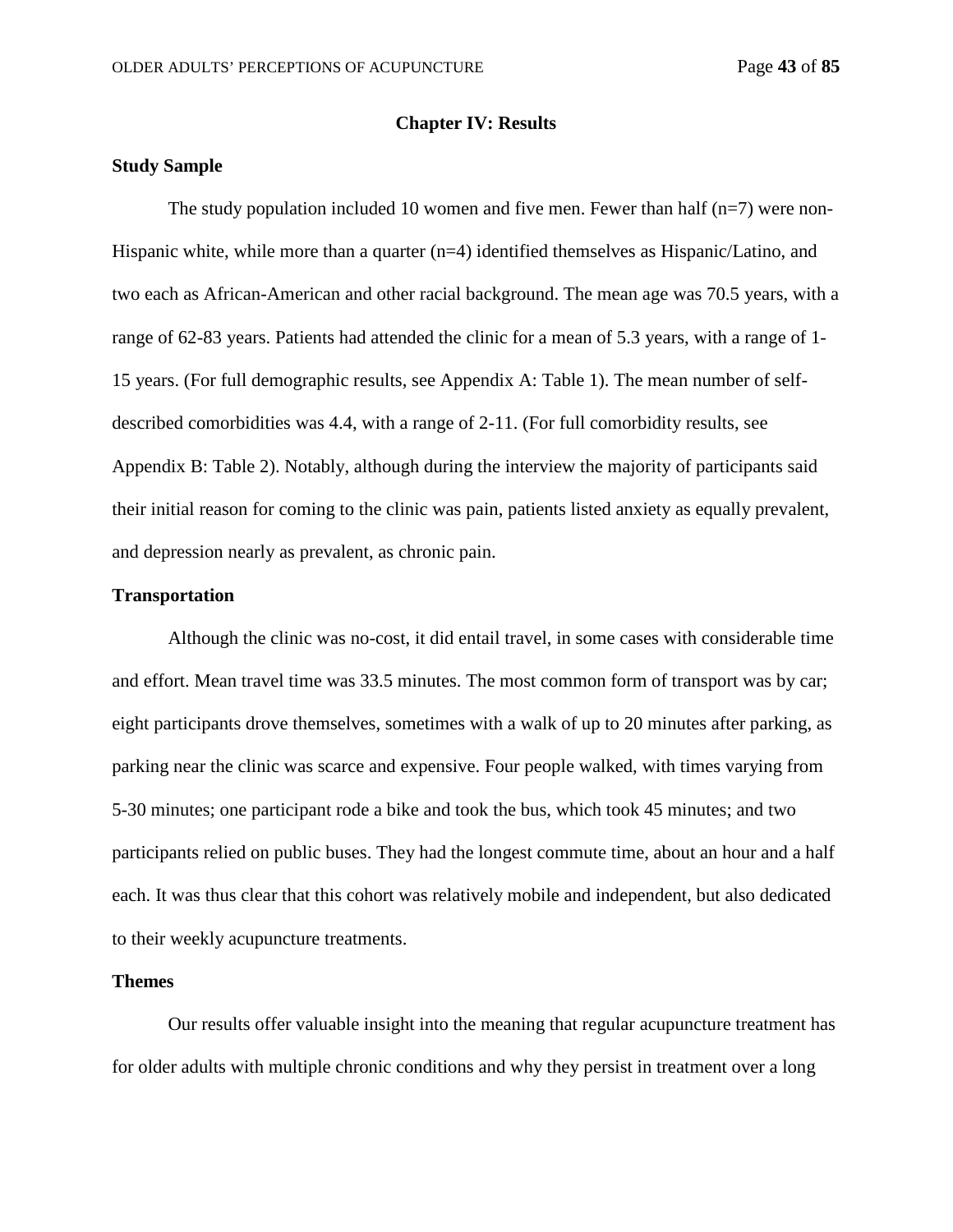# Chapter IV: Results

## Study Sample

The study population included 10 women and five men. Fewer than half (n=7) were non-Hispanic white, while more than a quarter (n=4) identified themselves as Hispanic/Latino, and two each as African-American and other racial background. The mean age was 70.5 years, with a range of 62-83 years. Patients had attended the clinic for a mean of 5.3 years, with a range of 1-15 years. (For full demographic results, see Appendix A: Table 1). The mean number of self-described comorbidities was 4.4, with a range of 2-11. (For full comorbidity results, see Appendix B: Table 2). Notably, although during the interview the majority of participants said their initial reason for coming to the clinic was pain, patients listed anxiety as equally prevalent, and depression nearly as prevalent, as chronic pain.

## Transportation

Although the clinic was no-cost, it did entail travel, in some cases with considerable time and effort. Mean travel time was 33.5 minutes. The most common form of transport was by car; eight participants drove themselves, sometimes with a walk of up to 20 minutes after parking, as parking near the clinic was scarce and expensive. Four people walked, with times varying from 5-30 minutes; one participant rode a bike and took the bus, which took 45 minutes; and two participants relied on public buses. They had the longest commute time, about an hour and a half each. It was thus clear that this cohort was relatively mobile and independent, but also dedicated to their weekly acupuncture treatments.

## Themes

Our results offer valuable insight into the meaning that regular acupuncture treatment has for older adults with multiple chronic conditions and why they persist in treatment over a long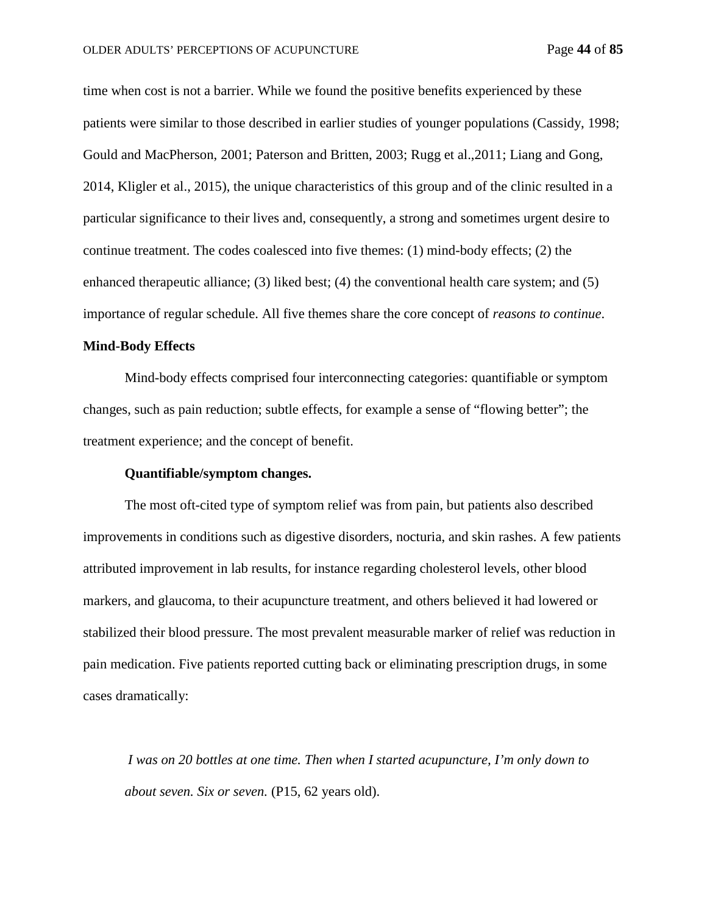time when cost is not a barrier. While we found the positive benefits experienced by these patients were similar to those described in earlier studies of younger populations (Cassidy, 1998; Gould and MacPherson, 2001; Paterson and Britten, 2003; Rugg et al.,2011; Liang and Gong, 2014, Kligler et al., 2015), the unique characteristics of this group and of the clinic resulted in a particular significance to their lives and, consequently, a strong and sometimes urgent desire to continue treatment. The codes coalesced into five themes: (1) mind-body effects; (2) the enhanced therapeutic alliance; (3) liked best; (4) the conventional health care system; and (5) importance of regular schedule. All five themes share the core concept of *reasons to continue*.

### Mind-Body Effects

Mind-body effects comprised four interconnecting categories: quantifiable or symptom changes, such as pain reduction; subtle effects, for example a sense of "flowing better"; the treatment experience; and the concept of benefit.

#### Quantifiable/symptom changes.

The most oft-cited type of symptom relief was from pain, but patients also described improvements in conditions such as digestive disorders, nocturia, and skin rashes. A few patients attributed improvement in lab results, for instance regarding cholesterol levels, other blood markers, and glaucoma, to their acupuncture treatment, and others believed it had lowered or stabilized their blood pressure. The most prevalent measurable marker of relief was reduction in pain medication. Five patients reported cutting back or eliminating prescription drugs, in some cases dramatically:

> *I was on 20 bottles at one time. Then when I started acupuncture, I'm only down to about seven. Six or seven.* (P15, 62 years old).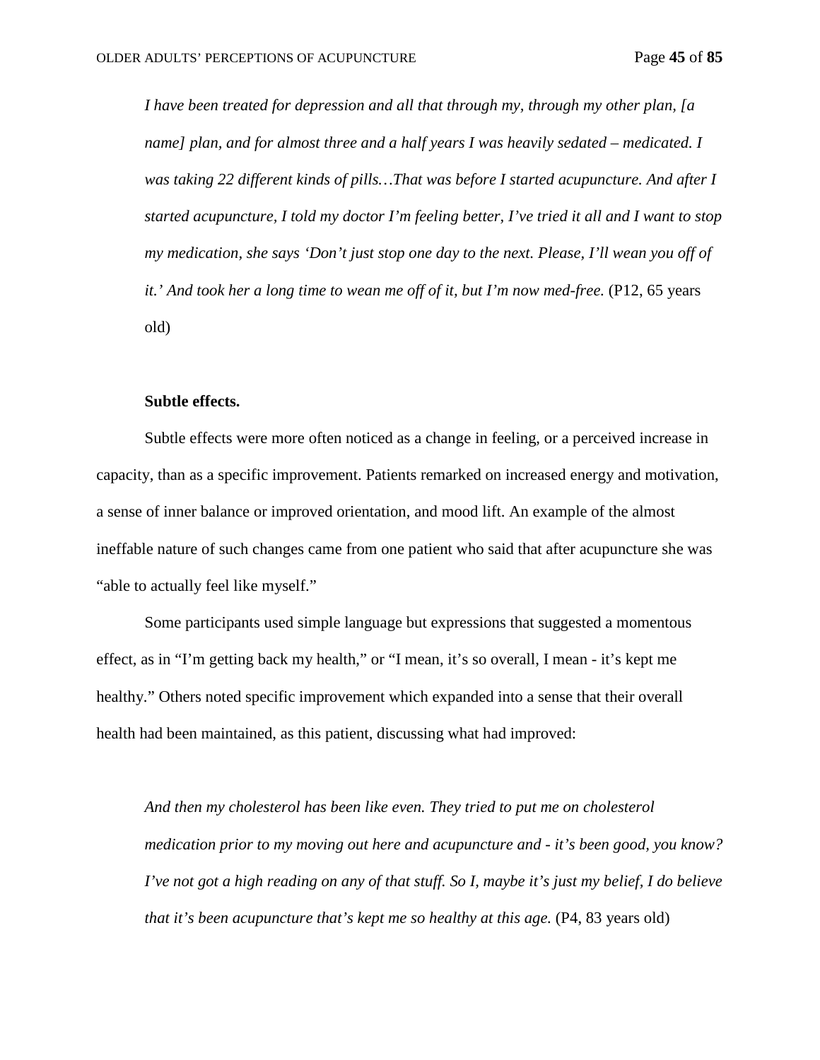> *I have been treated for depression and all that through my, through my other plan, [a name] plan, and for almost three and a half years I was heavily sedated – medicated. I was taking 22 different kinds of pills…That was before I started acupuncture. And after I started acupuncture, I told my doctor I'm feeling better, I've tried it all and I want to stop my medication, she says 'Don't just stop one day to the next. Please, I'll wean you off of it.' And took her a long time to wean me off of it, but I'm now med-free.* (P12, 65 years old)

**Subtle effects.**

Subtle effects were more often noticed as a change in feeling, or a perceived increase in capacity, than as a specific improvement. Patients remarked on increased energy and motivation, a sense of inner balance or improved orientation, and mood lift. An example of the almost ineffable nature of such changes came from one patient who said that after acupuncture she was "able to actually feel like myself."

Some participants used simple language but expressions that suggested a momentous effect, as in "I'm getting back my health," or "I mean, it's so overall, I mean - it's kept me healthy." Others noted specific improvement which expanded into a sense that their overall health had been maintained, as this patient, discussing what had improved:

> *And then my cholesterol has been like even. They tried to put me on cholesterol medication prior to my moving out here and acupuncture and - it's been good, you know? I've not got a high reading on any of that stuff. So I, maybe it's just my belief, I do believe that it's been acupuncture that's kept me so healthy at this age.* (P4, 83 years old)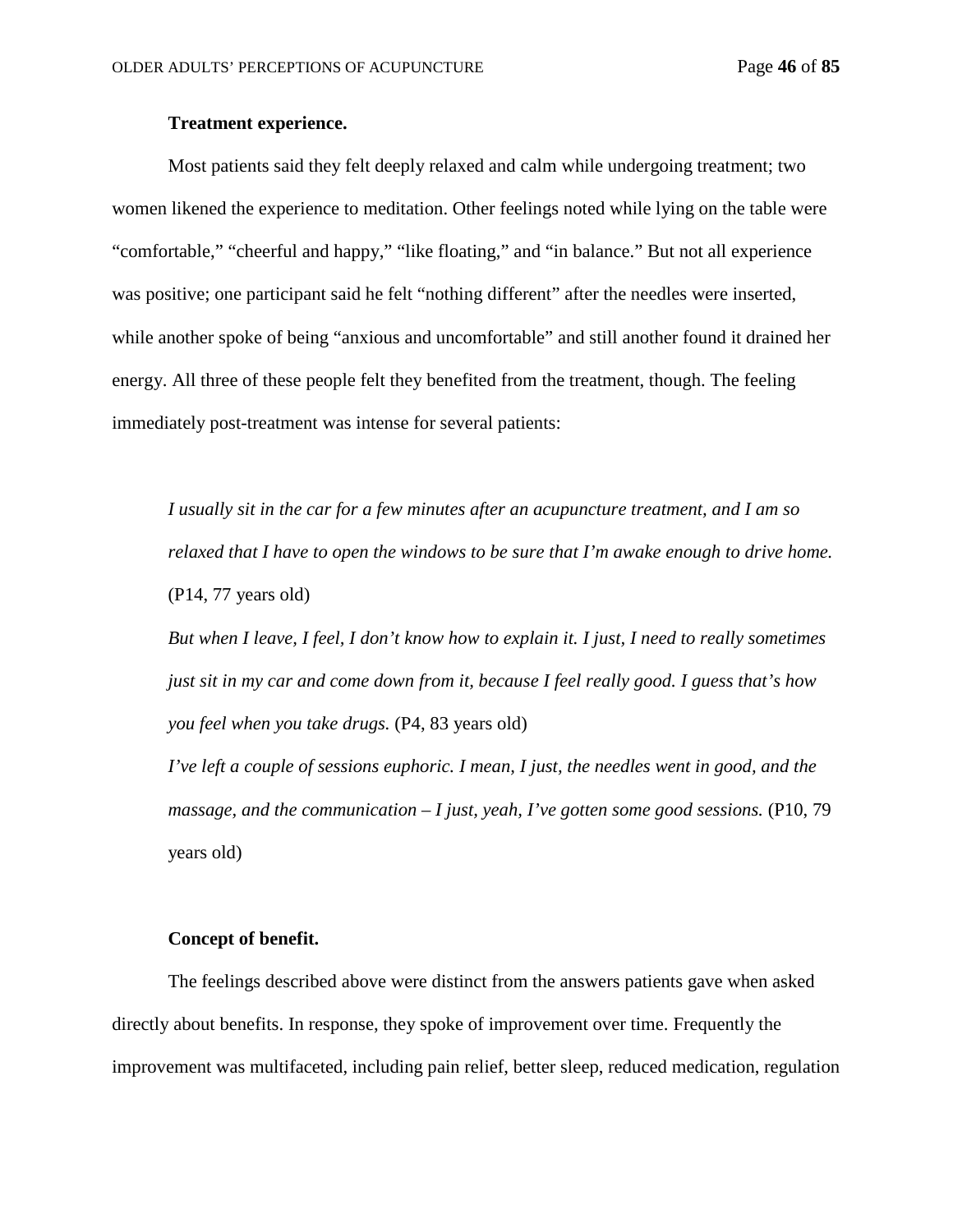**Treatment experience.**

Most patients said they felt deeply relaxed and calm while undergoing treatment; two women likened the experience to meditation. Other feelings noted while lying on the table were "comfortable," "cheerful and happy," "like floating," and "in balance." But not all experience was positive; one participant said he felt "nothing different" after the needles were inserted, while another spoke of being "anxious and uncomfortable" and still another found it drained her energy. All three of these people felt they benefited from the treatment, though. The feeling immediately post-treatment was intense for several patients:

> *I usually sit in the car for a few minutes after an acupuncture treatment, and I am so relaxed that I have to open the windows to be sure that I'm awake enough to drive home.* (P14, 77 years old)
>
> *But when I leave, I feel, I don't know how to explain it. I just, I need to really sometimes just sit in my car and come down from it, because I feel really good. I guess that's how you feel when you take drugs.* (P4, 83 years old)
>
> *I've left a couple of sessions euphoric. I mean, I just, the needles went in good, and the massage, and the communication – I just, yeah, I've gotten some good sessions.* (P10, 79 years old)

**Concept of benefit.**

The feelings described above were distinct from the answers patients gave when asked directly about benefits. In response, they spoke of improvement over time. Frequently the improvement was multifaceted, including pain relief, better sleep, reduced medication, regulation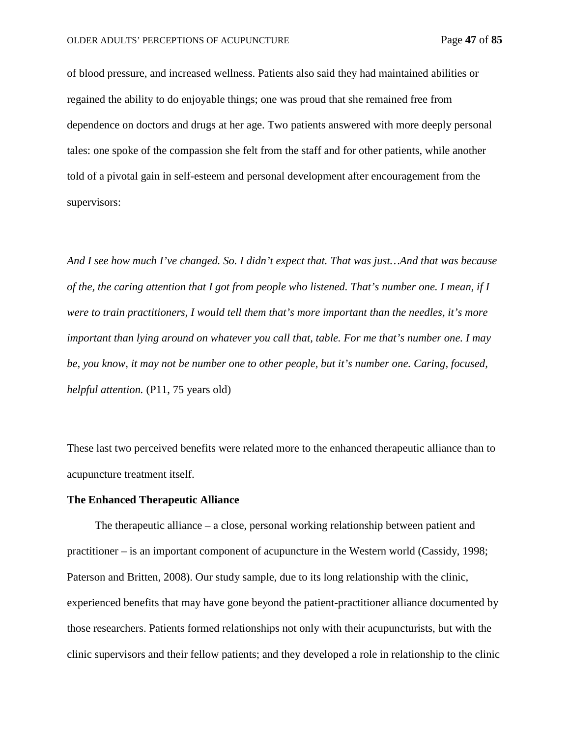of blood pressure, and increased wellness. Patients also said they had maintained abilities or regained the ability to do enjoyable things; one was proud that she remained free from dependence on doctors and drugs at her age. Two patients answered with more deeply personal tales: one spoke of the compassion she felt from the staff and for other patients, while another told of a pivotal gain in self-esteem and personal development after encouragement from the supervisors:

*And I see how much I've changed. So. I didn't expect that. That was just…And that was because of the, the caring attention that I got from people who listened. That's number one. I mean, if I were to train practitioners, I would tell them that's more important than the needles, it's more important than lying around on whatever you call that, table. For me that's number one. I may be, you know, it may not be number one to other people, but it's number one. Caring, focused, helpful attention.* (P11, 75 years old)

These last two perceived benefits were related more to the enhanced therapeutic alliance than to acupuncture treatment itself.

**The Enhanced Therapeutic Alliance**

The therapeutic alliance – a close, personal working relationship between patient and practitioner – is an important component of acupuncture in the Western world (Cassidy, 1998; Paterson and Britten, 2008). Our study sample, due to its long relationship with the clinic, experienced benefits that may have gone beyond the patient-practitioner alliance documented by those researchers. Patients formed relationships not only with their acupuncturists, but with the clinic supervisors and their fellow patients; and they developed a role in relationship to the clinic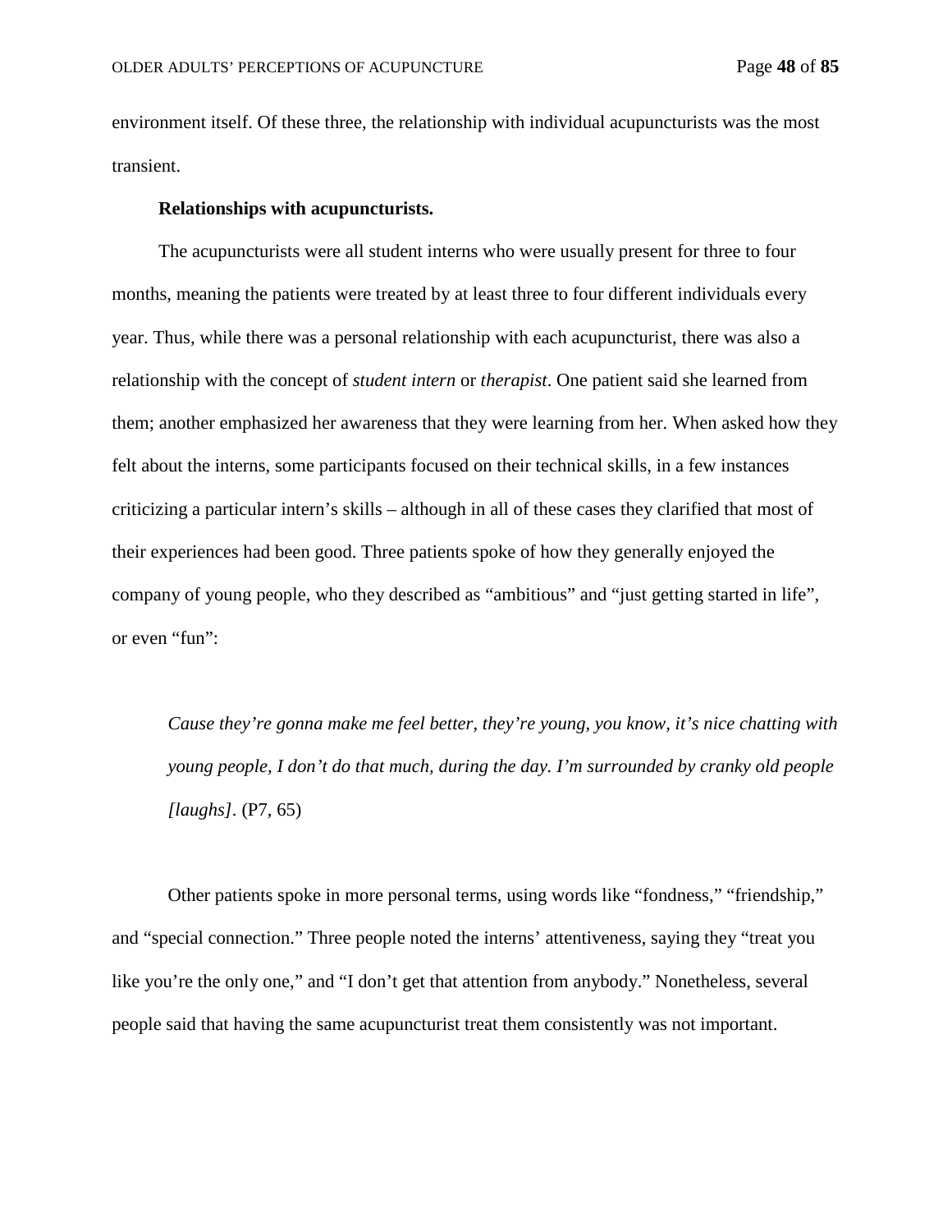environment itself. Of these three, the relationship with individual acupuncturists was the most transient.

**Relationships with acupuncturists.**

The acupuncturists were all student interns who were usually present for three to four months, meaning the patients were treated by at least three to four different individuals every year. Thus, while there was a personal relationship with each acupuncturist, there was also a relationship with the concept of *student intern* or *therapist*. One patient said she learned from them; another emphasized her awareness that they were learning from her. When asked how they felt about the interns, some participants focused on their technical skills, in a few instances criticizing a particular intern's skills – although in all of these cases they clarified that most of their experiences had been good. Three patients spoke of how they generally enjoyed the company of young people, who they described as "ambitious" and "just getting started in life", or even "fun":

> *Cause they're gonna make me feel better, they're young, you know, it's nice chatting with young people, I don't do that much, during the day. I'm surrounded by cranky old people [laughs].* (P7, 65)

Other patients spoke in more personal terms, using words like "fondness," "friendship," and "special connection." Three people noted the interns' attentiveness, saying they "treat you like you're the only one," and "I don't get that attention from anybody." Nonetheless, several people said that having the same acupuncturist treat them consistently was not important.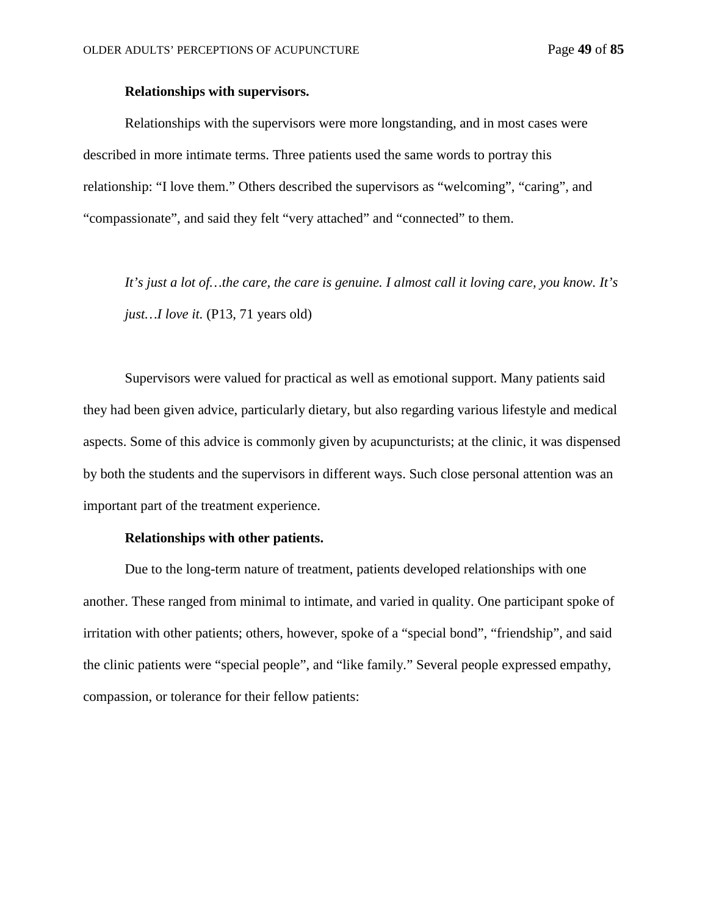**Relationships with supervisors.**

Relationships with the supervisors were more longstanding, and in most cases were described in more intimate terms. Three patients used the same words to portray this relationship: “I love them.” Others described the supervisors as “welcoming”, “caring”, and “compassionate”, and said they felt “very attached” and “connected” to them.

> *It’s just a lot of…the care, the care is genuine. I almost call it loving care, you know. It’s just…I love it.* (P13, 71 years old)

Supervisors were valued for practical as well as emotional support. Many patients said they had been given advice, particularly dietary, but also regarding various lifestyle and medical aspects. Some of this advice is commonly given by acupuncturists; at the clinic, it was dispensed by both the students and the supervisors in different ways. Such close personal attention was an important part of the treatment experience.

**Relationships with other patients.**

Due to the long-term nature of treatment, patients developed relationships with one another. These ranged from minimal to intimate, and varied in quality. One participant spoke of irritation with other patients; others, however, spoke of a “special bond”, “friendship”, and said the clinic patients were “special people”, and “like family.” Several people expressed empathy, compassion, or tolerance for their fellow patients: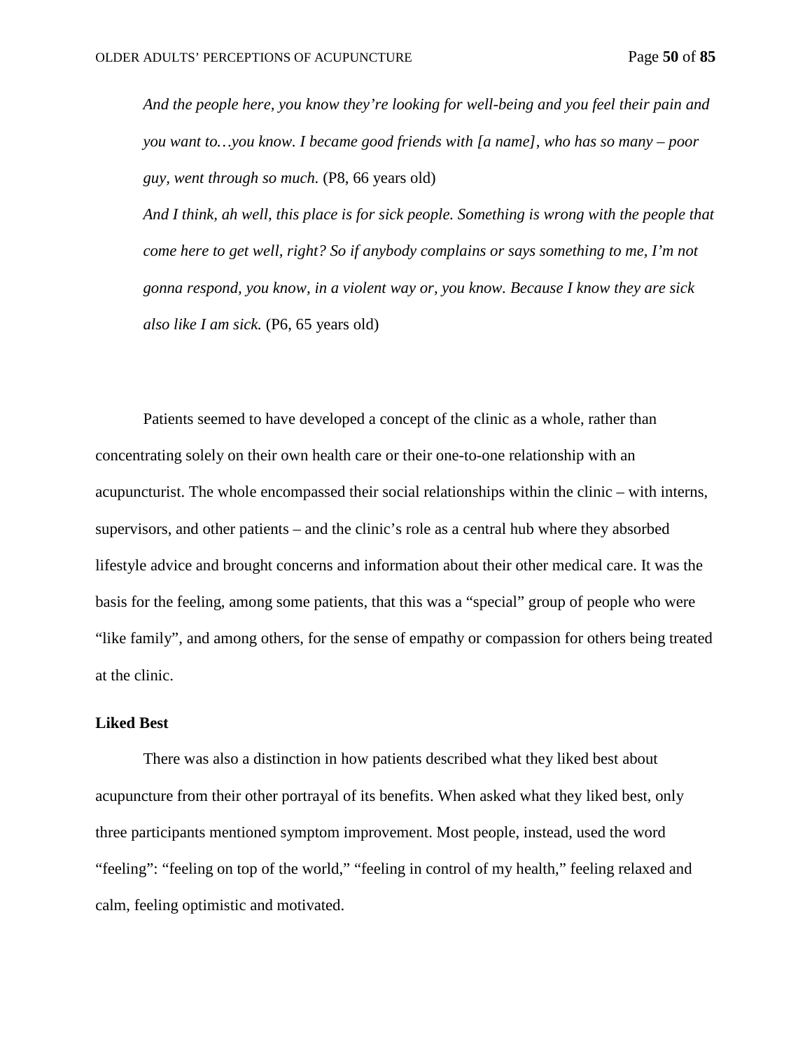> *And the people here, you know they're looking for well-being and you feel their pain and you want to…you know. I became good friends with [a name], who has so many – poor guy, went through so much.* (P8, 66 years old)
>
> *And I think, ah well, this place is for sick people. Something is wrong with the people that come here to get well, right? So if anybody complains or says something to me, I'm not gonna respond, you know, in a violent way or, you know. Because I know they are sick also like I am sick.* (P6, 65 years old)

Patients seemed to have developed a concept of the clinic as a whole, rather than concentrating solely on their own health care or their one-to-one relationship with an acupuncturist. The whole encompassed their social relationships within the clinic – with interns, supervisors, and other patients – and the clinic's role as a central hub where they absorbed lifestyle advice and brought concerns and information about their other medical care. It was the basis for the feeling, among some patients, that this was a "special" group of people who were "like family", and among others, for the sense of empathy or compassion for others being treated at the clinic.

**Liked Best**

There was also a distinction in how patients described what they liked best about acupuncture from their other portrayal of its benefits. When asked what they liked best, only three participants mentioned symptom improvement. Most people, instead, used the word "feeling": "feeling on top of the world," "feeling in control of my health," feeling relaxed and calm, feeling optimistic and motivated.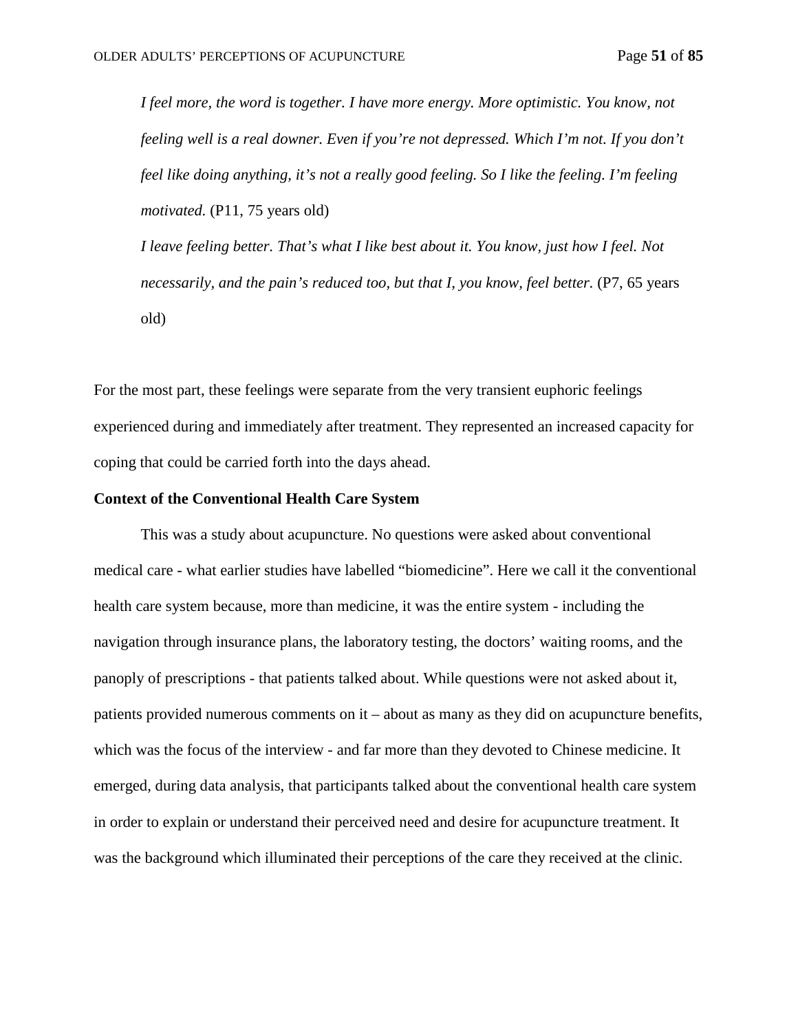> *I feel more, the word is together. I have more energy. More optimistic. You know, not feeling well is a real downer. Even if you're not depressed. Which I'm not. If you don't feel like doing anything, it's not a really good feeling. So I like the feeling. I'm feeling motivated.* (P11, 75 years old)
>
> *I leave feeling better. That's what I like best about it. You know, just how I feel. Not necessarily, and the pain's reduced too, but that I, you know, feel better.* (P7, 65 years old)

For the most part, these feelings were separate from the very transient euphoric feelings experienced during and immediately after treatment. They represented an increased capacity for coping that could be carried forth into the days ahead.

**Context of the Conventional Health Care System**

This was a study about acupuncture. No questions were asked about conventional medical care - what earlier studies have labelled "biomedicine". Here we call it the conventional health care system because, more than medicine, it was the entire system - including the navigation through insurance plans, the laboratory testing, the doctors' waiting rooms, and the panoply of prescriptions - that patients talked about. While questions were not asked about it, patients provided numerous comments on it – about as many as they did on acupuncture benefits, which was the focus of the interview - and far more than they devoted to Chinese medicine. It emerged, during data analysis, that participants talked about the conventional health care system in order to explain or understand their perceived need and desire for acupuncture treatment. It was the background which illuminated their perceptions of the care they received at the clinic.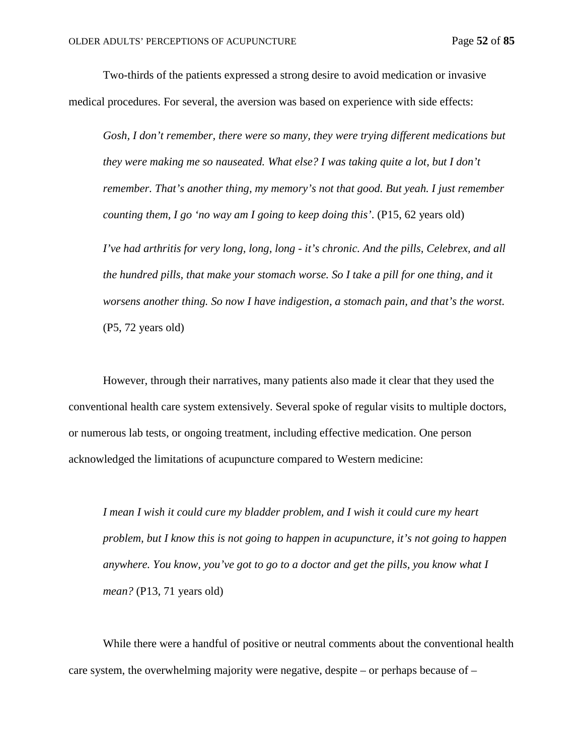Two-thirds of the patients expressed a strong desire to avoid medication or invasive medical procedures. For several, the aversion was based on experience with side effects:

> *Gosh, I don't remember, there were so many, they were trying different medications but they were making me so nauseated. What else? I was taking quite a lot, but I don't remember. That's another thing, my memory's not that good. But yeah. I just remember counting them, I go 'no way am I going to keep doing this'.* (P15, 62 years old)
>
> *I've had arthritis for very long, long, long - it's chronic. And the pills, Celebrex, and all the hundred pills, that make your stomach worse. So I take a pill for one thing, and it worsens another thing. So now I have indigestion, a stomach pain, and that's the worst.* (P5, 72 years old)

However, through their narratives, many patients also made it clear that they used the conventional health care system extensively. Several spoke of regular visits to multiple doctors, or numerous lab tests, or ongoing treatment, including effective medication. One person acknowledged the limitations of acupuncture compared to Western medicine:

> *I mean I wish it could cure my bladder problem, and I wish it could cure my heart problem, but I know this is not going to happen in acupuncture, it's not going to happen anywhere. You know, you've got to go to a doctor and get the pills, you know what I mean?* (P13, 71 years old)

While there were a handful of positive or neutral comments about the conventional health care system, the overwhelming majority were negative, despite – or perhaps because of –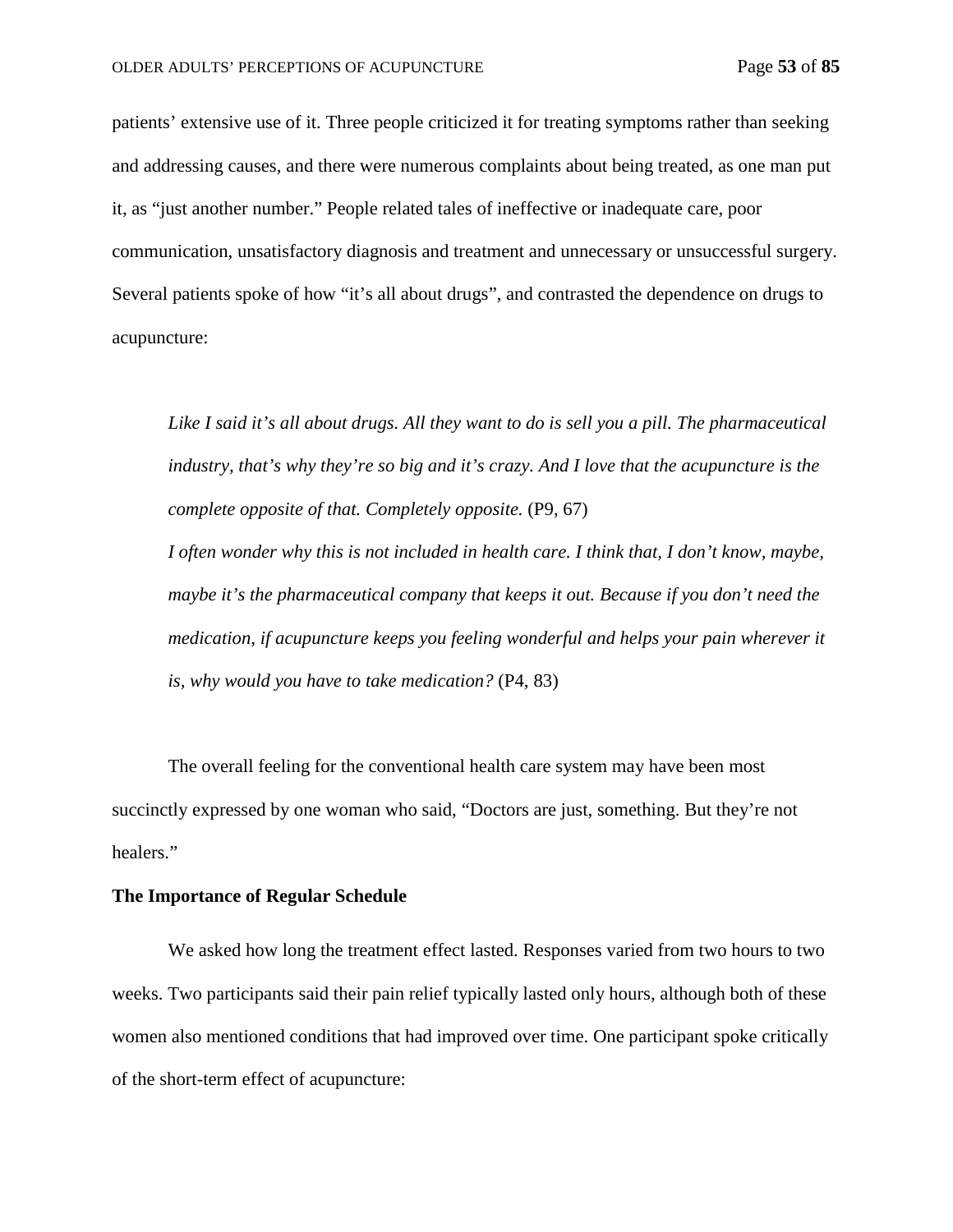patients' extensive use of it. Three people criticized it for treating symptoms rather than seeking and addressing causes, and there were numerous complaints about being treated, as one man put it, as "just another number." People related tales of ineffective or inadequate care, poor communication, unsatisfactory diagnosis and treatment and unnecessary or unsuccessful surgery. Several patients spoke of how "it's all about drugs", and contrasted the dependence on drugs to acupuncture:

> *Like I said it's all about drugs. All they want to do is sell you a pill. The pharmaceutical industry, that's why they're so big and it's crazy. And I love that the acupuncture is the complete opposite of that. Completely opposite.* (P9, 67)
>
> *I often wonder why this is not included in health care. I think that, I don't know, maybe, maybe it's the pharmaceutical company that keeps it out. Because if you don't need the medication, if acupuncture keeps you feeling wonderful and helps your pain wherever it is, why would you have to take medication?* (P4, 83)

The overall feeling for the conventional health care system may have been most succinctly expressed by one woman who said, "Doctors are just, something. But they're not healers."

**The Importance of Regular Schedule**

We asked how long the treatment effect lasted. Responses varied from two hours to two weeks. Two participants said their pain relief typically lasted only hours, although both of these women also mentioned conditions that had improved over time. One participant spoke critically of the short-term effect of acupuncture: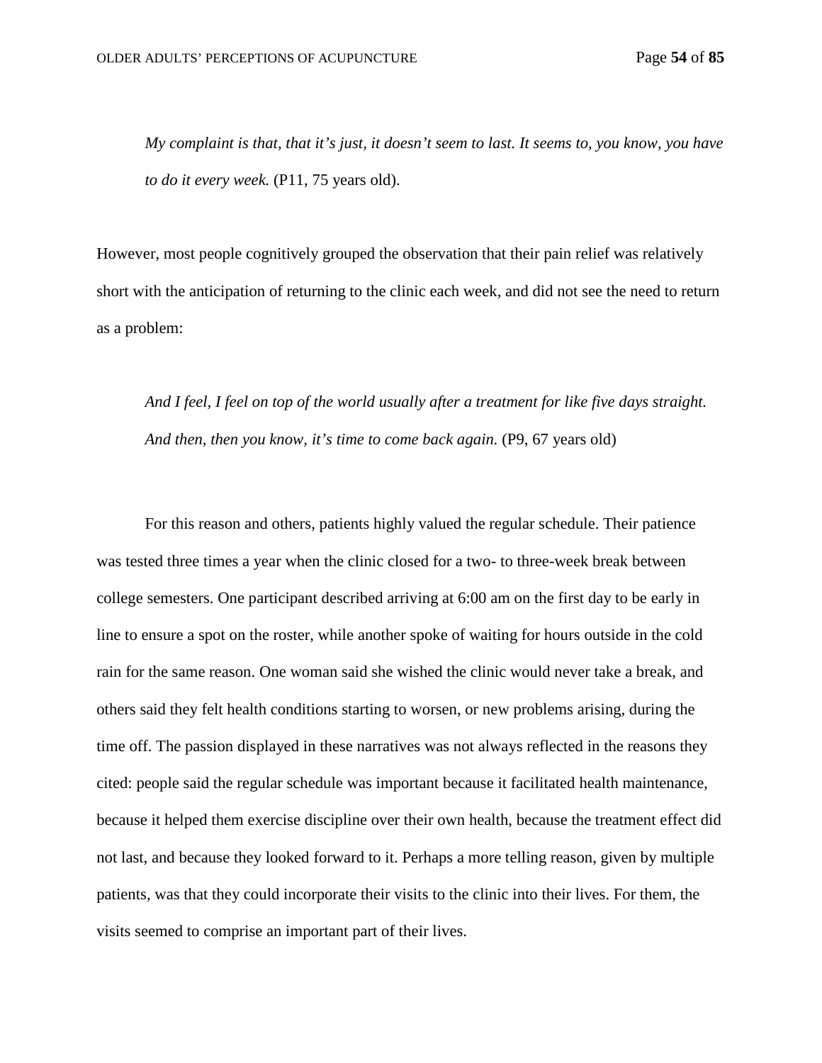> *My complaint is that, that it's just, it doesn't seem to last. It seems to, you know, you have to do it every week.* (P11, 75 years old).

However, most people cognitively grouped the observation that their pain relief was relatively short with the anticipation of returning to the clinic each week, and did not see the need to return as a problem:

> *And I feel, I feel on top of the world usually after a treatment for like five days straight. And then, then you know, it's time to come back again.* (P9, 67 years old)

For this reason and others, patients highly valued the regular schedule. Their patience was tested three times a year when the clinic closed for a two- to three-week break between college semesters. One participant described arriving at 6:00 am on the first day to be early in line to ensure a spot on the roster, while another spoke of waiting for hours outside in the cold rain for the same reason. One woman said she wished the clinic would never take a break, and others said they felt health conditions starting to worsen, or new problems arising, during the time off. The passion displayed in these narratives was not always reflected in the reasons they cited: people said the regular schedule was important because it facilitated health maintenance, because it helped them exercise discipline over their own health, because the treatment effect did not last, and because they looked forward to it. Perhaps a more telling reason, given by multiple patients, was that they could incorporate their visits to the clinic into their lives. For them, the visits seemed to comprise an important part of their lives.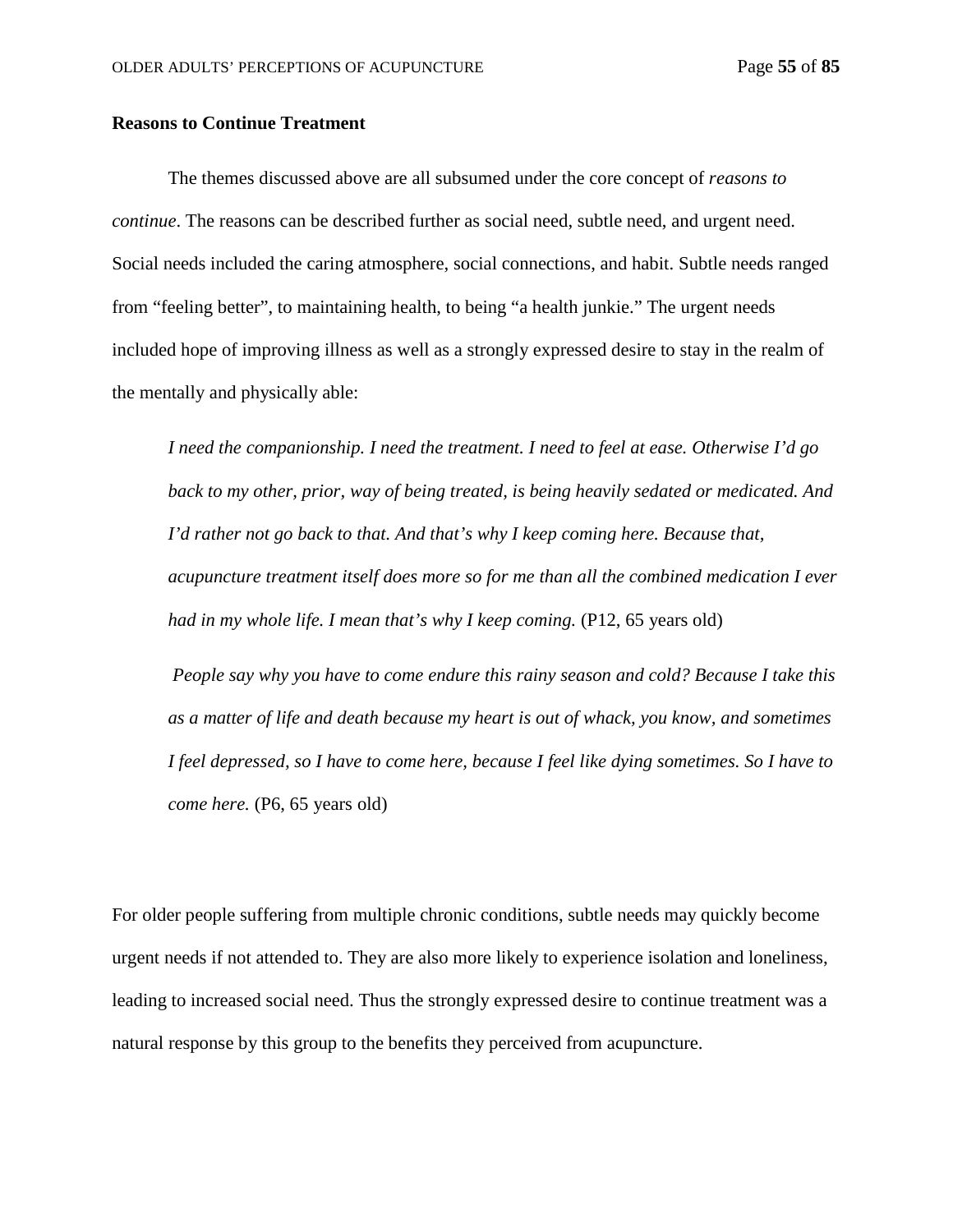**Reasons to Continue Treatment**

The themes discussed above are all subsumed under the core concept of *reasons to continue*. The reasons can be described further as social need, subtle need, and urgent need. Social needs included the caring atmosphere, social connections, and habit. Subtle needs ranged from "feeling better", to maintaining health, to being "a health junkie." The urgent needs included hope of improving illness as well as a strongly expressed desire to stay in the realm of the mentally and physically able:

> *I need the companionship. I need the treatment. I need to feel at ease. Otherwise I'd go back to my other, prior, way of being treated, is being heavily sedated or medicated. And I'd rather not go back to that. And that's why I keep coming here. Because that, acupuncture treatment itself does more so for me than all the combined medication I ever had in my whole life. I mean that's why I keep coming.* (P12, 65 years old)

> *People say why you have to come endure this rainy season and cold? Because I take this as a matter of life and death because my heart is out of whack, you know, and sometimes I feel depressed, so I have to come here, because I feel like dying sometimes. So I have to come here.* (P6, 65 years old)

For older people suffering from multiple chronic conditions, subtle needs may quickly become urgent needs if not attended to. They are also more likely to experience isolation and loneliness, leading to increased social need. Thus the strongly expressed desire to continue treatment was a natural response by this group to the benefits they perceived from acupuncture.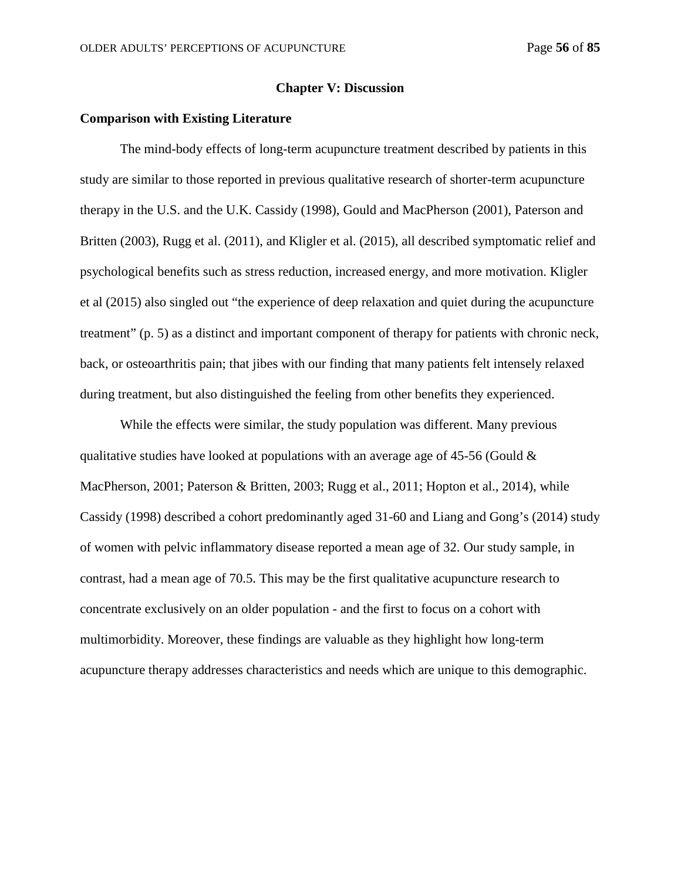## Chapter V: Discussion

### Comparison with Existing Literature

The mind-body effects of long-term acupuncture treatment described by patients in this study are similar to those reported in previous qualitative research of shorter-term acupuncture therapy in the U.S. and the U.K. Cassidy (1998), Gould and MacPherson (2001), Paterson and Britten (2003), Rugg et al. (2011), and Kligler et al. (2015), all described symptomatic relief and psychological benefits such as stress reduction, increased energy, and more motivation. Kligler et al (2015) also singled out "the experience of deep relaxation and quiet during the acupuncture treatment" (p. 5) as a distinct and important component of therapy for patients with chronic neck, back, or osteoarthritis pain; that jibes with our finding that many patients felt intensely relaxed during treatment, but also distinguished the feeling from other benefits they experienced.

While the effects were similar, the study population was different. Many previous qualitative studies have looked at populations with an average age of 45-56 (Gould & MacPherson, 2001; Paterson & Britten, 2003; Rugg et al., 2011; Hopton et al., 2014), while Cassidy (1998) described a cohort predominantly aged 31-60 and Liang and Gong's (2014) study of women with pelvic inflammatory disease reported a mean age of 32. Our study sample, in contrast, had a mean age of 70.5. This may be the first qualitative acupuncture research to concentrate exclusively on an older population - and the first to focus on a cohort with multimorbidity. Moreover, these findings are valuable as they highlight how long-term acupuncture therapy addresses characteristics and needs which are unique to this demographic.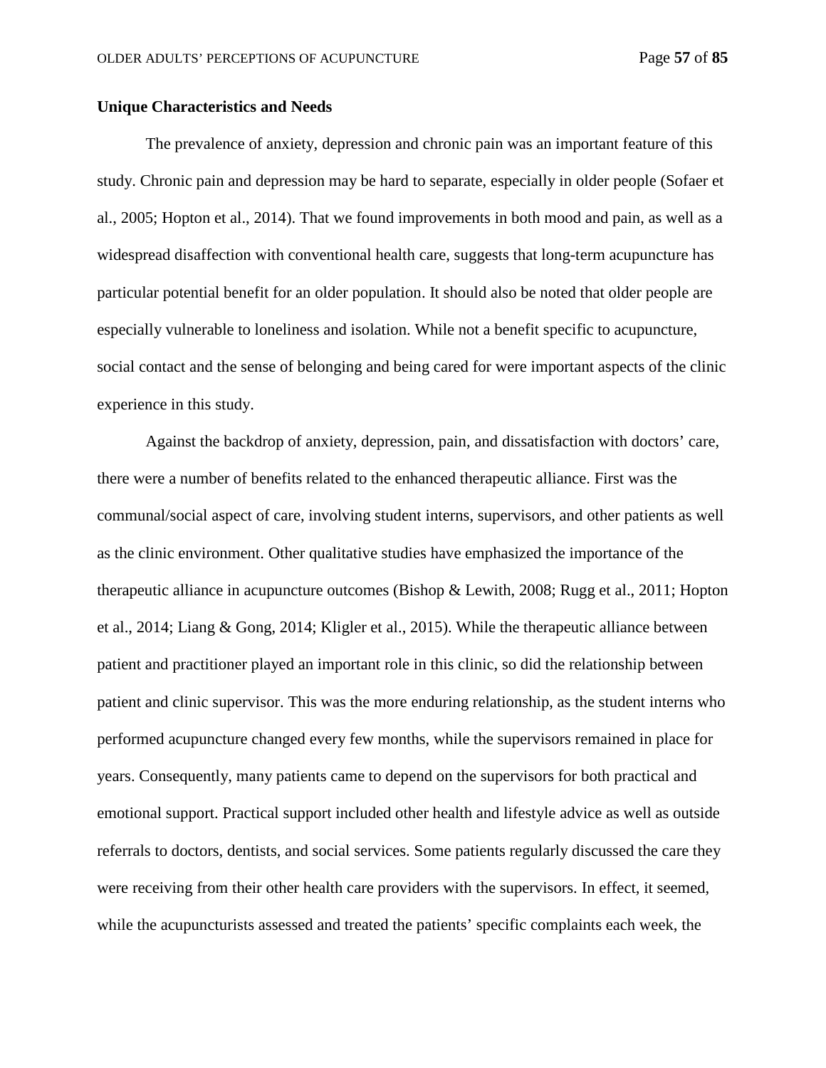**Unique Characteristics and Needs**

The prevalence of anxiety, depression and chronic pain was an important feature of this study. Chronic pain and depression may be hard to separate, especially in older people (Sofaer et al., 2005; Hopton et al., 2014). That we found improvements in both mood and pain, as well as a widespread disaffection with conventional health care, suggests that long-term acupuncture has particular potential benefit for an older population. It should also be noted that older people are especially vulnerable to loneliness and isolation. While not a benefit specific to acupuncture, social contact and the sense of belonging and being cared for were important aspects of the clinic experience in this study.

Against the backdrop of anxiety, depression, pain, and dissatisfaction with doctors' care, there were a number of benefits related to the enhanced therapeutic alliance. First was the communal/social aspect of care, involving student interns, supervisors, and other patients as well as the clinic environment. Other qualitative studies have emphasized the importance of the therapeutic alliance in acupuncture outcomes (Bishop & Lewith, 2008; Rugg et al., 2011; Hopton et al., 2014; Liang & Gong, 2014; Kligler et al., 2015). While the therapeutic alliance between patient and practitioner played an important role in this clinic, so did the relationship between patient and clinic supervisor. This was the more enduring relationship, as the student interns who performed acupuncture changed every few months, while the supervisors remained in place for years. Consequently, many patients came to depend on the supervisors for both practical and emotional support. Practical support included other health and lifestyle advice as well as outside referrals to doctors, dentists, and social services. Some patients regularly discussed the care they were receiving from their other health care providers with the supervisors. In effect, it seemed, while the acupuncturists assessed and treated the patients' specific complaints each week, the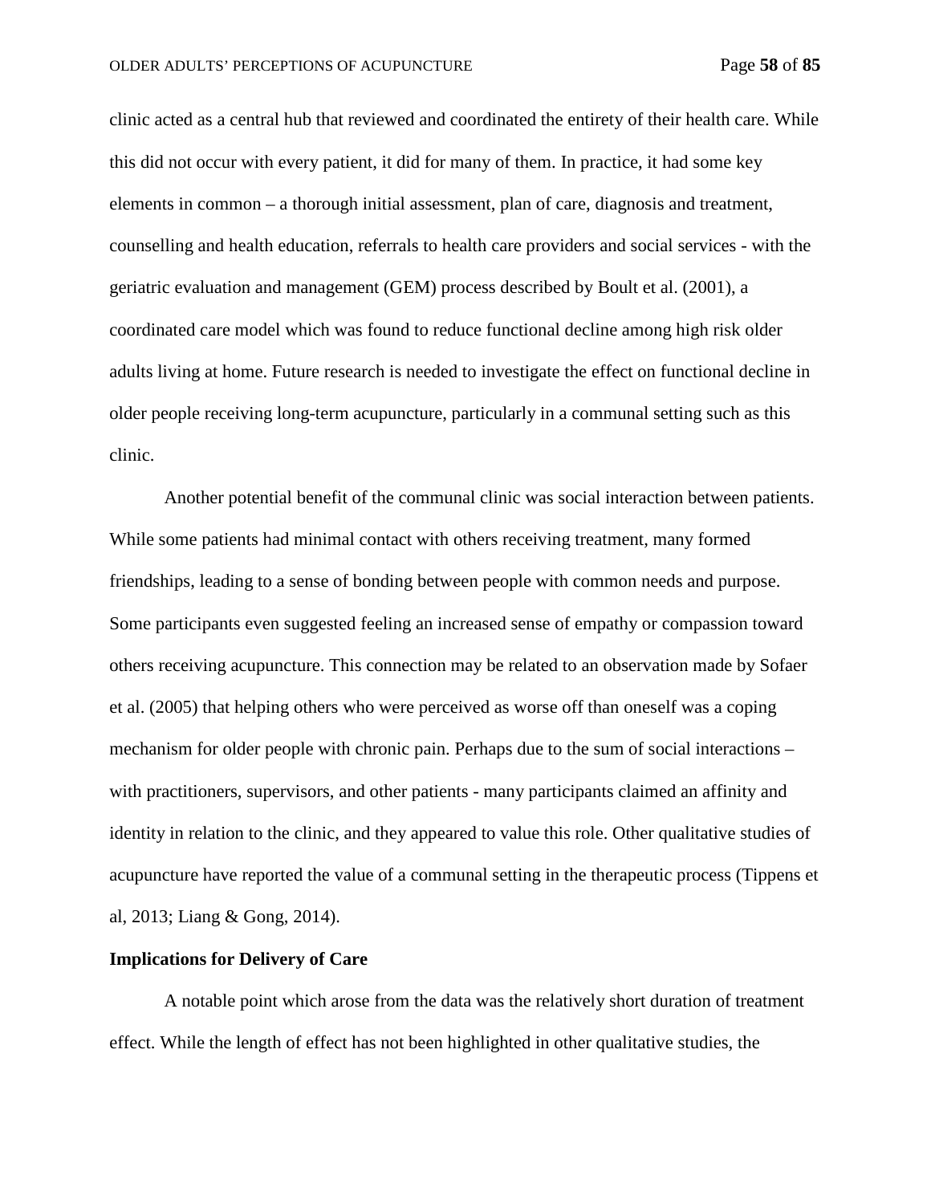clinic acted as a central hub that reviewed and coordinated the entirety of their health care. While this did not occur with every patient, it did for many of them. In practice, it had some key elements in common – a thorough initial assessment, plan of care, diagnosis and treatment, counselling and health education, referrals to health care providers and social services - with the geriatric evaluation and management (GEM) process described by Boult et al. (2001), a coordinated care model which was found to reduce functional decline among high risk older adults living at home. Future research is needed to investigate the effect on functional decline in older people receiving long-term acupuncture, particularly in a communal setting such as this clinic.

Another potential benefit of the communal clinic was social interaction between patients. While some patients had minimal contact with others receiving treatment, many formed friendships, leading to a sense of bonding between people with common needs and purpose. Some participants even suggested feeling an increased sense of empathy or compassion toward others receiving acupuncture. This connection may be related to an observation made by Sofaer et al. (2005) that helping others who were perceived as worse off than oneself was a coping mechanism for older people with chronic pain. Perhaps due to the sum of social interactions – with practitioners, supervisors, and other patients - many participants claimed an affinity and identity in relation to the clinic, and they appeared to value this role. Other qualitative studies of acupuncture have reported the value of a communal setting in the therapeutic process (Tippens et al, 2013; Liang & Gong, 2014).

**Implications for Delivery of Care**

A notable point which arose from the data was the relatively short duration of treatment effect. While the length of effect has not been highlighted in other qualitative studies, the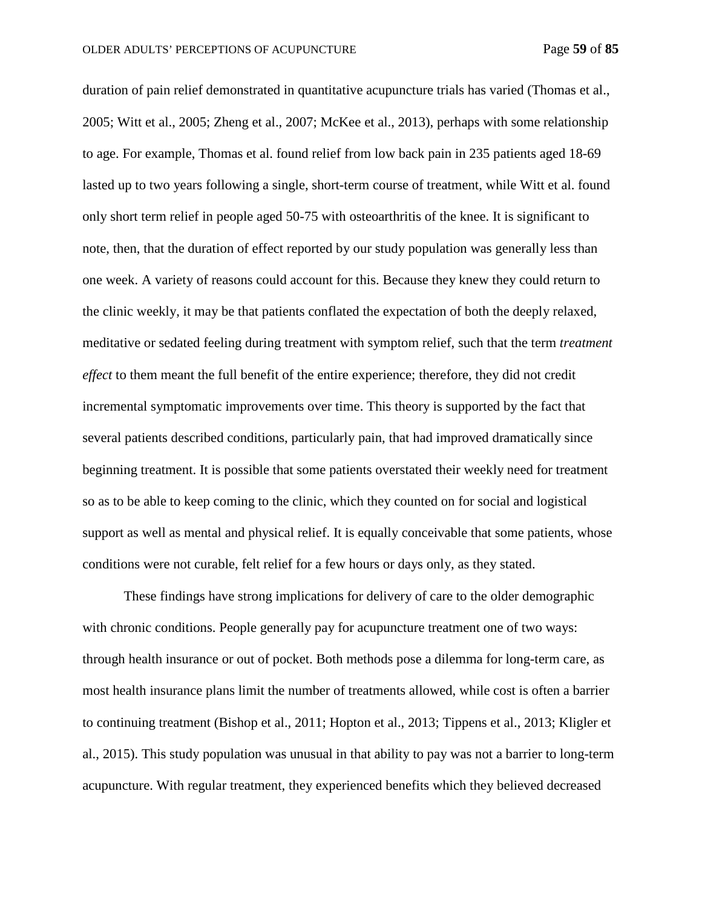duration of pain relief demonstrated in quantitative acupuncture trials has varied (Thomas et al., 2005; Witt et al., 2005; Zheng et al., 2007; McKee et al., 2013), perhaps with some relationship to age. For example, Thomas et al. found relief from low back pain in 235 patients aged 18-69 lasted up to two years following a single, short-term course of treatment, while Witt et al. found only short term relief in people aged 50-75 with osteoarthritis of the knee. It is significant to note, then, that the duration of effect reported by our study population was generally less than one week. A variety of reasons could account for this. Because they knew they could return to the clinic weekly, it may be that patients conflated the expectation of both the deeply relaxed, meditative or sedated feeling during treatment with symptom relief, such that the term *treatment effect* to them meant the full benefit of the entire experience; therefore, they did not credit incremental symptomatic improvements over time. This theory is supported by the fact that several patients described conditions, particularly pain, that had improved dramatically since beginning treatment. It is possible that some patients overstated their weekly need for treatment so as to be able to keep coming to the clinic, which they counted on for social and logistical support as well as mental and physical relief. It is equally conceivable that some patients, whose conditions were not curable, felt relief for a few hours or days only, as they stated.

These findings have strong implications for delivery of care to the older demographic with chronic conditions. People generally pay for acupuncture treatment one of two ways: through health insurance or out of pocket. Both methods pose a dilemma for long-term care, as most health insurance plans limit the number of treatments allowed, while cost is often a barrier to continuing treatment (Bishop et al., 2011; Hopton et al., 2013; Tippens et al., 2013; Kligler et al., 2015). This study population was unusual in that ability to pay was not a barrier to long-term acupuncture. With regular treatment, they experienced benefits which they believed decreased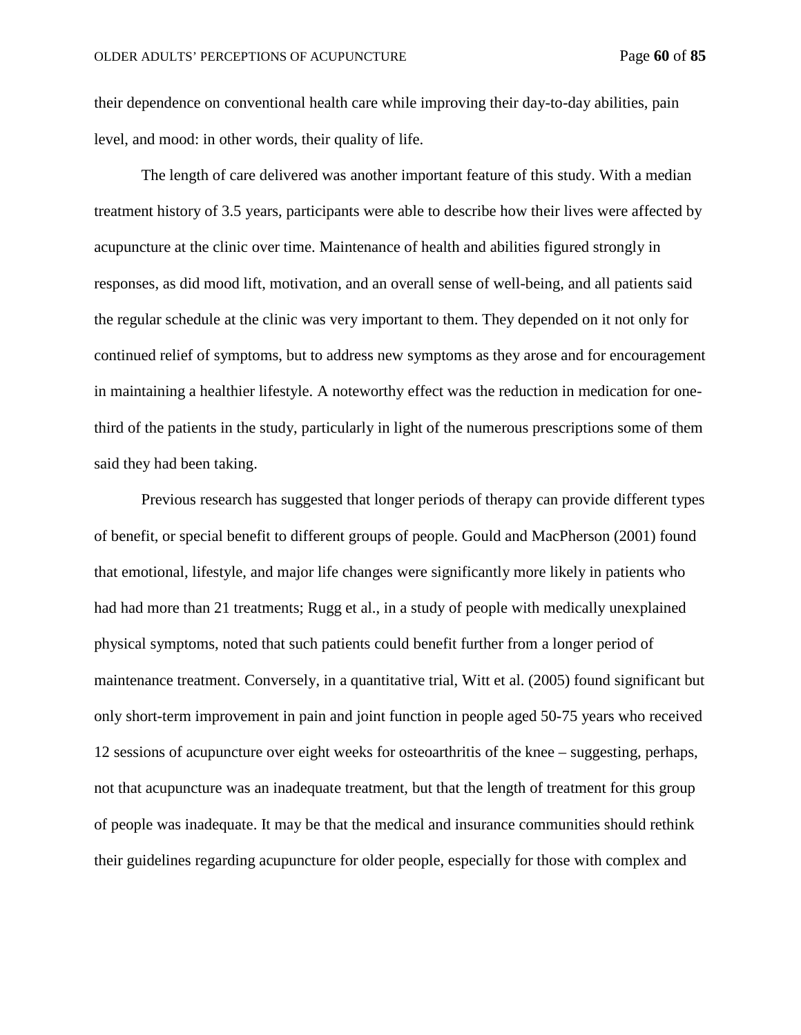their dependence on conventional health care while improving their day-to-day abilities, pain level, and mood: in other words, their quality of life.

The length of care delivered was another important feature of this study. With a median treatment history of 3.5 years, participants were able to describe how their lives were affected by acupuncture at the clinic over time. Maintenance of health and abilities figured strongly in responses, as did mood lift, motivation, and an overall sense of well-being, and all patients said the regular schedule at the clinic was very important to them. They depended on it not only for continued relief of symptoms, but to address new symptoms as they arose and for encouragement in maintaining a healthier lifestyle. A noteworthy effect was the reduction in medication for one-third of the patients in the study, particularly in light of the numerous prescriptions some of them said they had been taking.

Previous research has suggested that longer periods of therapy can provide different types of benefit, or special benefit to different groups of people. Gould and MacPherson (2001) found that emotional, lifestyle, and major life changes were significantly more likely in patients who had had more than 21 treatments; Rugg et al., in a study of people with medically unexplained physical symptoms, noted that such patients could benefit further from a longer period of maintenance treatment. Conversely, in a quantitative trial, Witt et al. (2005) found significant but only short-term improvement in pain and joint function in people aged 50-75 years who received 12 sessions of acupuncture over eight weeks for osteoarthritis of the knee – suggesting, perhaps, not that acupuncture was an inadequate treatment, but that the length of treatment for this group of people was inadequate. It may be that the medical and insurance communities should rethink their guidelines regarding acupuncture for older people, especially for those with complex and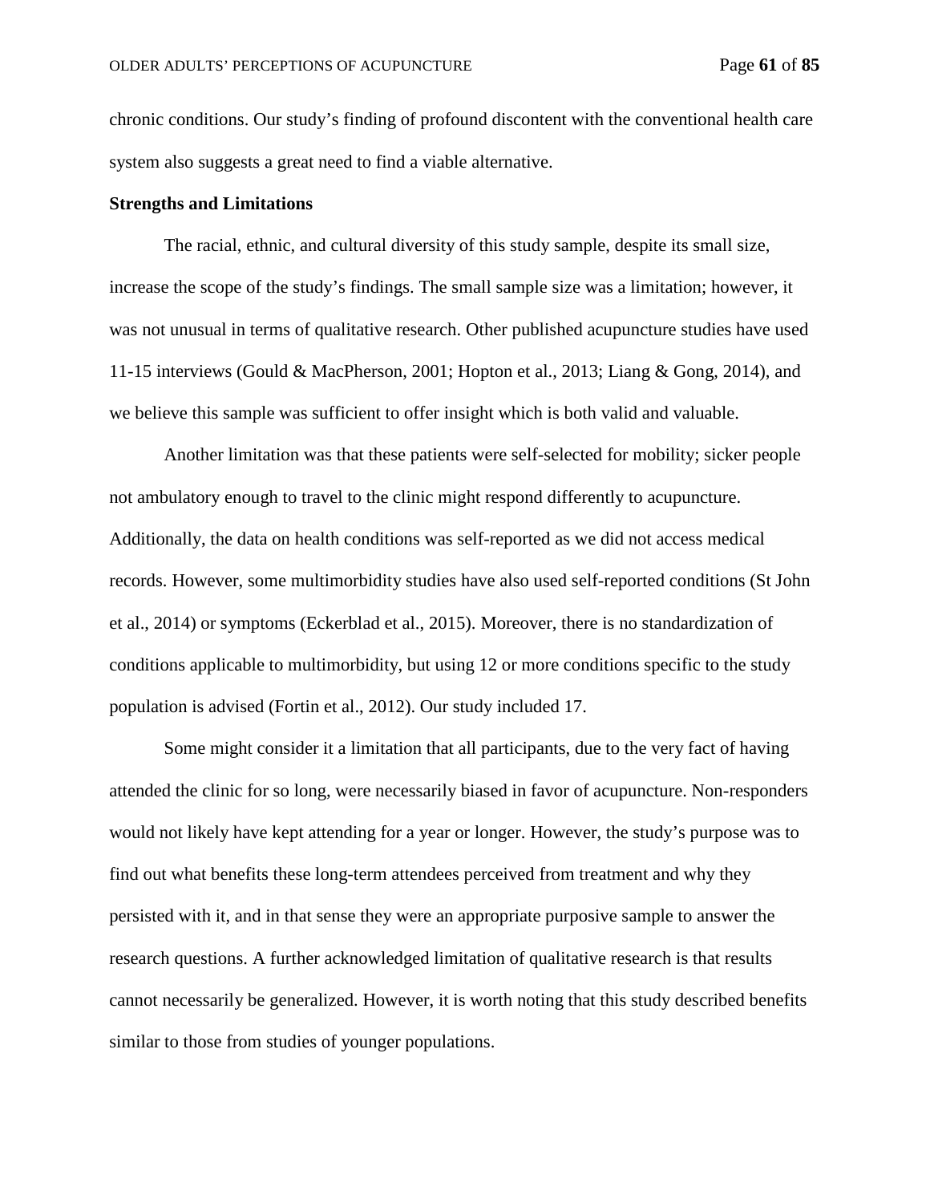chronic conditions. Our study's finding of profound discontent with the conventional health care system also suggests a great need to find a viable alternative.

**Strengths and Limitations**

The racial, ethnic, and cultural diversity of this study sample, despite its small size, increase the scope of the study's findings. The small sample size was a limitation; however, it was not unusual in terms of qualitative research. Other published acupuncture studies have used 11-15 interviews (Gould & MacPherson, 2001; Hopton et al., 2013; Liang & Gong, 2014), and we believe this sample was sufficient to offer insight which is both valid and valuable.

Another limitation was that these patients were self-selected for mobility; sicker people not ambulatory enough to travel to the clinic might respond differently to acupuncture. Additionally, the data on health conditions was self-reported as we did not access medical records. However, some multimorbidity studies have also used self-reported conditions (St John et al., 2014) or symptoms (Eckerblad et al., 2015). Moreover, there is no standardization of conditions applicable to multimorbidity, but using 12 or more conditions specific to the study population is advised (Fortin et al., 2012). Our study included 17.

Some might consider it a limitation that all participants, due to the very fact of having attended the clinic for so long, were necessarily biased in favor of acupuncture. Non-responders would not likely have kept attending for a year or longer. However, the study's purpose was to find out what benefits these long-term attendees perceived from treatment and why they persisted with it, and in that sense they were an appropriate purposive sample to answer the research questions. A further acknowledged limitation of qualitative research is that results cannot necessarily be generalized. However, it is worth noting that this study described benefits similar to those from studies of younger populations.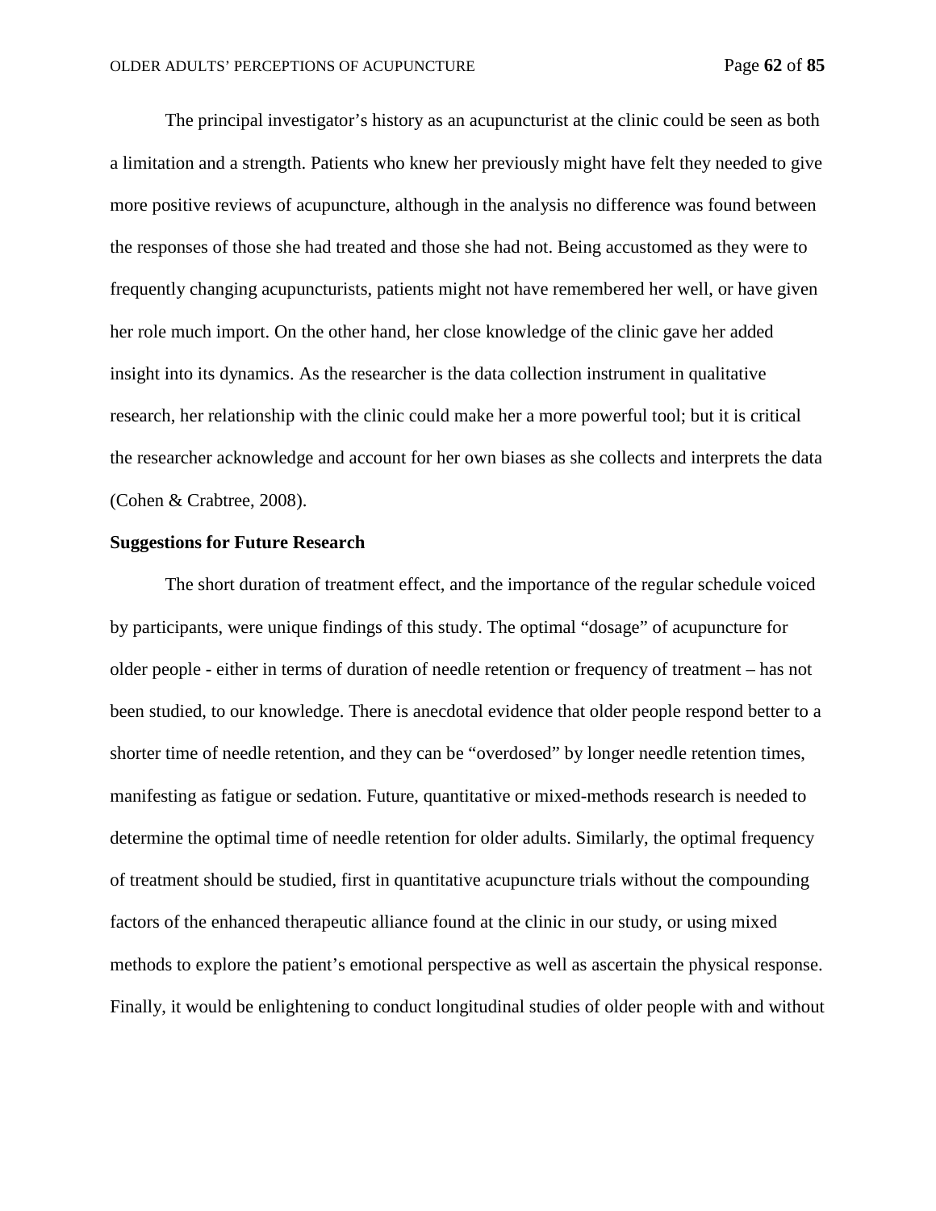The principal investigator's history as an acupuncturist at the clinic could be seen as both a limitation and a strength. Patients who knew her previously might have felt they needed to give more positive reviews of acupuncture, although in the analysis no difference was found between the responses of those she had treated and those she had not. Being accustomed as they were to frequently changing acupuncturists, patients might not have remembered her well, or have given her role much import. On the other hand, her close knowledge of the clinic gave her added insight into its dynamics. As the researcher is the data collection instrument in qualitative research, her relationship with the clinic could make her a more powerful tool; but it is critical the researcher acknowledge and account for her own biases as she collects and interprets the data (Cohen & Crabtree, 2008).

**Suggestions for Future Research**

The short duration of treatment effect, and the importance of the regular schedule voiced by participants, were unique findings of this study. The optimal "dosage" of acupuncture for older people - either in terms of duration of needle retention or frequency of treatment – has not been studied, to our knowledge. There is anecdotal evidence that older people respond better to a shorter time of needle retention, and they can be "overdosed" by longer needle retention times, manifesting as fatigue or sedation. Future, quantitative or mixed-methods research is needed to determine the optimal time of needle retention for older adults. Similarly, the optimal frequency of treatment should be studied, first in quantitative acupuncture trials without the compounding factors of the enhanced therapeutic alliance found at the clinic in our study, or using mixed methods to explore the patient's emotional perspective as well as ascertain the physical response. Finally, it would be enlightening to conduct longitudinal studies of older people with and without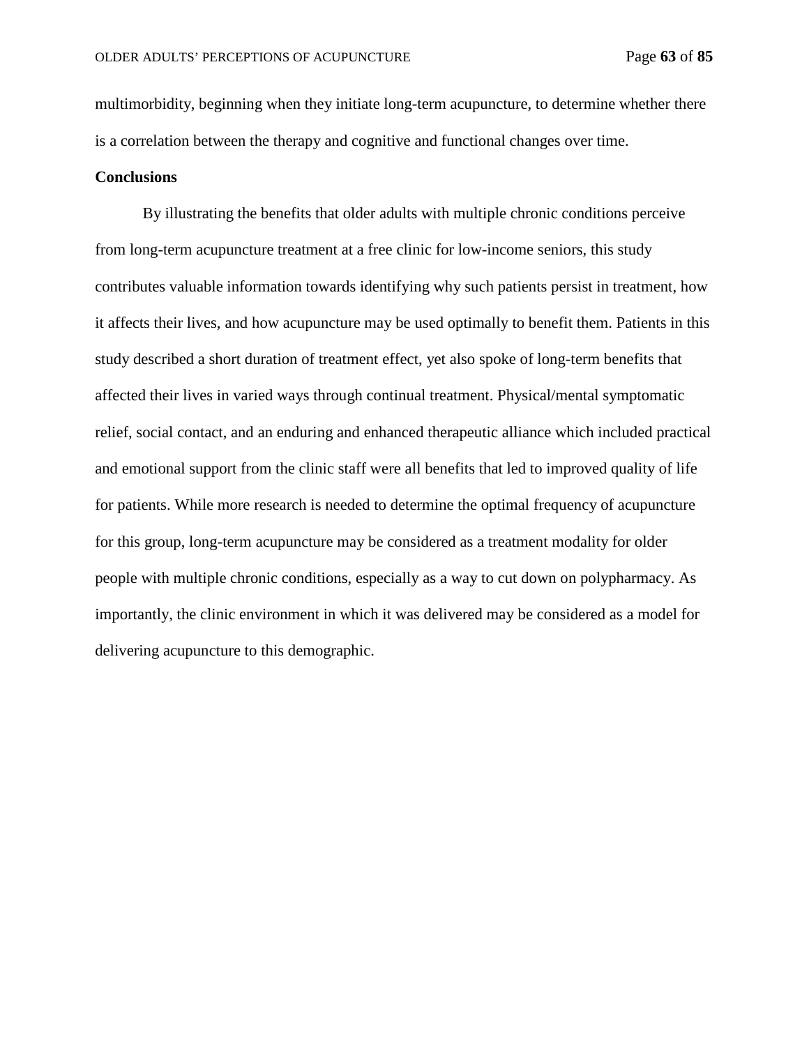multimorbidity, beginning when they initiate long-term acupuncture, to determine whether there is a correlation between the therapy and cognitive and functional changes over time.

**Conclusions**

By illustrating the benefits that older adults with multiple chronic conditions perceive from long-term acupuncture treatment at a free clinic for low-income seniors, this study contributes valuable information towards identifying why such patients persist in treatment, how it affects their lives, and how acupuncture may be used optimally to benefit them. Patients in this study described a short duration of treatment effect, yet also spoke of long-term benefits that affected their lives in varied ways through continual treatment. Physical/mental symptomatic relief, social contact, and an enduring and enhanced therapeutic alliance which included practical and emotional support from the clinic staff were all benefits that led to improved quality of life for patients. While more research is needed to determine the optimal frequency of acupuncture for this group, long-term acupuncture may be considered as a treatment modality for older people with multiple chronic conditions, especially as a way to cut down on polypharmacy. As importantly, the clinic environment in which it was delivered may be considered as a model for delivering acupuncture to this demographic.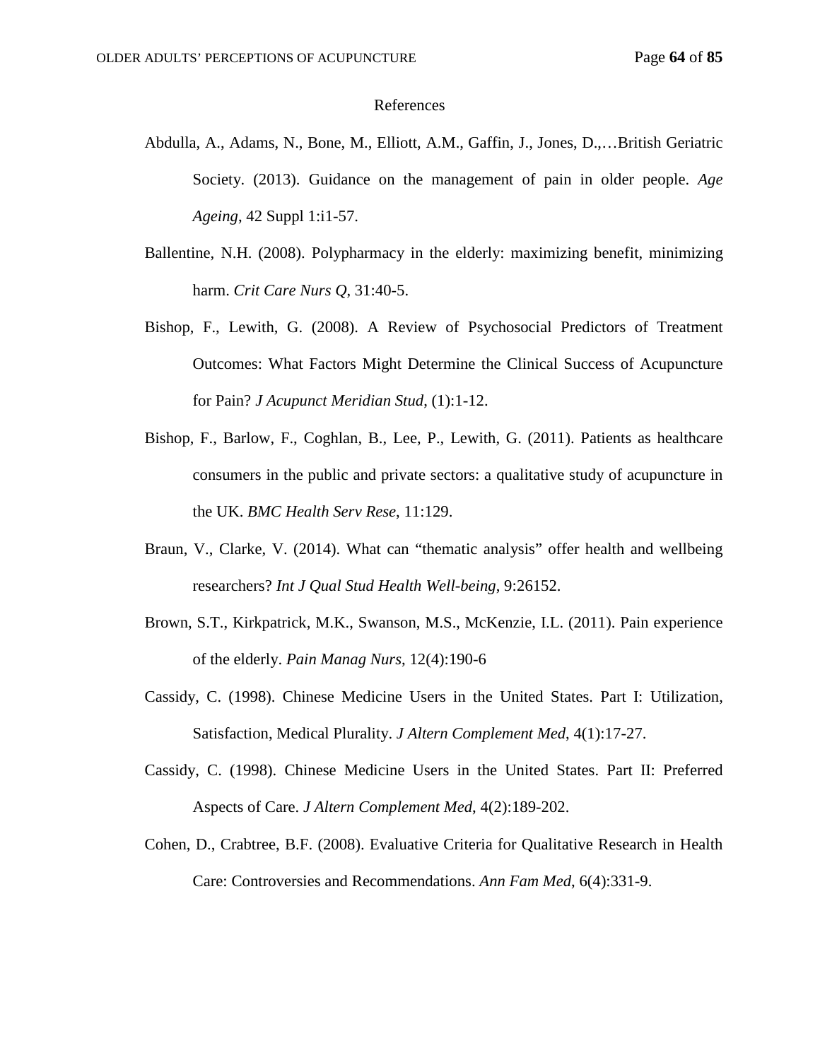# References

Abdulla, A., Adams, N., Bone, M., Elliott, A.M., Gaffin, J., Jones, D.,…British Geriatric Society. (2013). Guidance on the management of pain in older people. *Age Ageing*, 42 Suppl 1:i1-57.

Ballentine, N.H. (2008). Polypharmacy in the elderly: maximizing benefit, minimizing harm. *Crit Care Nurs Q*, 31:40-5.

Bishop, F., Lewith, G. (2008). A Review of Psychosocial Predictors of Treatment Outcomes: What Factors Might Determine the Clinical Success of Acupuncture for Pain? *J Acupunct Meridian Stud*, (1):1-12.

Bishop, F., Barlow, F., Coghlan, B., Lee, P., Lewith, G. (2011). Patients as healthcare consumers in the public and private sectors: a qualitative study of acupuncture in the UK. *BMC Health Serv Rese*, 11:129.

Braun, V., Clarke, V. (2014). What can "thematic analysis" offer health and wellbeing researchers? *Int J Qual Stud Health Well-being*, 9:26152.

Brown, S.T., Kirkpatrick, M.K., Swanson, M.S., McKenzie, I.L. (2011). Pain experience of the elderly. *Pain Manag Nurs*, 12(4):190-6

Cassidy, C. (1998). Chinese Medicine Users in the United States. Part I: Utilization, Satisfaction, Medical Plurality. *J Altern Complement Med*, 4(1):17-27.

Cassidy, C. (1998). Chinese Medicine Users in the United States. Part II: Preferred Aspects of Care. *J Altern Complement Med*, 4(2):189-202.

Cohen, D., Crabtree, B.F. (2008). Evaluative Criteria for Qualitative Research in Health Care: Controversies and Recommendations. *Ann Fam Med*, 6(4):331-9.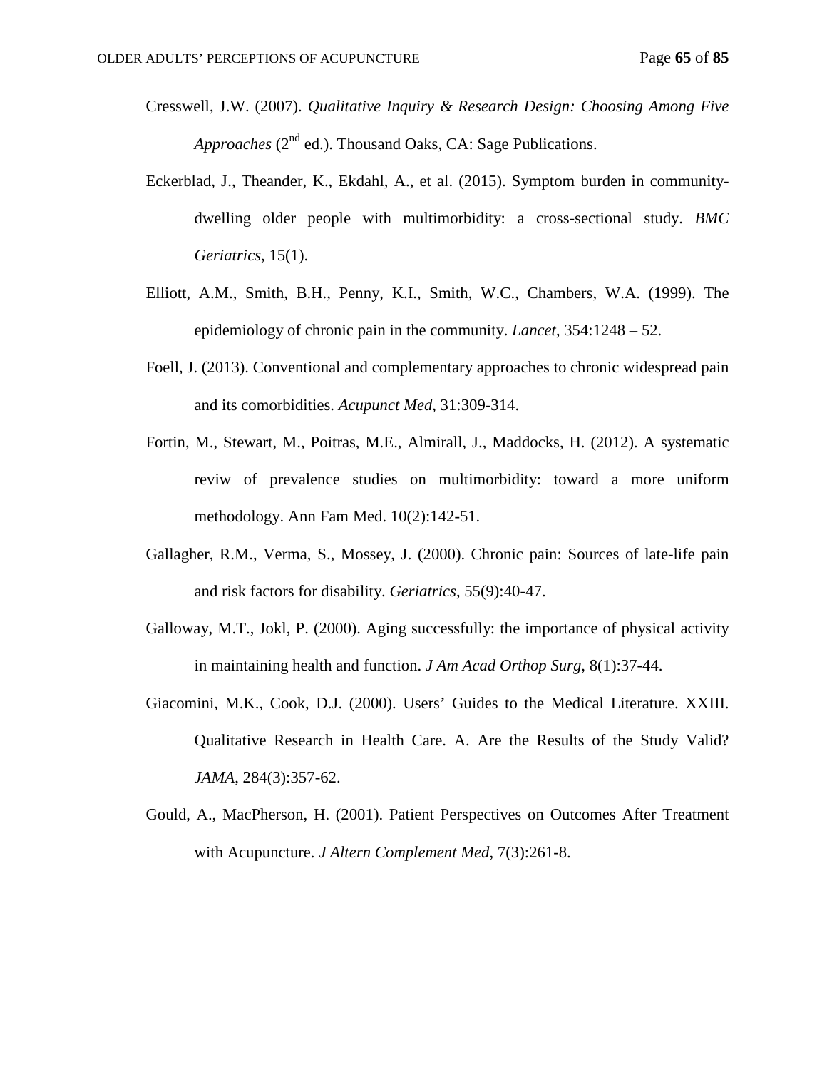Cresswell, J.W. (2007). *Qualitative Inquiry & Research Design: Choosing Among Five Approaches* (2nd ed.). Thousand Oaks, CA: Sage Publications.

Eckerblad, J., Theander, K., Ekdahl, A., et al. (2015). Symptom burden in community-dwelling older people with multimorbidity: a cross-sectional study. *BMC Geriatrics*, 15(1).

Elliott, A.M., Smith, B.H., Penny, K.I., Smith, W.C., Chambers, W.A. (1999). The epidemiology of chronic pain in the community. *Lancet*, 354:1248 – 52.

Foell, J. (2013). Conventional and complementary approaches to chronic widespread pain and its comorbidities. *Acupunct Med*, 31:309-314.

Fortin, M., Stewart, M., Poitras, M.E., Almirall, J., Maddocks, H. (2012). A systematic reviw of prevalence studies on multimorbidity: toward a more uniform methodology. Ann Fam Med. 10(2):142-51.

Gallagher, R.M., Verma, S., Mossey, J. (2000). Chronic pain: Sources of late-life pain and risk factors for disability. *Geriatrics*, 55(9):40-47.

Galloway, M.T., Jokl, P. (2000). Aging successfully: the importance of physical activity in maintaining health and function. *J Am Acad Orthop Surg*, 8(1):37-44.

Giacomini, M.K., Cook, D.J. (2000). Users' Guides to the Medical Literature. XXIII. Qualitative Research in Health Care. A. Are the Results of the Study Valid? *JAMA*, 284(3):357-62.

Gould, A., MacPherson, H. (2001). Patient Perspectives on Outcomes After Treatment with Acupuncture. *J Altern Complement Med*, 7(3):261-8.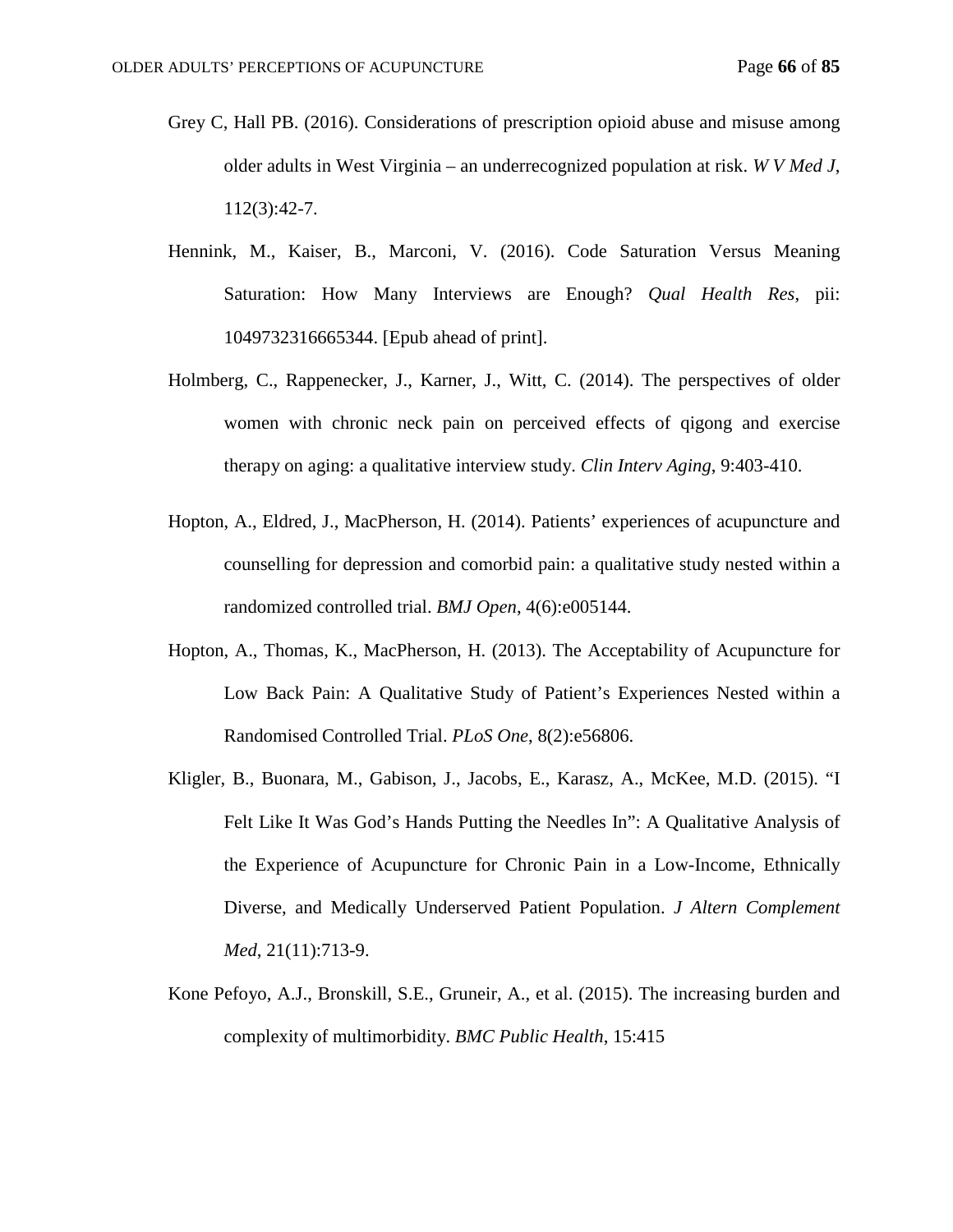Grey C, Hall PB. (2016). Considerations of prescription opioid abuse and misuse among older adults in West Virginia – an underrecognized population at risk. *W V Med J*, 112(3):42-7.

Hennink, M., Kaiser, B., Marconi, V. (2016). Code Saturation Versus Meaning Saturation: How Many Interviews are Enough? *Qual Health Res*, pii: 1049732316665344. [Epub ahead of print].

Holmberg, C., Rappenecker, J., Karner, J., Witt, C. (2014). The perspectives of older women with chronic neck pain on perceived effects of qigong and exercise therapy on aging: a qualitative interview study. *Clin Interv Aging*, 9:403-410.

Hopton, A., Eldred, J., MacPherson, H. (2014). Patients' experiences of acupuncture and counselling for depression and comorbid pain: a qualitative study nested within a randomized controlled trial. *BMJ Open*, 4(6):e005144.

Hopton, A., Thomas, K., MacPherson, H. (2013). The Acceptability of Acupuncture for Low Back Pain: A Qualitative Study of Patient's Experiences Nested within a Randomised Controlled Trial. *PLoS One*, 8(2):e56806.

Kligler, B., Buonara, M., Gabison, J., Jacobs, E., Karasz, A., McKee, M.D. (2015). "I Felt Like It Was God's Hands Putting the Needles In": A Qualitative Analysis of the Experience of Acupuncture for Chronic Pain in a Low-Income, Ethnically Diverse, and Medically Underserved Patient Population. *J Altern Complement Med*, 21(11):713-9.

Kone Pefoyo, A.J., Bronskill, S.E., Gruneir, A., et al. (2015). The increasing burden and complexity of multimorbidity. *BMC Public Health*, 15:415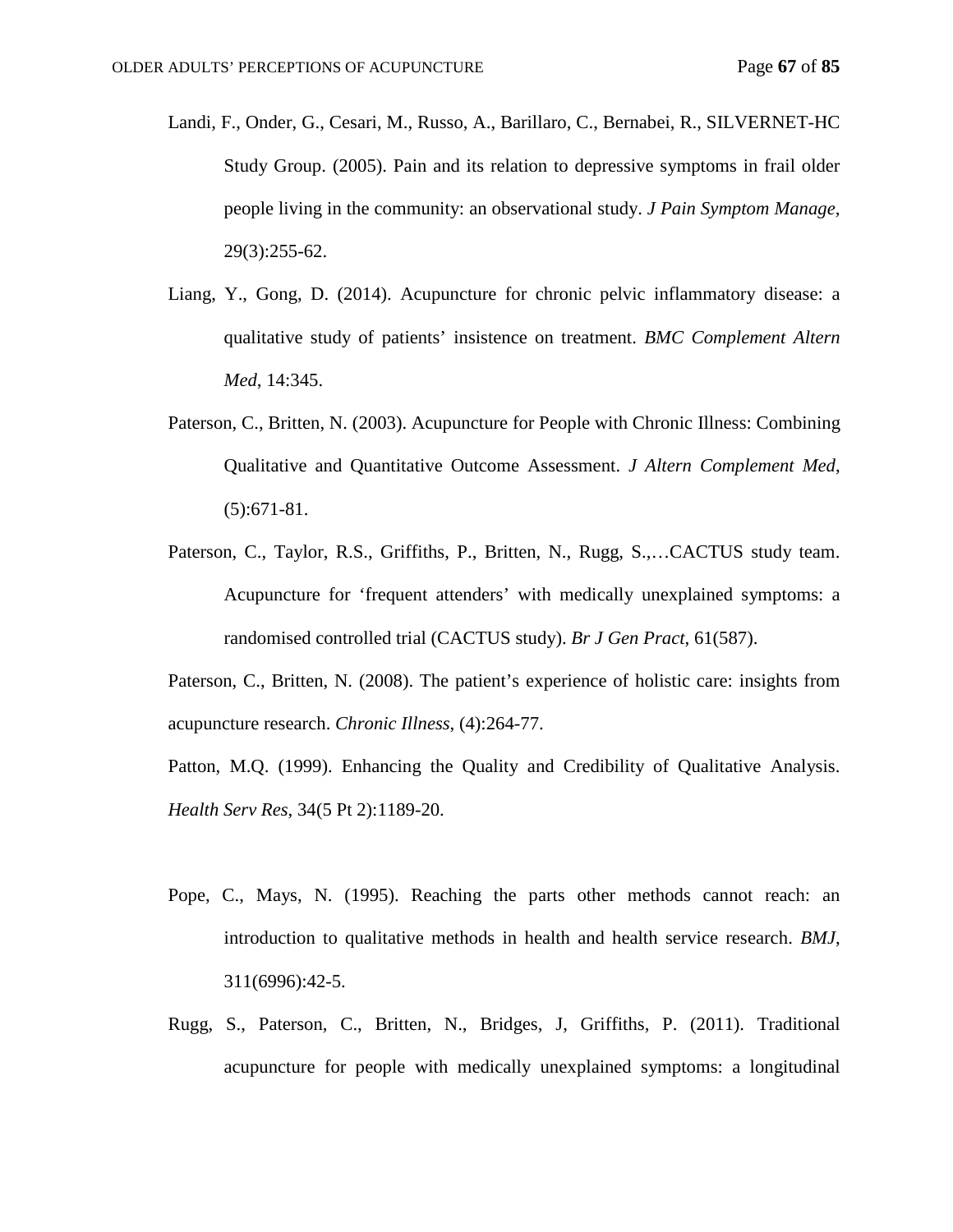Landi, F., Onder, G., Cesari, M., Russo, A., Barillaro, C., Bernabei, R., SILVERNET-HC Study Group. (2005). Pain and its relation to depressive symptoms in frail older people living in the community: an observational study. *J Pain Symptom Manage*, 29(3):255-62.

Liang, Y., Gong, D. (2014). Acupuncture for chronic pelvic inflammatory disease: a qualitative study of patients' insistence on treatment. *BMC Complement Altern Med*, 14:345.

Paterson, C., Britten, N. (2003). Acupuncture for People with Chronic Illness: Combining Qualitative and Quantitative Outcome Assessment. *J Altern Complement Med*, (5):671-81.

Paterson, C., Taylor, R.S., Griffiths, P., Britten, N., Rugg, S.,…CACTUS study team. Acupuncture for 'frequent attenders' with medically unexplained symptoms: a randomised controlled trial (CACTUS study). *Br J Gen Pract*, 61(587).

Paterson, C., Britten, N. (2008). The patient's experience of holistic care: insights from acupuncture research. *Chronic Illness*, (4):264-77.

Patton, M.Q. (1999). Enhancing the Quality and Credibility of Qualitative Analysis. *Health Serv Res*, 34(5 Pt 2):1189-20.

Pope, C., Mays, N. (1995). Reaching the parts other methods cannot reach: an introduction to qualitative methods in health and health service research. *BMJ*, 311(6996):42-5.

Rugg, S., Paterson, C., Britten, N., Bridges, J, Griffiths, P. (2011). Traditional acupuncture for people with medically unexplained symptoms: a longitudinal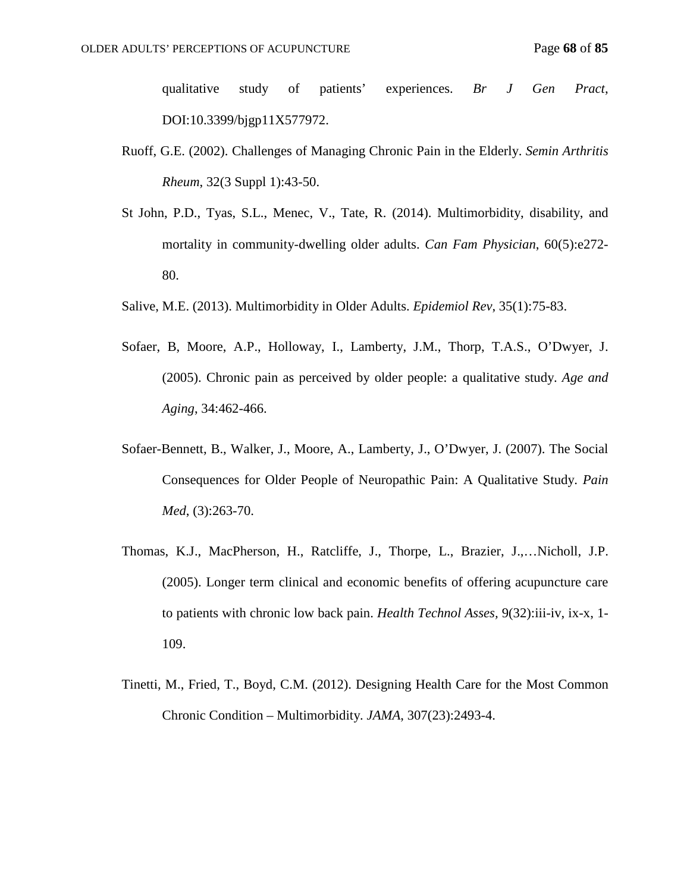qualitative study of patients' experiences. *Br J Gen Pract*, DOI:10.3399/bjgp11X577972.

Ruoff, G.E. (2002). Challenges of Managing Chronic Pain in the Elderly. *Semin Arthritis Rheum*, 32(3 Suppl 1):43-50.

St John, P.D., Tyas, S.L., Menec, V., Tate, R. (2014). Multimorbidity, disability, and mortality in community-dwelling older adults. *Can Fam Physician*, 60(5):e272-80.

Salive, M.E. (2013). Multimorbidity in Older Adults. *Epidemiol Rev*, 35(1):75-83.

Sofaer, B, Moore, A.P., Holloway, I., Lamberty, J.M., Thorp, T.A.S., O'Dwyer, J. (2005). Chronic pain as perceived by older people: a qualitative study. *Age and Aging*, 34:462-466.

Sofaer-Bennett, B., Walker, J., Moore, A., Lamberty, J., O'Dwyer, J. (2007). The Social Consequences for Older People of Neuropathic Pain: A Qualitative Study. *Pain Med*, (3):263-70.

Thomas, K.J., MacPherson, H., Ratcliffe, J., Thorpe, L., Brazier, J.,…Nicholl, J.P. (2005). Longer term clinical and economic benefits of offering acupuncture care to patients with chronic low back pain. *Health Technol Asses*, 9(32):iii-iv, ix-x, 1-109.

Tinetti, M., Fried, T., Boyd, C.M. (2012). Designing Health Care for the Most Common Chronic Condition – Multimorbidity. *JAMA*, 307(23):2493-4.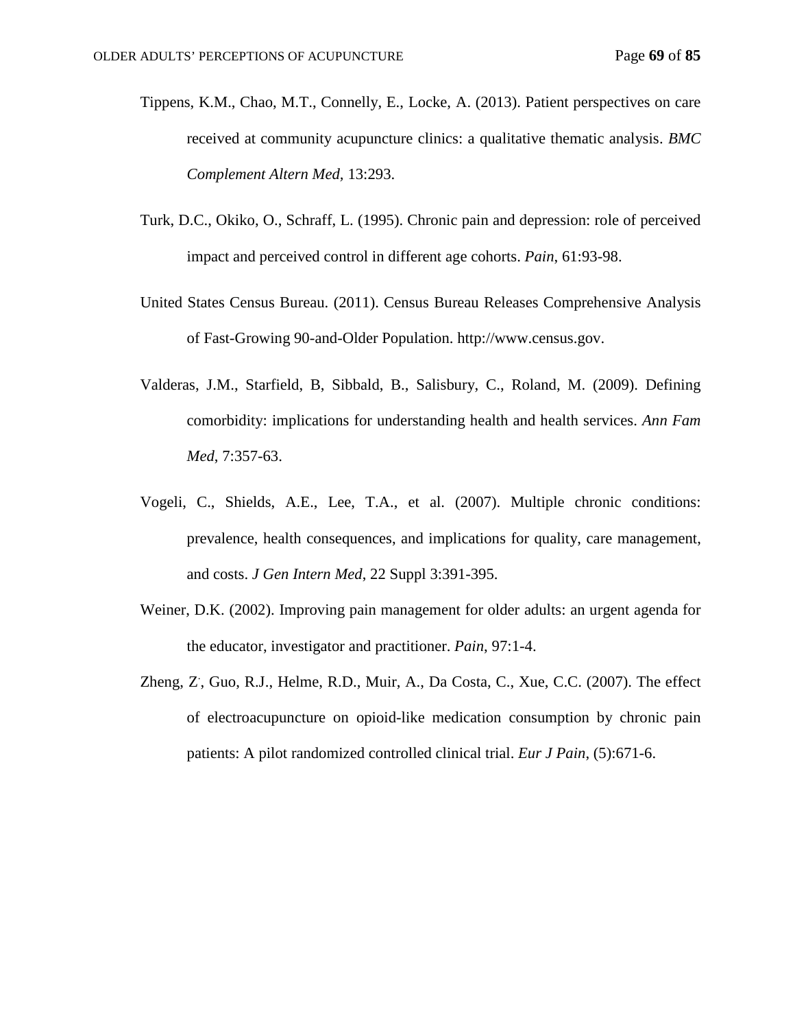Tippens, K.M., Chao, M.T., Connelly, E., Locke, A. (2013). Patient perspectives on care received at community acupuncture clinics: a qualitative thematic analysis. *BMC Complement Altern Med*, 13:293.

Turk, D.C., Okiko, O., Schraff, L. (1995). Chronic pain and depression: role of perceived impact and perceived control in different age cohorts. *Pain*, 61:93-98.

United States Census Bureau. (2011). Census Bureau Releases Comprehensive Analysis of Fast-Growing 90-and-Older Population. http://www.census.gov.

Valderas, J.M., Starfield, B, Sibbald, B., Salisbury, C., Roland, M. (2009). Defining comorbidity: implications for understanding health and health services. *Ann Fam Med*, 7:357-63.

Vogeli, C., Shields, A.E., Lee, T.A., et al. (2007). Multiple chronic conditions: prevalence, health consequences, and implications for quality, care management, and costs. *J Gen Intern Med*, 22 Suppl 3:391-395.

Weiner, D.K. (2002). Improving pain management for older adults: an urgent agenda for the educator, investigator and practitioner. *Pain*, 97:1-4.

Zheng, Z., Guo, R.J., Helme, R.D., Muir, A., Da Costa, C., Xue, C.C. (2007). The effect of electroacupuncture on opioid-like medication consumption by chronic pain patients: A pilot randomized controlled clinical trial. *Eur J Pain*, (5):671-6.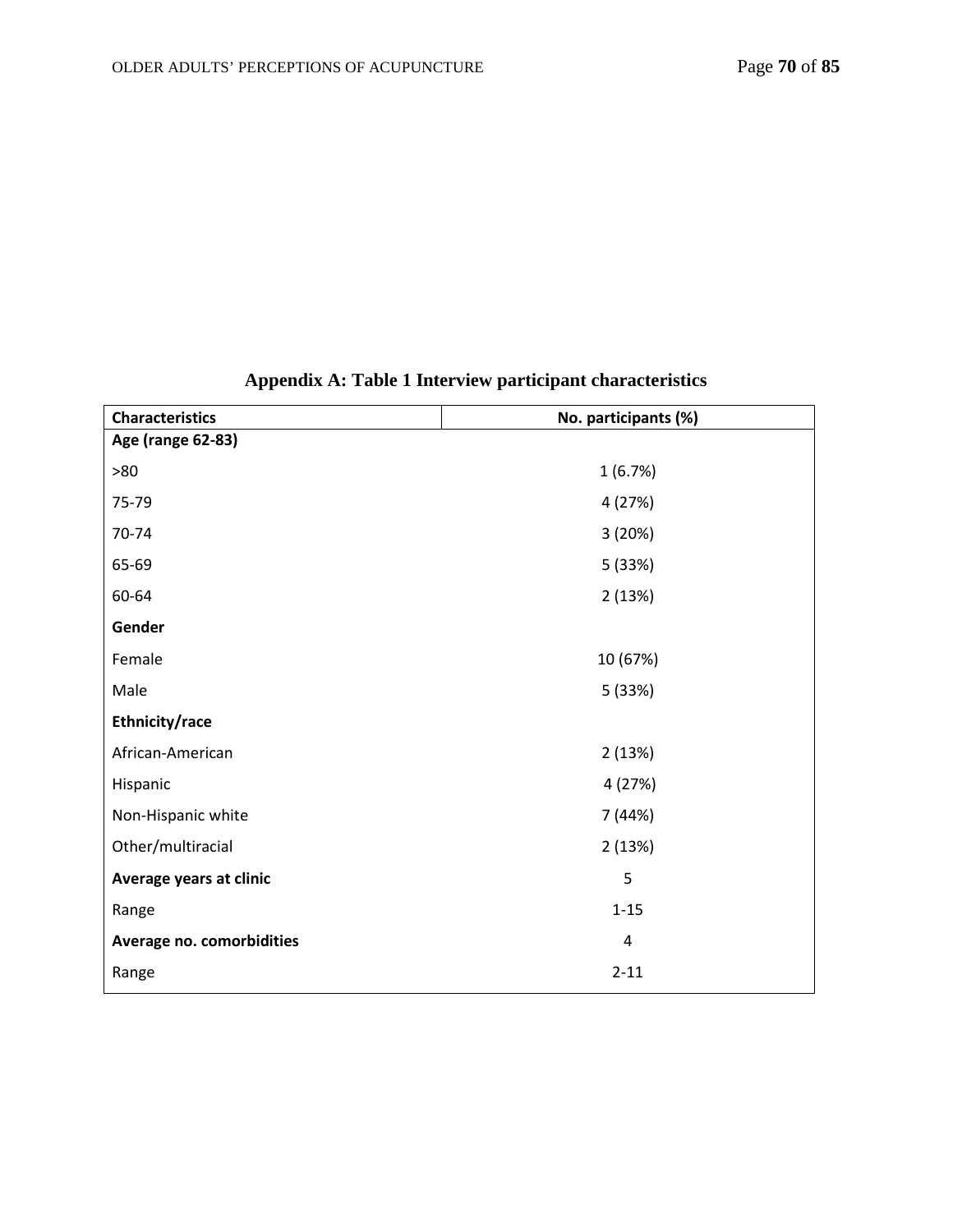**Appendix A: Table 1 Interview participant characteristics**

| Characteristics | No. participants (%) |
|---|---|
| **Age (range 62-83)** | |
| >80 | 1 (6.7%) |
| 75-79 | 4 (27%) |
| 70-74 | 3 (20%) |
| 65-69 | 5 (33%) |
| 60-64 | 2 (13%) |
| **Gender** | |
| Female | 10 (67%) |
| Male | 5 (33%) |
| **Ethnicity/race** | |
| African-American | 2 (13%) |
| Hispanic | 4 (27%) |
| Non-Hispanic white | 7 (44%) |
| Other/multiracial | 2 (13%) |
| **Average years at clinic** | 5 |
| Range | 1-15 |
| **Average no. comorbidities** | 4 |
| Range | 2-11 |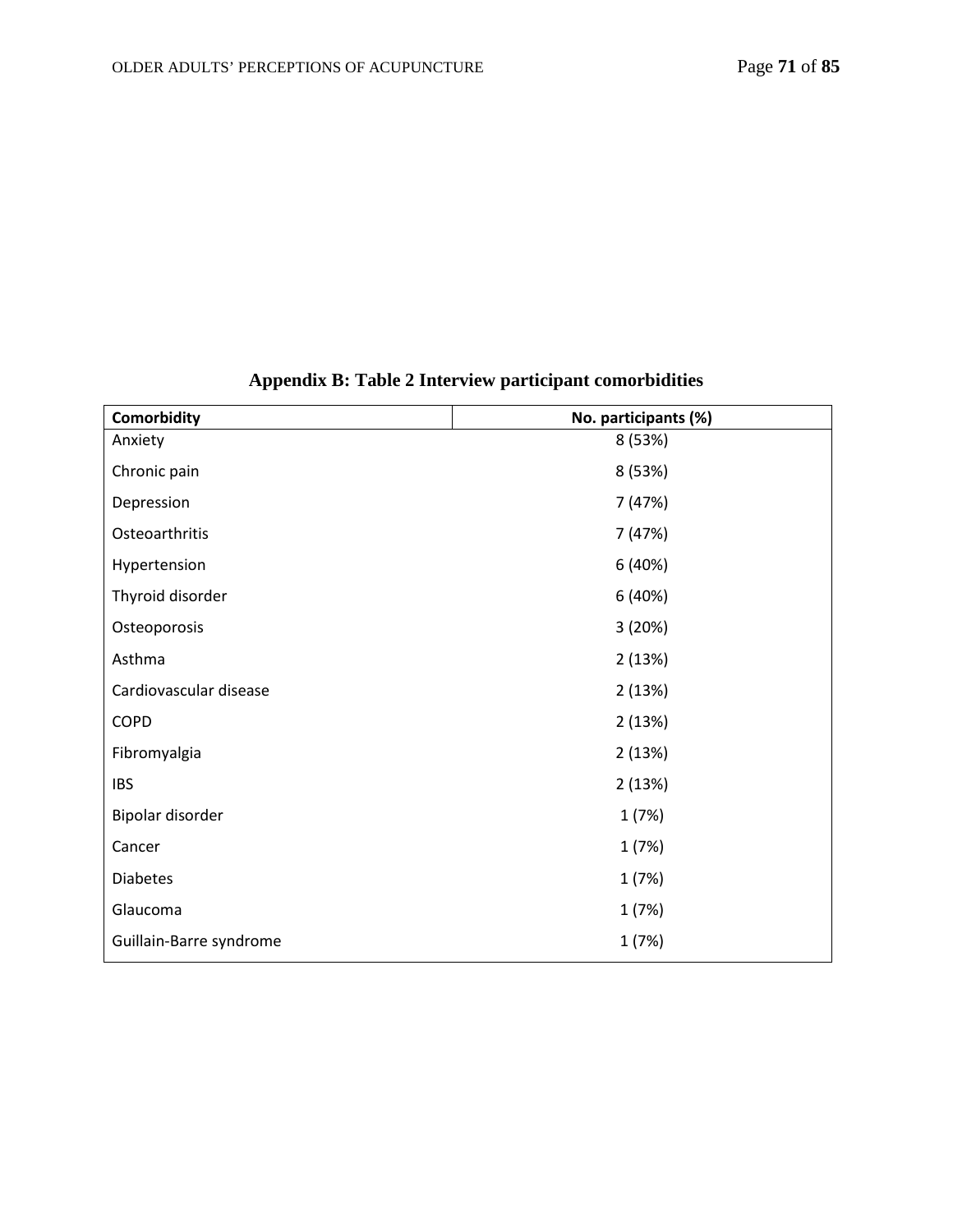**Appendix B: Table 2 Interview participant comorbidities**

| Comorbidity | No. participants (%) |
|---|---|
| Anxiety | 8 (53%) |
| Chronic pain | 8 (53%) |
| Depression | 7 (47%) |
| Osteoarthritis | 7 (47%) |
| Hypertension | 6 (40%) |
| Thyroid disorder | 6 (40%) |
| Osteoporosis | 3 (20%) |
| Asthma | 2 (13%) |
| Cardiovascular disease | 2 (13%) |
| COPD | 2 (13%) |
| Fibromyalgia | 2 (13%) |
| IBS | 2 (13%) |
| Bipolar disorder | 1 (7%) |
| Cancer | 1 (7%) |
| Diabetes | 1 (7%) |
| Glaucoma | 1 (7%) |
| Guillain-Barre syndrome | 1 (7%) |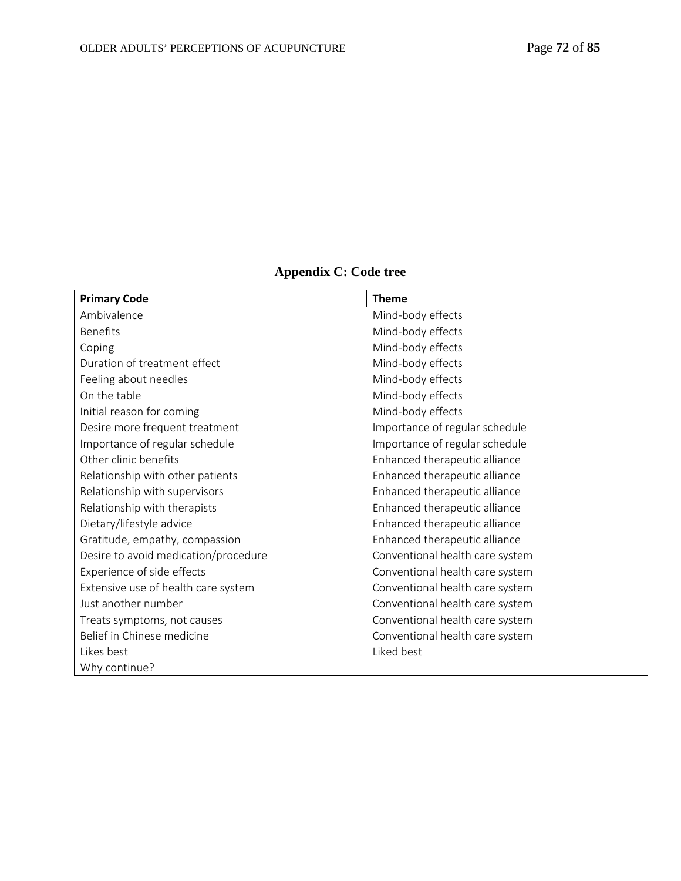# Appendix C: Code tree

| Primary Code | Theme |
| --- | --- |
| Ambivalence | Mind-body effects |
| Benefits | Mind-body effects |
| Coping | Mind-body effects |
| Duration of treatment effect | Mind-body effects |
| Feeling about needles | Mind-body effects |
| On the table | Mind-body effects |
| Initial reason for coming | Mind-body effects |
| Desire more frequent treatment | Importance of regular schedule |
| Importance of regular schedule | Importance of regular schedule |
| Other clinic benefits | Enhanced therapeutic alliance |
| Relationship with other patients | Enhanced therapeutic alliance |
| Relationship with supervisors | Enhanced therapeutic alliance |
| Relationship with therapists | Enhanced therapeutic alliance |
| Dietary/lifestyle advice | Enhanced therapeutic alliance |
| Gratitude, empathy, compassion | Enhanced therapeutic alliance |
| Desire to avoid medication/procedure | Conventional health care system |
| Experience of side effects | Conventional health care system |
| Extensive use of health care system | Conventional health care system |
| Just another number | Conventional health care system |
| Treats symptoms, not causes | Conventional health care system |
| Belief in Chinese medicine | Conventional health care system |
| Likes best | Liked best |
| Why continue? | |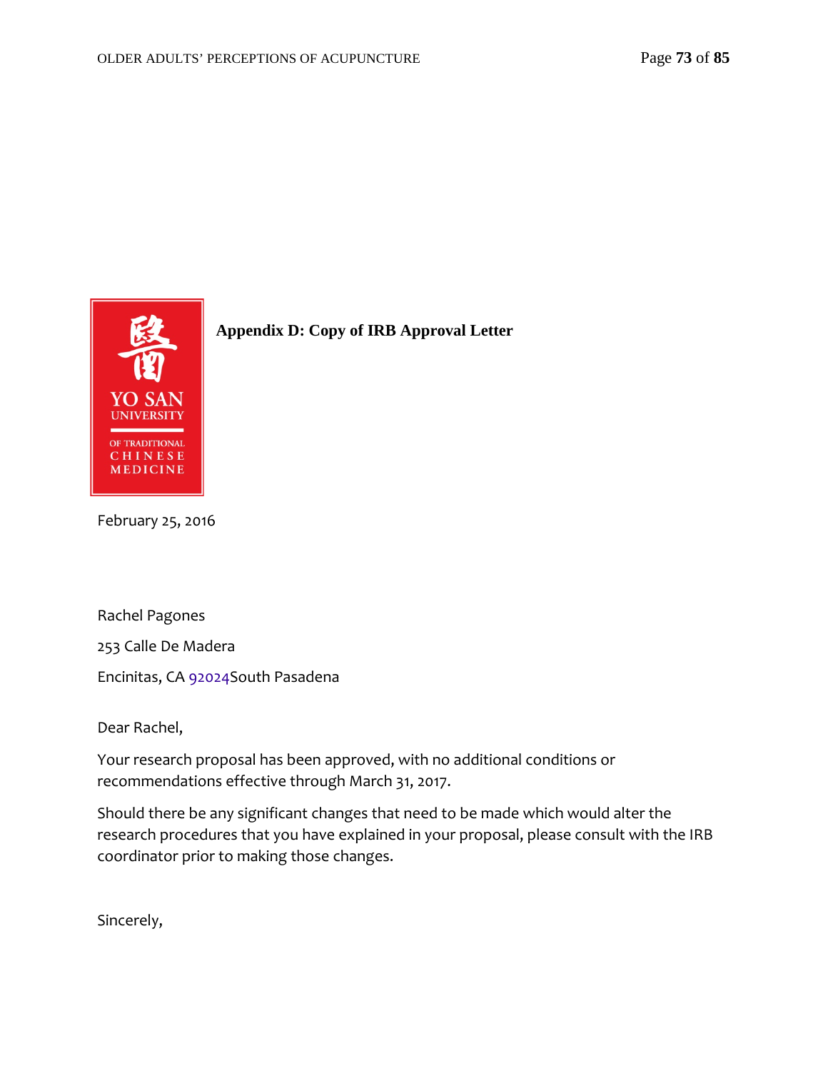YO SAN UNIVERSITY OF TRADITIONAL CHINESE MEDICINE

**Appendix D: Copy of IRB Approval Letter**

February 25, 2016

Rachel Pagones

253 Calle De Madera

Encinitas, CA 92024South Pasadena

Dear Rachel,

Your research proposal has been approved, with no additional conditions or recommendations effective through March 31, 2017.

Should there be any significant changes that need to be made which would alter the research procedures that you have explained in your proposal, please consult with the IRB coordinator prior to making those changes.

Sincerely,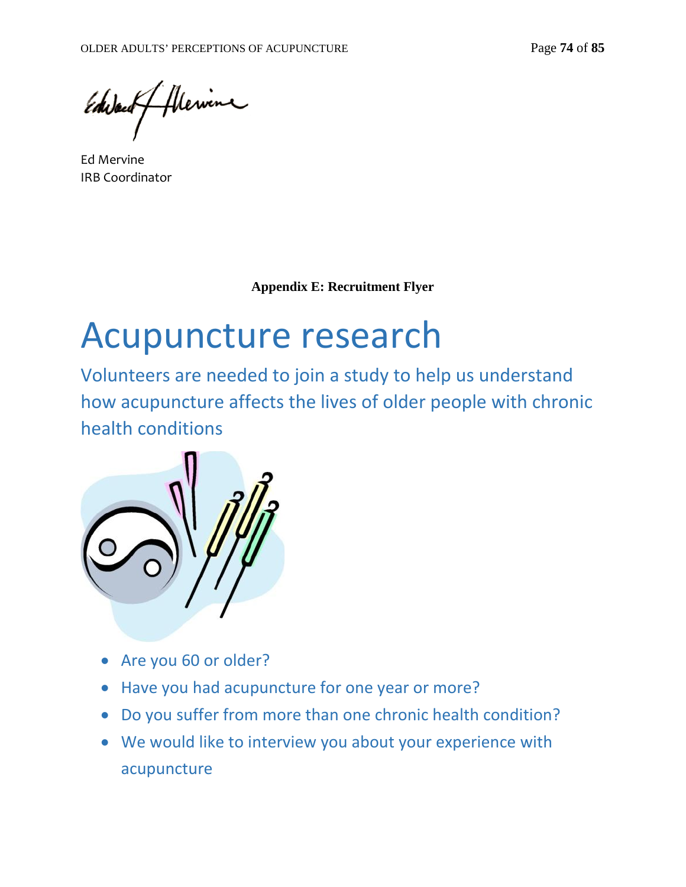Ed Mervine
IRB Coordinator

**Appendix E: Recruitment Flyer**

# Acupuncture research

Volunteers are needed to join a study to help us understand how acupuncture affects the lives of older people with chronic health conditions

- Are you 60 or older?
- Have you had acupuncture for one year or more?
- Do you suffer from more than one chronic health condition?
- We would like to interview you about your experience with acupuncture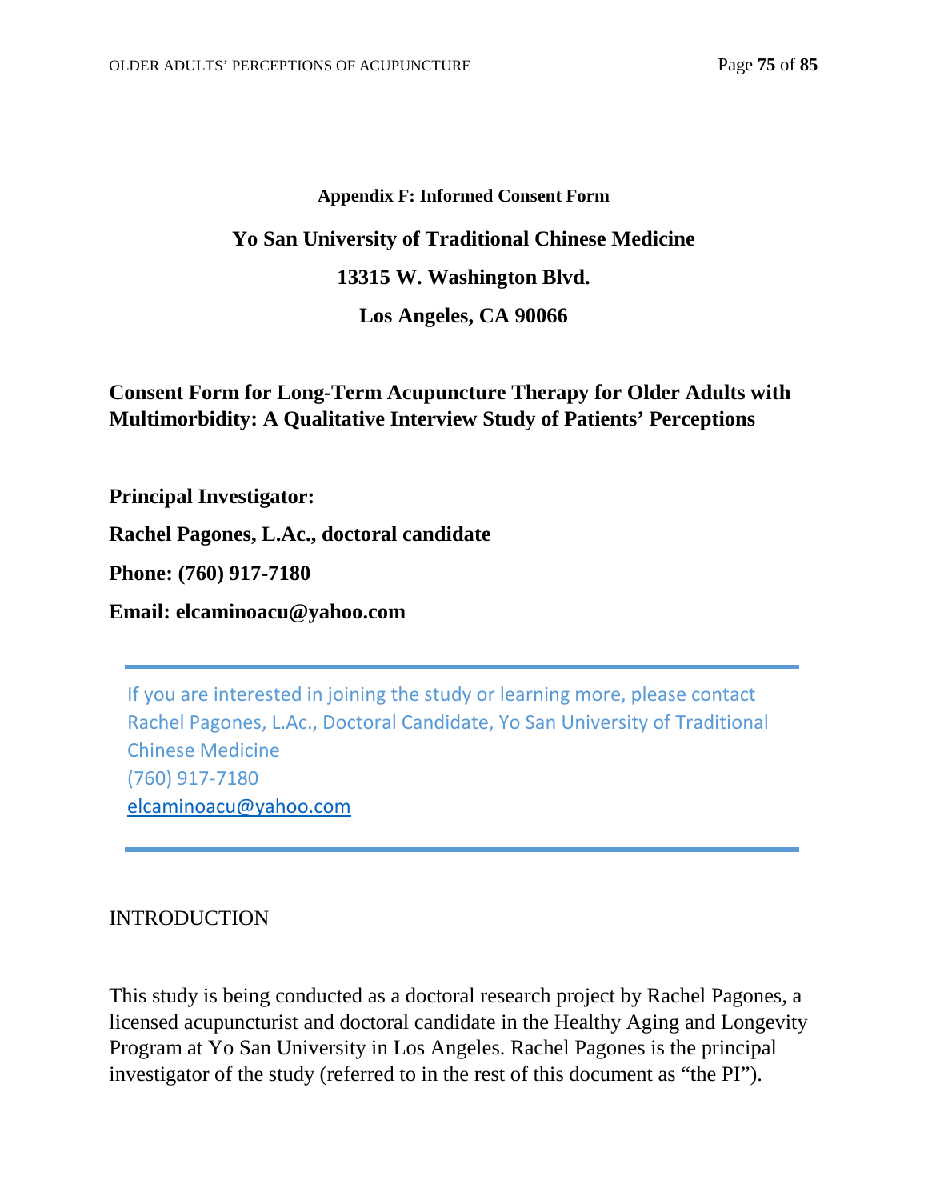**Appendix F: Informed Consent Form**

# Yo San University of Traditional Chinese Medicine

**13315 W. Washington Blvd.**

**Los Angeles, CA 90066**

## Consent Form for Long-Term Acupuncture Therapy for Older Adults with Multimorbidity: A Qualitative Interview Study of Patients' Perceptions

**Principal Investigator:**

**Rachel Pagones, L.Ac., doctoral candidate**

**Phone: (760) 917-7180**

**Email: elcaminoacu@yahoo.com**

---

If you are interested in joining the study or learning more, please contact Rachel Pagones, L.Ac., Doctoral Candidate, Yo San University of Traditional Chinese Medicine
(760) 917-7180
elcaminoacu@yahoo.com

---

INTRODUCTION

This study is being conducted as a doctoral research project by Rachel Pagones, a licensed acupuncturist and doctoral candidate in the Healthy Aging and Longevity Program at Yo San University in Los Angeles. Rachel Pagones is the principal investigator of the study (referred to in the rest of this document as "the PI").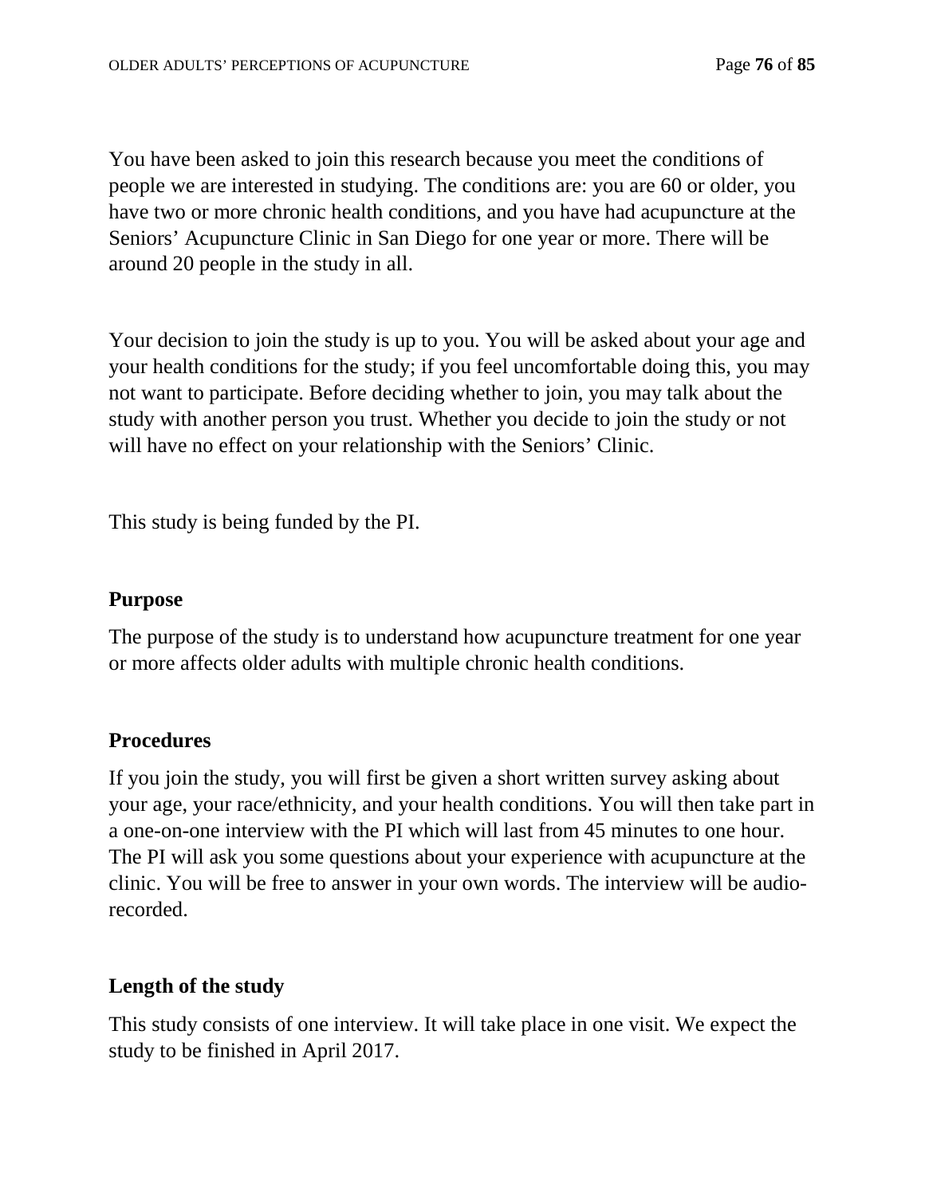You have been asked to join this research because you meet the conditions of people we are interested in studying. The conditions are: you are 60 or older, you have two or more chronic health conditions, and you have had acupuncture at the Seniors' Acupuncture Clinic in San Diego for one year or more. There will be around 20 people in the study in all.

Your decision to join the study is up to you. You will be asked about your age and your health conditions for the study; if you feel uncomfortable doing this, you may not want to participate. Before deciding whether to join, you may talk about the study with another person you trust. Whether you decide to join the study or not will have no effect on your relationship with the Seniors' Clinic.

This study is being funded by the PI.

**Purpose**

The purpose of the study is to understand how acupuncture treatment for one year or more affects older adults with multiple chronic health conditions.

**Procedures**

If you join the study, you will first be given a short written survey asking about your age, your race/ethnicity, and your health conditions. You will then take part in a one-on-one interview with the PI which will last from 45 minutes to one hour. The PI will ask you some questions about your experience with acupuncture at the clinic. You will be free to answer in your own words. The interview will be audio-recorded.

**Length of the study**

This study consists of one interview. It will take place in one visit. We expect the study to be finished in April 2017.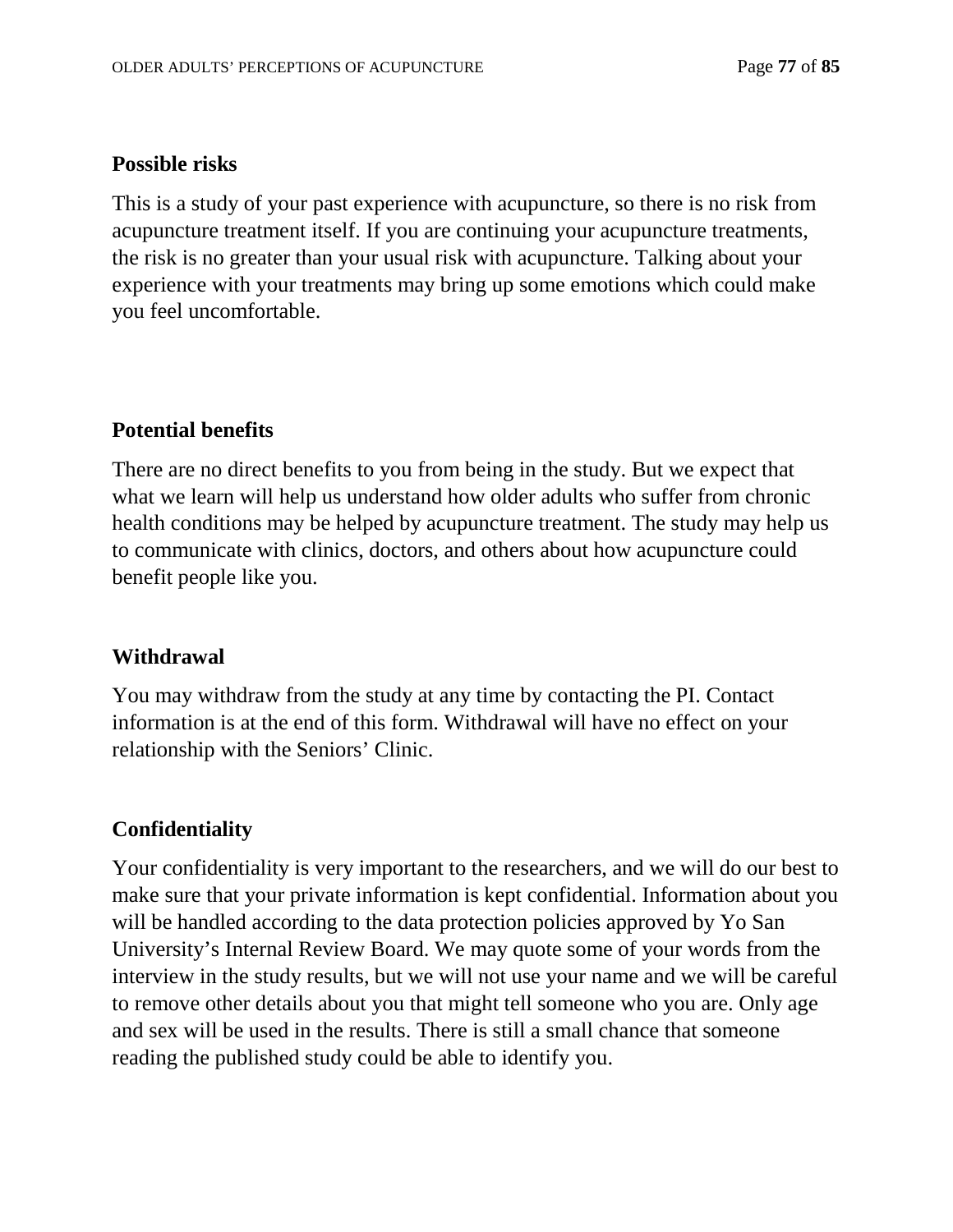**Possible risks**

This is a study of your past experience with acupuncture, so there is no risk from acupuncture treatment itself. If you are continuing your acupuncture treatments, the risk is no greater than your usual risk with acupuncture. Talking about your experience with your treatments may bring up some emotions which could make you feel uncomfortable.

**Potential benefits**

There are no direct benefits to you from being in the study. But we expect that what we learn will help us understand how older adults who suffer from chronic health conditions may be helped by acupuncture treatment. The study may help us to communicate with clinics, doctors, and others about how acupuncture could benefit people like you.

**Withdrawal**

You may withdraw from the study at any time by contacting the PI. Contact information is at the end of this form. Withdrawal will have no effect on your relationship with the Seniors' Clinic.

**Confidentiality**

Your confidentiality is very important to the researchers, and we will do our best to make sure that your private information is kept confidential. Information about you will be handled according to the data protection policies approved by Yo San University's Internal Review Board. We may quote some of your words from the interview in the study results, but we will not use your name and we will be careful to remove other details about you that might tell someone who you are. Only age and sex will be used in the results. There is still a small chance that someone reading the published study could be able to identify you.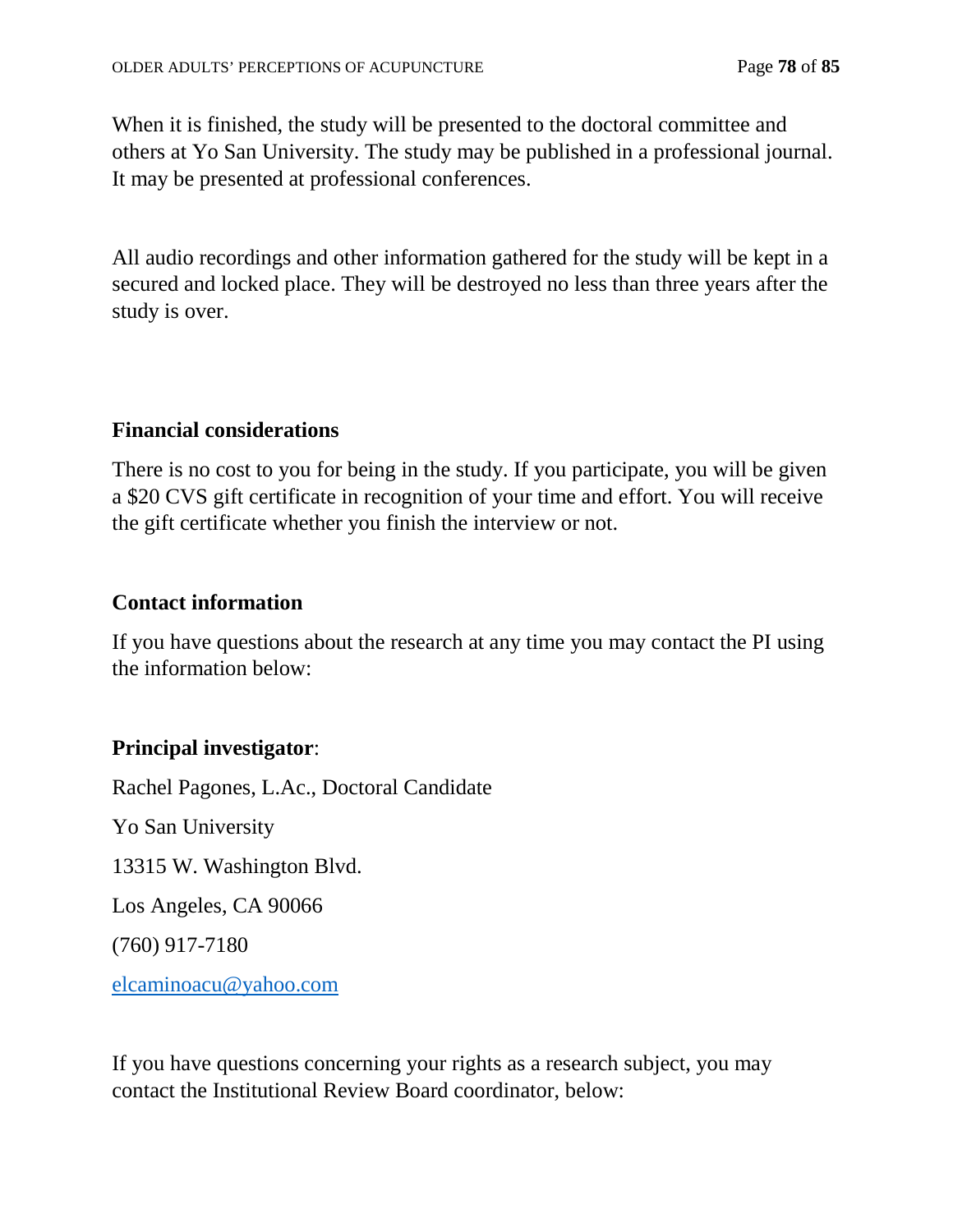When it is finished, the study will be presented to the doctoral committee and others at Yo San University. The study may be published in a professional journal. It may be presented at professional conferences.

All audio recordings and other information gathered for the study will be kept in a secured and locked place. They will be destroyed no less than three years after the study is over.

**Financial considerations**

There is no cost to you for being in the study. If you participate, you will be given a $20 CVS gift certificate in recognition of your time and effort. You will receive the gift certificate whether you finish the interview or not.

**Contact information**

If you have questions about the research at any time you may contact the PI using the information below:

**Principal investigator**:

Rachel Pagones, L.Ac., Doctoral Candidate

Yo San University

13315 W. Washington Blvd.

Los Angeles, CA 90066

(760) 917-7180

elcaminoacu@yahoo.com

If you have questions concerning your rights as a research subject, you may contact the Institutional Review Board coordinator, below: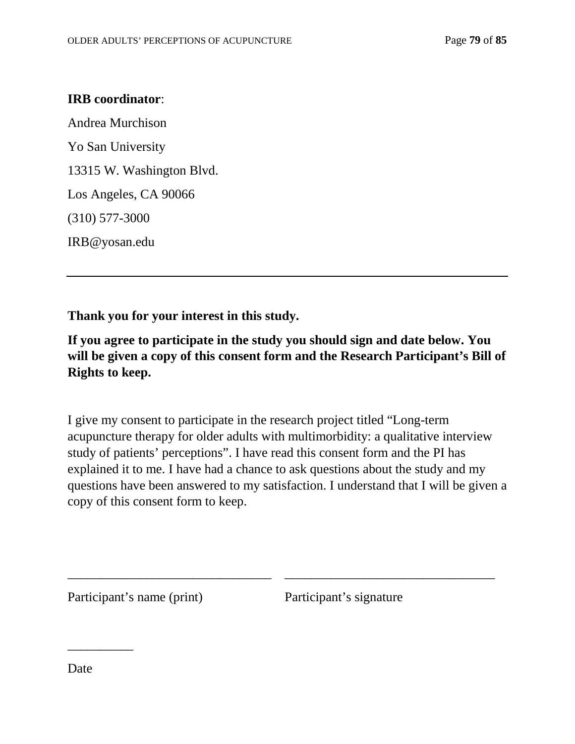**IRB coordinator**:

Andrea Murchison

Yo San University

13315 W. Washington Blvd.

Los Angeles, CA 90066

(310) 577-3000

IRB@yosan.edu

---

**Thank you for your interest in this study.**

**If you agree to participate in the study you should sign and date below. You will be given a copy of this consent form and the Research Participant's Bill of Rights to keep.**

I give my consent to participate in the research project titled "Long-term acupuncture therapy for older adults with multimorbidity: a qualitative interview study of patients' perceptions". I have read this consent form and the PI has explained it to me. I have had a chance to ask questions about the study and my questions have been answered to my satisfaction. I understand that I will be given a copy of this consent form to keep.

_______________________________ _______________________________

Participant's name (print) Participant's signature

__________

Date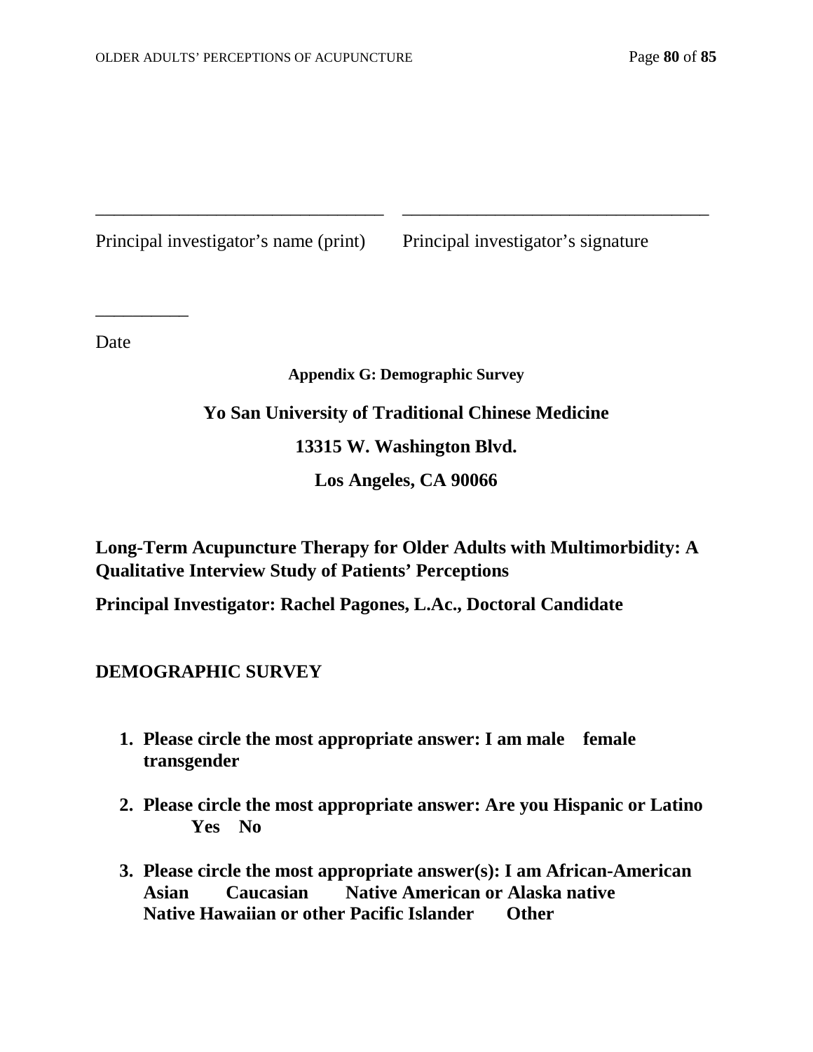\_\_\_\_\_\_\_\_\_\_\_\_\_\_\_\_\_\_\_\_\_\_\_\_\_\_\_\_\_\_\_\_ \_\_\_\_\_\_\_\_\_\_\_\_\_\_\_\_\_\_\_\_\_\_\_\_\_\_\_\_\_\_\_\_\_\_

Principal investigator's name (print)    Principal investigator's signature

\_\_\_\_\_\_\_\_\_\_

Date

**Appendix G: Demographic Survey**

**Yo San University of Traditional Chinese Medicine**

**13315 W. Washington Blvd.**

**Los Angeles, CA 90066**

**Long-Term Acupuncture Therapy for Older Adults with Multimorbidity: A Qualitative Interview Study of Patients' Perceptions**

**Principal Investigator: Rachel Pagones, L.Ac., Doctoral Candidate**

**DEMOGRAPHIC SURVEY**

1. **Please circle the most appropriate answer: I am male female transgender**
2. **Please circle the most appropriate answer: Are you Hispanic or Latino Yes No**
3. **Please circle the most appropriate answer(s): I am African-American Asian Caucasian Native American or Alaska native Native Hawaiian or other Pacific Islander Other**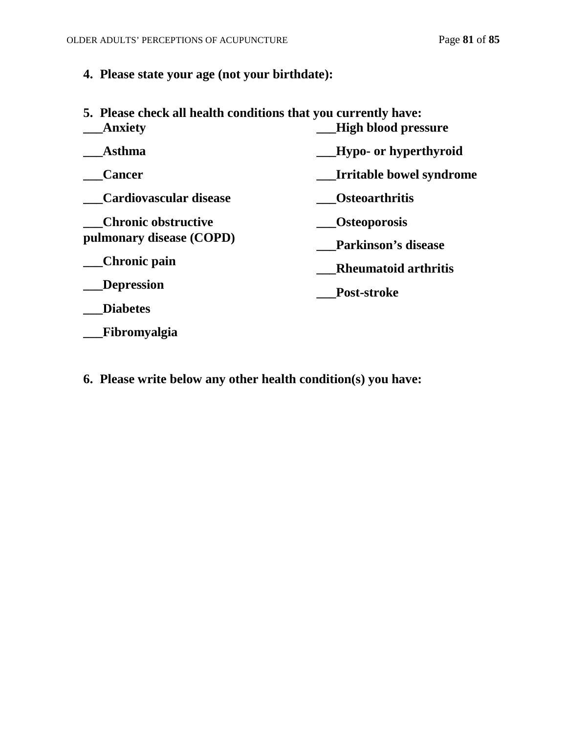**4. Please state your age (not your birthdate):**

**5. Please check all health conditions that you currently have:**

**___Anxiety**

**___Asthma**

**___Cancer**

**___Cardiovascular disease**

**___Chronic obstructive pulmonary disease (COPD)**

**___Chronic pain**

**___Depression**

**___Diabetes**

**___Fibromyalgia**

**___High blood pressure**

**___Hypo- or hyperthyroid**

**___Irritable bowel syndrome**

**___Osteoarthritis**

**___Osteoporosis**

**___Parkinson's disease**

**___Rheumatoid arthritis**

**___Post-stroke**

**6. Please write below any other health condition(s) you have:**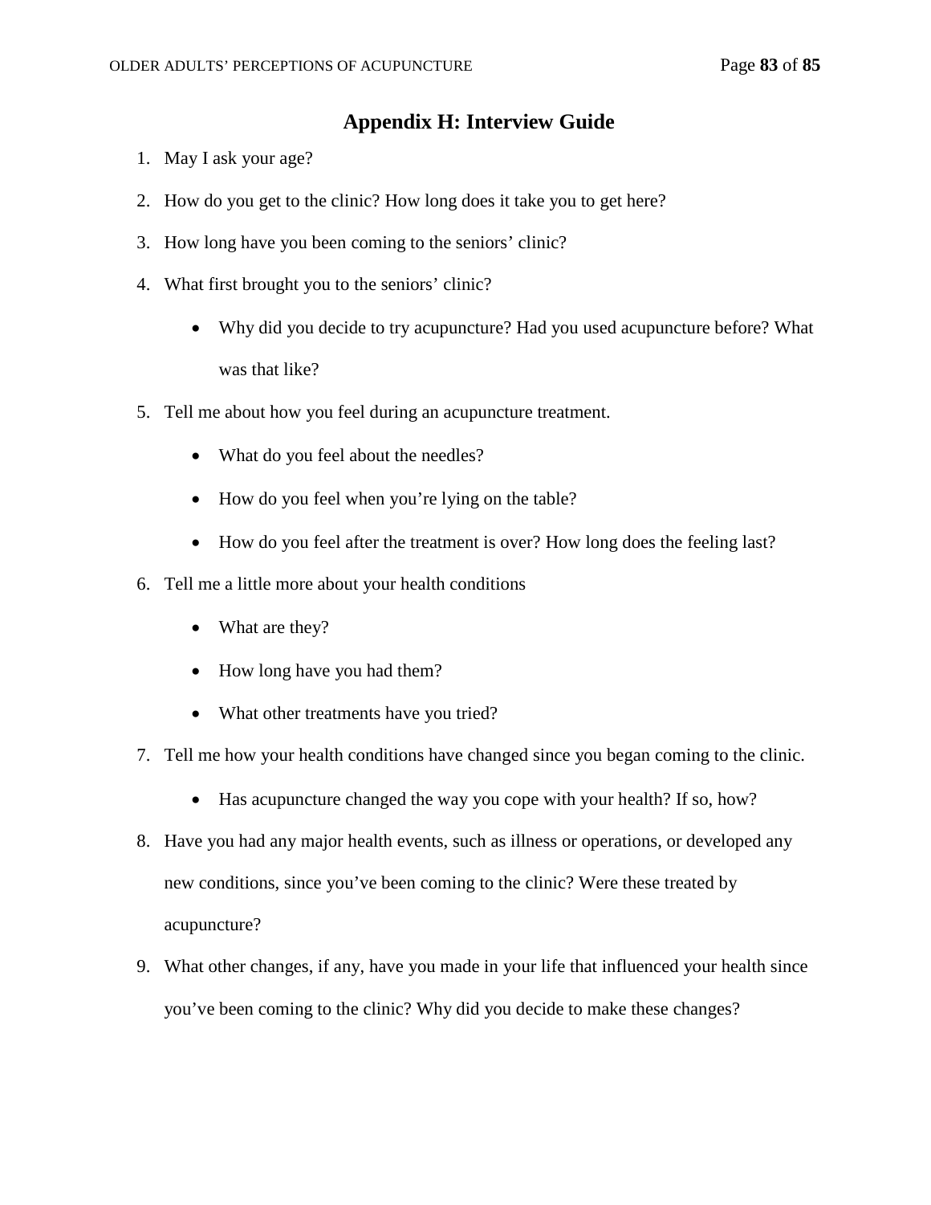# Appendix H: Interview Guide

1. May I ask your age?
2. How do you get to the clinic? How long does it take you to get here?
3. How long have you been coming to the seniors' clinic?
4. What first brought you to the seniors' clinic?
    - Why did you decide to try acupuncture? Had you used acupuncture before? What was that like?
5. Tell me about how you feel during an acupuncture treatment.
    - What do you feel about the needles?
    - How do you feel when you're lying on the table?
    - How do you feel after the treatment is over? How long does the feeling last?
6. Tell me a little more about your health conditions
    - What are they?
    - How long have you had them?
    - What other treatments have you tried?
7. Tell me how your health conditions have changed since you began coming to the clinic.
    - Has acupuncture changed the way you cope with your health? If so, how?
8. Have you had any major health events, such as illness or operations, or developed any new conditions, since you've been coming to the clinic? Were these treated by acupuncture?
9. What other changes, if any, have you made in your life that influenced your health since you've been coming to the clinic? Why did you decide to make these changes?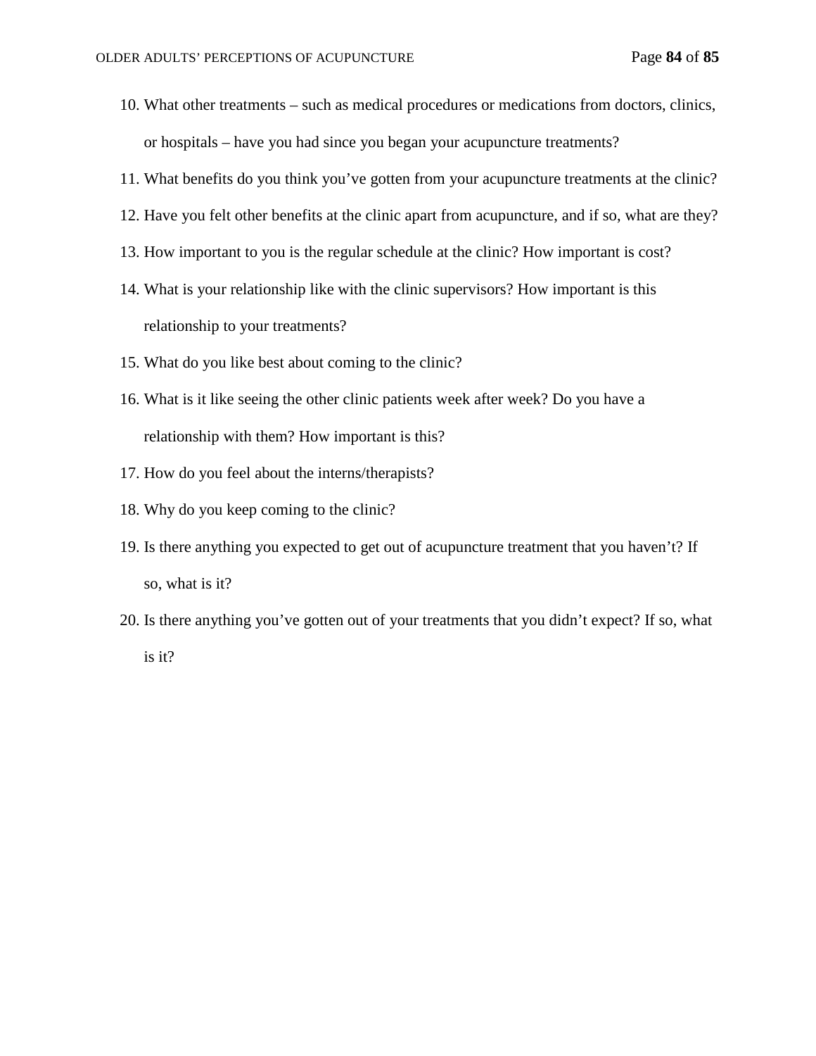10. What other treatments – such as medical procedures or medications from doctors, clinics, or hospitals – have you had since you began your acupuncture treatments?
11. What benefits do you think you've gotten from your acupuncture treatments at the clinic?
12. Have you felt other benefits at the clinic apart from acupuncture, and if so, what are they?
13. How important to you is the regular schedule at the clinic? How important is cost?
14. What is your relationship like with the clinic supervisors? How important is this relationship to your treatments?
15. What do you like best about coming to the clinic?
16. What is it like seeing the other clinic patients week after week? Do you have a relationship with them? How important is this?
17. How do you feel about the interns/therapists?
18. Why do you keep coming to the clinic?
19. Is there anything you expected to get out of acupuncture treatment that you haven't? If so, what is it?
20. Is there anything you've gotten out of your treatments that you didn't expect? If so, what is it?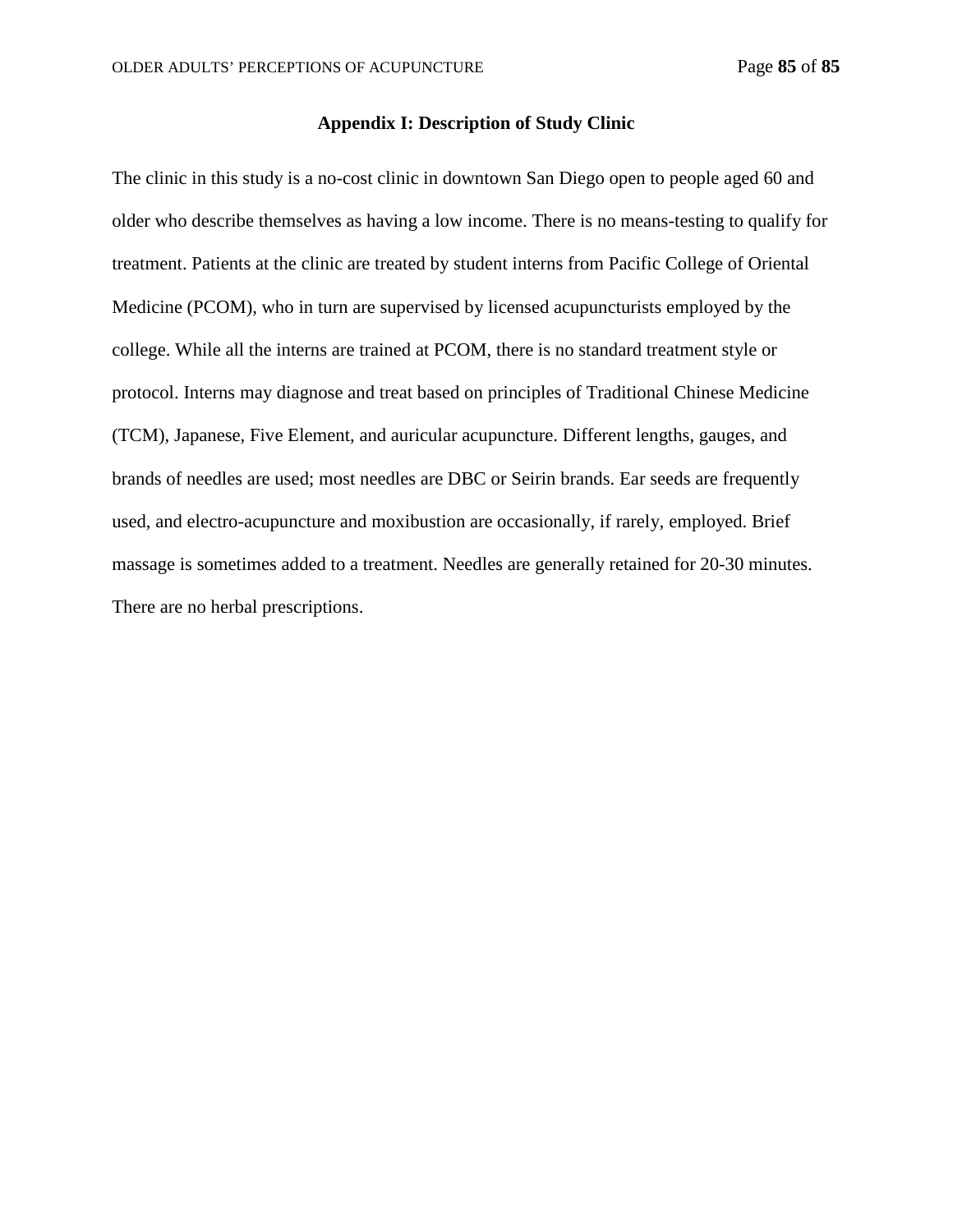## Appendix I: Description of Study Clinic

The clinic in this study is a no-cost clinic in downtown San Diego open to people aged 60 and older who describe themselves as having a low income. There is no means-testing to qualify for treatment. Patients at the clinic are treated by student interns from Pacific College of Oriental Medicine (PCOM), who in turn are supervised by licensed acupuncturists employed by the college. While all the interns are trained at PCOM, there is no standard treatment style or protocol. Interns may diagnose and treat based on principles of Traditional Chinese Medicine (TCM), Japanese, Five Element, and auricular acupuncture. Different lengths, gauges, and brands of needles are used; most needles are DBC or Seirin brands. Ear seeds are frequently used, and electro-acupuncture and moxibustion are occasionally, if rarely, employed. Brief massage is sometimes added to a treatment. Needles are generally retained for 20-30 minutes. There are no herbal prescriptions.